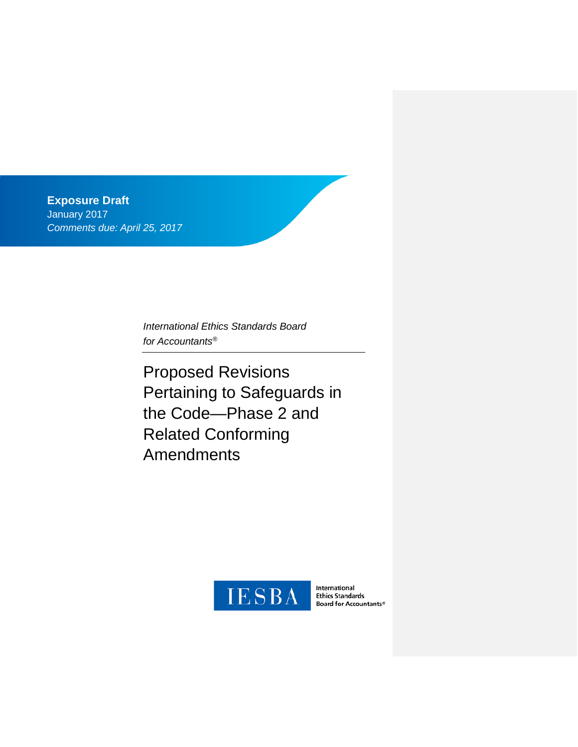**Exposure Draft**
January 2017
*Comments due: April 25, 2017*

*International Ethics Standards Board for Accountants®*

# Proposed Revisions Pertaining to Safeguards in the Code—Phase 2 and Related Conforming Amendments

IESBA International Ethics Standards Board for Accountants®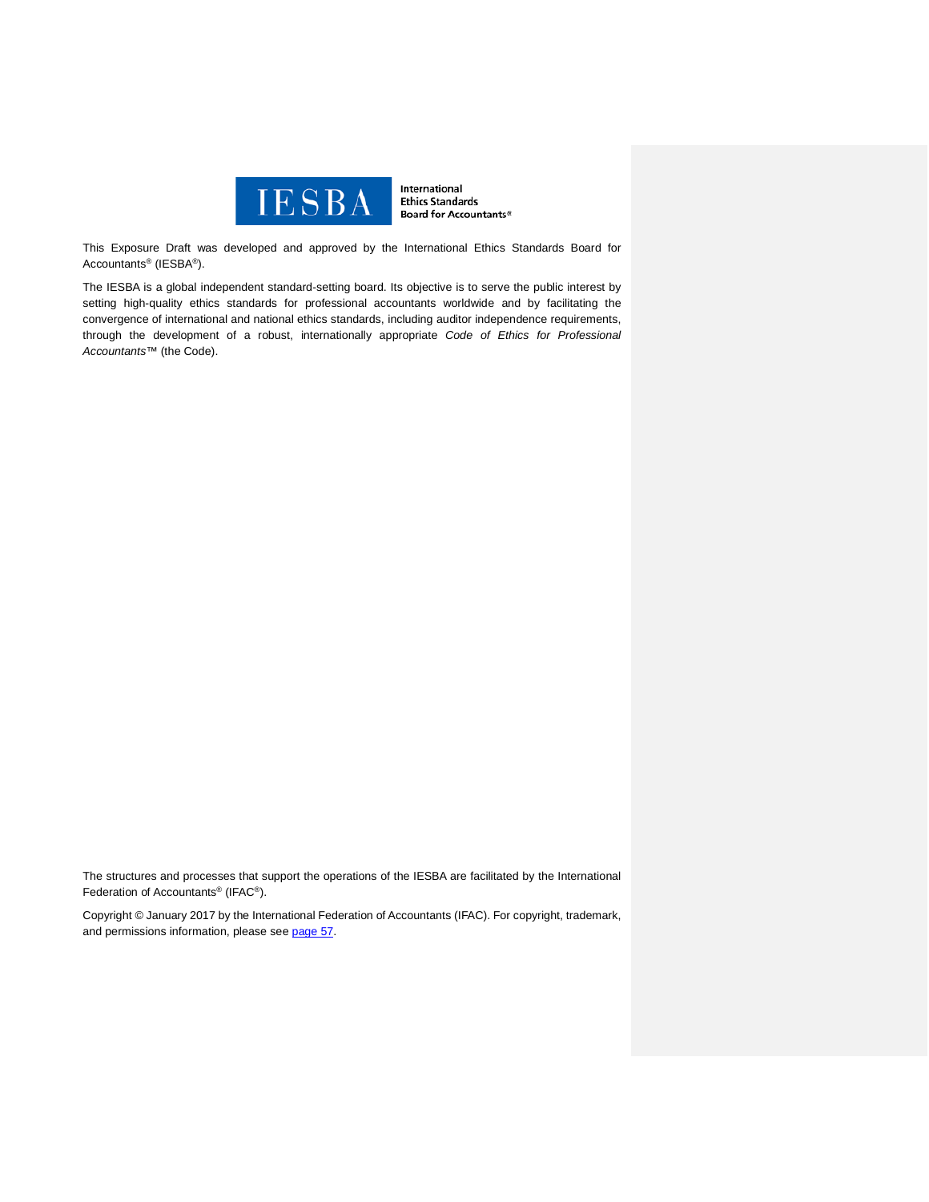International Ethics Standards Board for Accountants®

This Exposure Draft was developed and approved by the International Ethics Standards Board for Accountants® (IESBA®).

The IESBA is a global independent standard-setting board. Its objective is to serve the public interest by setting high-quality ethics standards for professional accountants worldwide and by facilitating the convergence of international and national ethics standards, including auditor independence requirements, through the development of a robust, internationally appropriate *Code of Ethics for Professional Accountants™* (the Code).

The structures and processes that support the operations of the IESBA are facilitated by the International Federation of Accountants® (IFAC®).

Copyright © January 2017 by the International Federation of Accountants (IFAC). For copyright, trademark, and permissions information, please see page 57.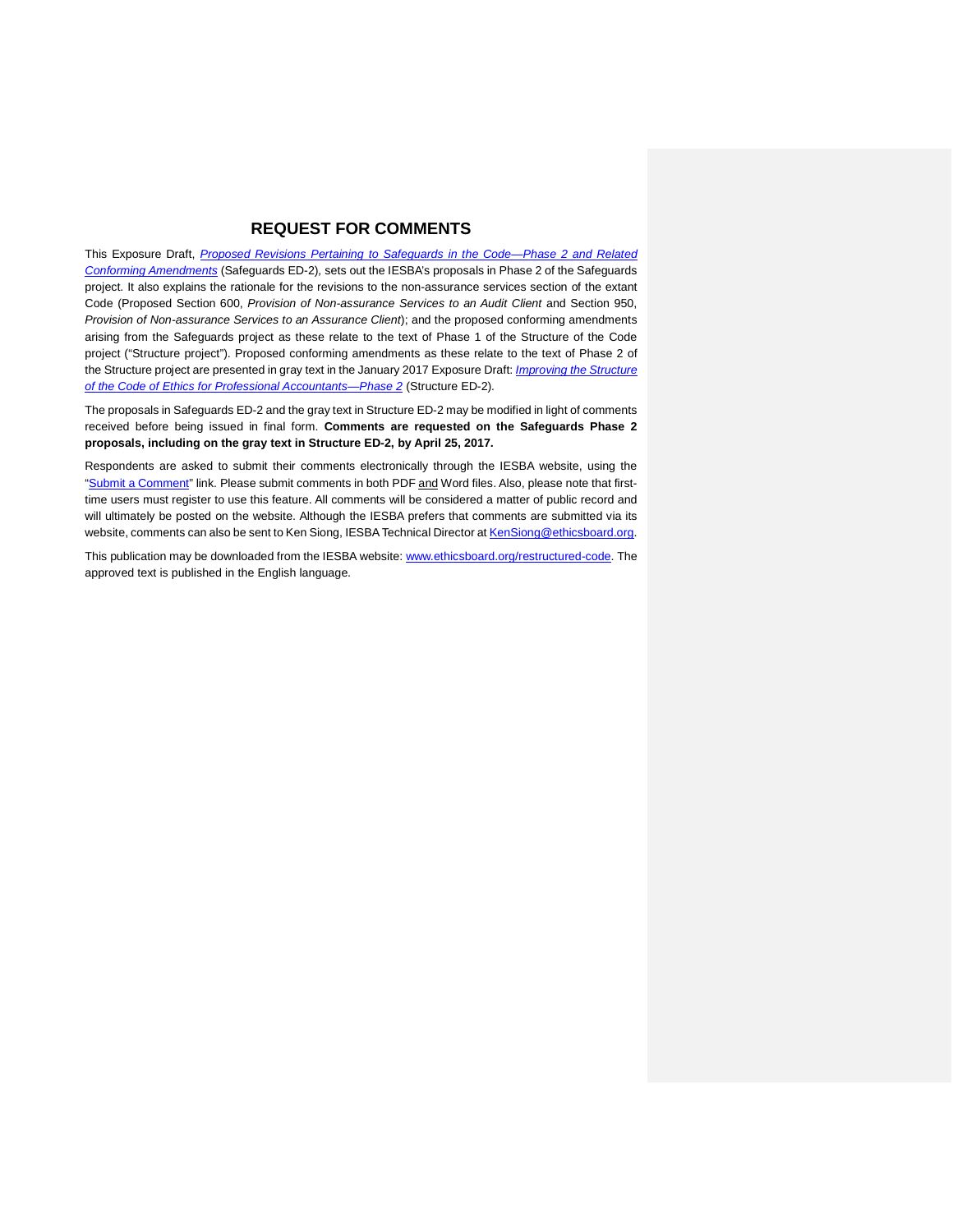## REQUEST FOR COMMENTS

This Exposure Draft, *Proposed Revisions Pertaining to Safeguards in the Code—Phase 2 and Related Conforming Amendments* (Safeguards ED-2), sets out the IESBA's proposals in Phase 2 of the Safeguards project. It also explains the rationale for the revisions to the non-assurance services section of the extant Code (Proposed Section 600, *Provision of Non-assurance Services to an Audit Client* and Section 950, *Provision of Non-assurance Services to an Assurance Client*); and the proposed conforming amendments arising from the Safeguards project as these relate to the text of Phase 1 of the Structure of the Code project ("Structure project"). Proposed conforming amendments as these relate to the text of Phase 2 of the Structure project are presented in gray text in the January 2017 Exposure Draft: *Improving the Structure of the Code of Ethics for Professional Accountants—Phase 2* (Structure ED-2).

The proposals in Safeguards ED-2 and the gray text in Structure ED-2 may be modified in light of comments received before being issued in final form. **Comments are requested on the Safeguards Phase 2 proposals, including on the gray text in Structure ED-2, by April 25, 2017.**

Respondents are asked to submit their comments electronically through the IESBA website, using the "Submit a Comment" link. Please submit comments in both PDF and Word files. Also, please note that first-time users must register to use this feature. All comments will be considered a matter of public record and will ultimately be posted on the website. Although the IESBA prefers that comments are submitted via its website, comments can also be sent to Ken Siong, IESBA Technical Director at KenSiong@ethicsboard.org.

This publication may be downloaded from the IESBA website: www.ethicsboard.org/restructured-code. The approved text is published in the English language.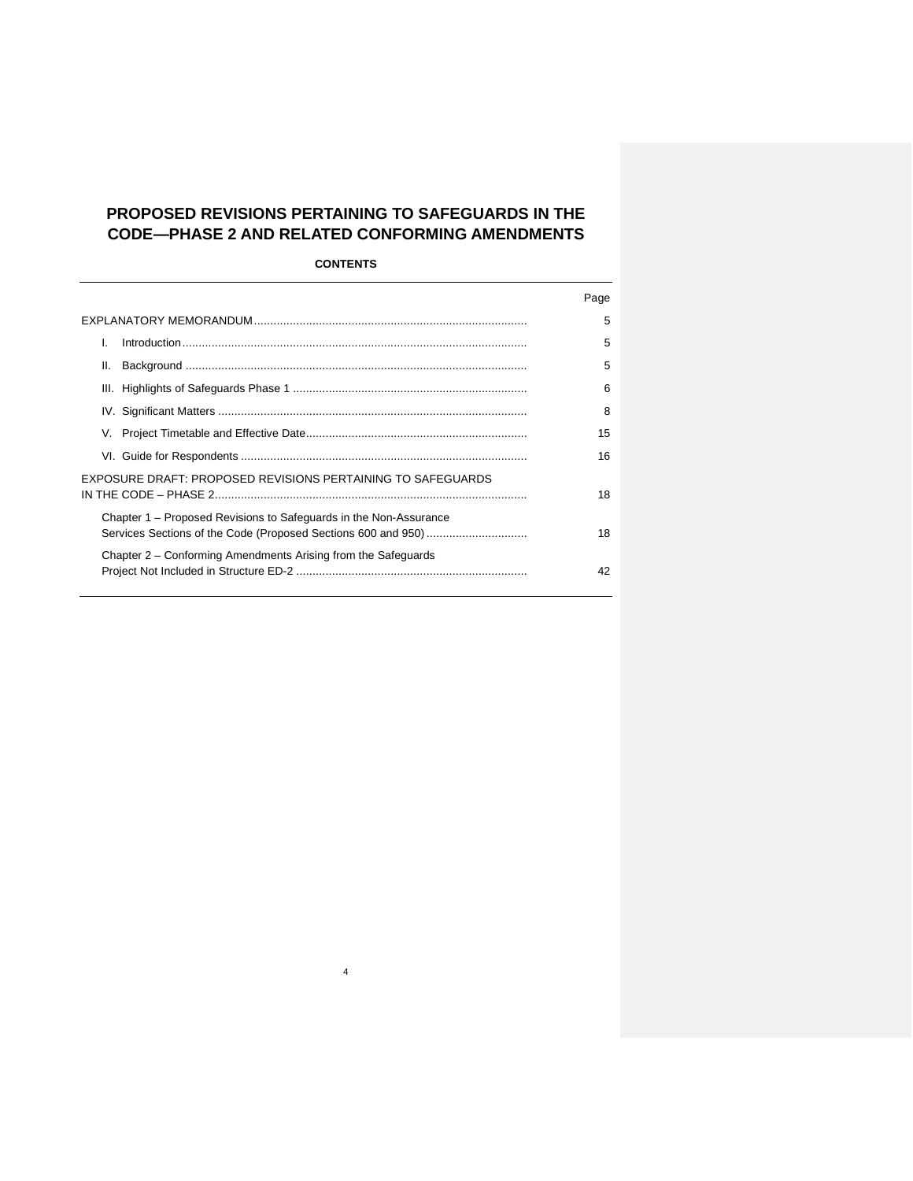# PROPOSED REVISIONS PERTAINING TO SAFEGUARDS IN THE CODE—PHASE 2 AND RELATED CONFORMING AMENDMENTS

**CONTENTS**

| | Page |
|---|---|
| EXPLANATORY MEMORANDUM | 5 |
| I. Introduction | 5 |
| II. Background | 5 |
| III. Highlights of Safeguards Phase 1 | 6 |
| IV. Significant Matters | 8 |
| V. Project Timetable and Effective Date | 15 |
| VI. Guide for Respondents | 16 |
| EXPOSURE DRAFT: PROPOSED REVISIONS PERTAINING TO SAFEGUARDS IN THE CODE – PHASE 2 | 18 |
| Chapter 1 – Proposed Revisions to Safeguards in the Non-Assurance Services Sections of the Code (Proposed Sections 600 and 950) | 18 |
| Chapter 2 – Conforming Amendments Arising from the Safeguards Project Not Included in Structure ED-2 | 42 |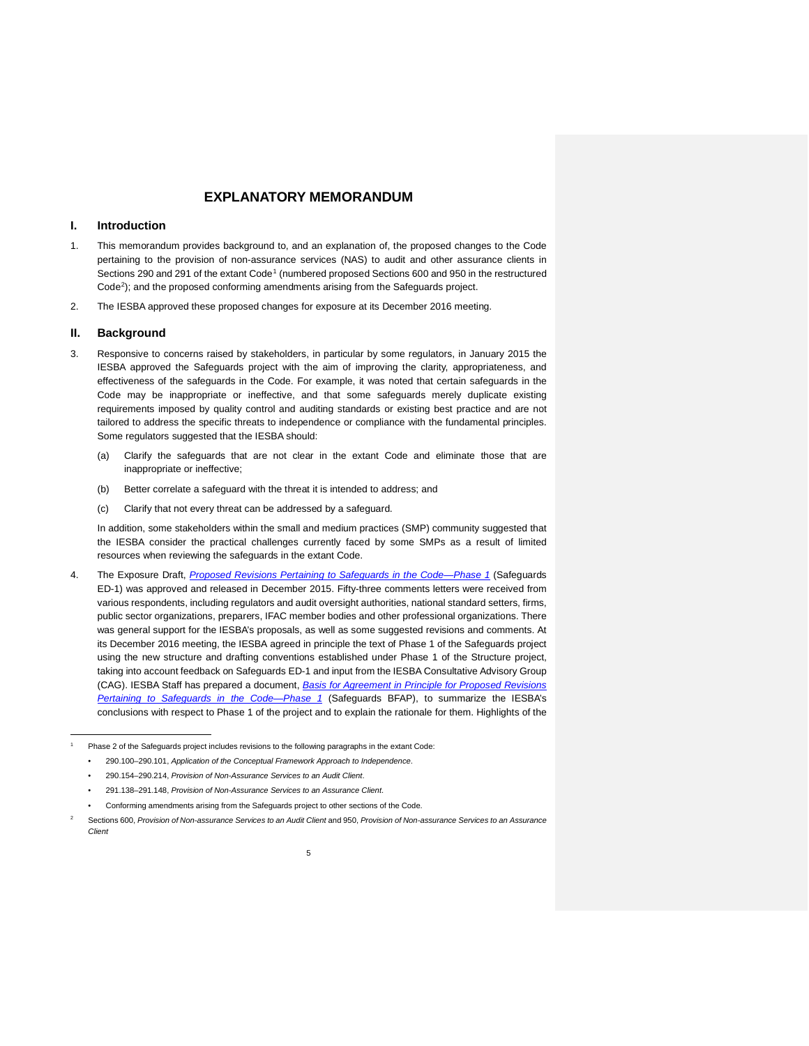# EXPLANATORY MEMORANDUM

## I. Introduction

1. This memorandum provides background to, and an explanation of, the proposed changes to the Code pertaining to the provision of non-assurance services (NAS) to audit and other assurance clients in Sections 290 and 291 of the extant Code[1] (numbered proposed Sections 600 and 950 in the restructured Code[2]); and the proposed conforming amendments arising from the Safeguards project.

2. The IESBA approved these proposed changes for exposure at its December 2016 meeting.

## II. Background

3. Responsive to concerns raised by stakeholders, in particular by some regulators, in January 2015 the IESBA approved the Safeguards project with the aim of improving the clarity, appropriateness, and effectiveness of the safeguards in the Code. For example, it was noted that certain safeguards in the Code may be inappropriate or ineffective, and that some safeguards merely duplicate existing requirements imposed by quality control and auditing standards or existing best practice and are not tailored to address the specific threats to independence or compliance with the fundamental principles. Some regulators suggested that the IESBA should:

   (a) Clarify the safeguards that are not clear in the extant Code and eliminate those that are inappropriate or ineffective;

   (b) Better correlate a safeguard with the threat it is intended to address; and

   (c) Clarify that not every threat can be addressed by a safeguard.

   In addition, some stakeholders within the small and medium practices (SMP) community suggested that the IESBA consider the practical challenges currently faced by some SMPs as a result of limited resources when reviewing the safeguards in the extant Code.

4. The Exposure Draft, *Proposed Revisions Pertaining to Safeguards in the Code—Phase 1* (Safeguards ED-1) was approved and released in December 2015. Fifty-three comments letters were received from various respondents, including regulators and audit oversight authorities, national standard setters, firms, public sector organizations, preparers, IFAC member bodies and other professional organizations. There was general support for the IESBA's proposals, as well as some suggested revisions and comments. At its December 2016 meeting, the IESBA agreed in principle the text of Phase 1 of the Safeguards project using the new structure and drafting conventions established under Phase 1 of the Structure project, taking into account feedback on Safeguards ED-1 and input from the IESBA Consultative Advisory Group (CAG). IESBA Staff has prepared a document, *Basis for Agreement in Principle for Proposed Revisions Pertaining to Safeguards in the Code—Phase 1* (Safeguards BFAP), to summarize the IESBA's conclusions with respect to Phase 1 of the project and to explain the rationale for them. Highlights of the

---

[1] Phase 2 of the Safeguards project includes revisions to the following paragraphs in the extant Code:

- 290.100–290.101, *Application of the Conceptual Framework Approach to Independence*.
- 290.154–290.214, *Provision of Non-Assurance Services to an Audit Client*.
- 291.138–291.148, *Provision of Non-Assurance Services to an Assurance Client*.
- Conforming amendments arising from the Safeguards project to other sections of the Code.

[2] Sections 600, *Provision of Non-assurance Services to an Audit Client* and 950, *Provision of Non-assurance Services to an Assurance Client*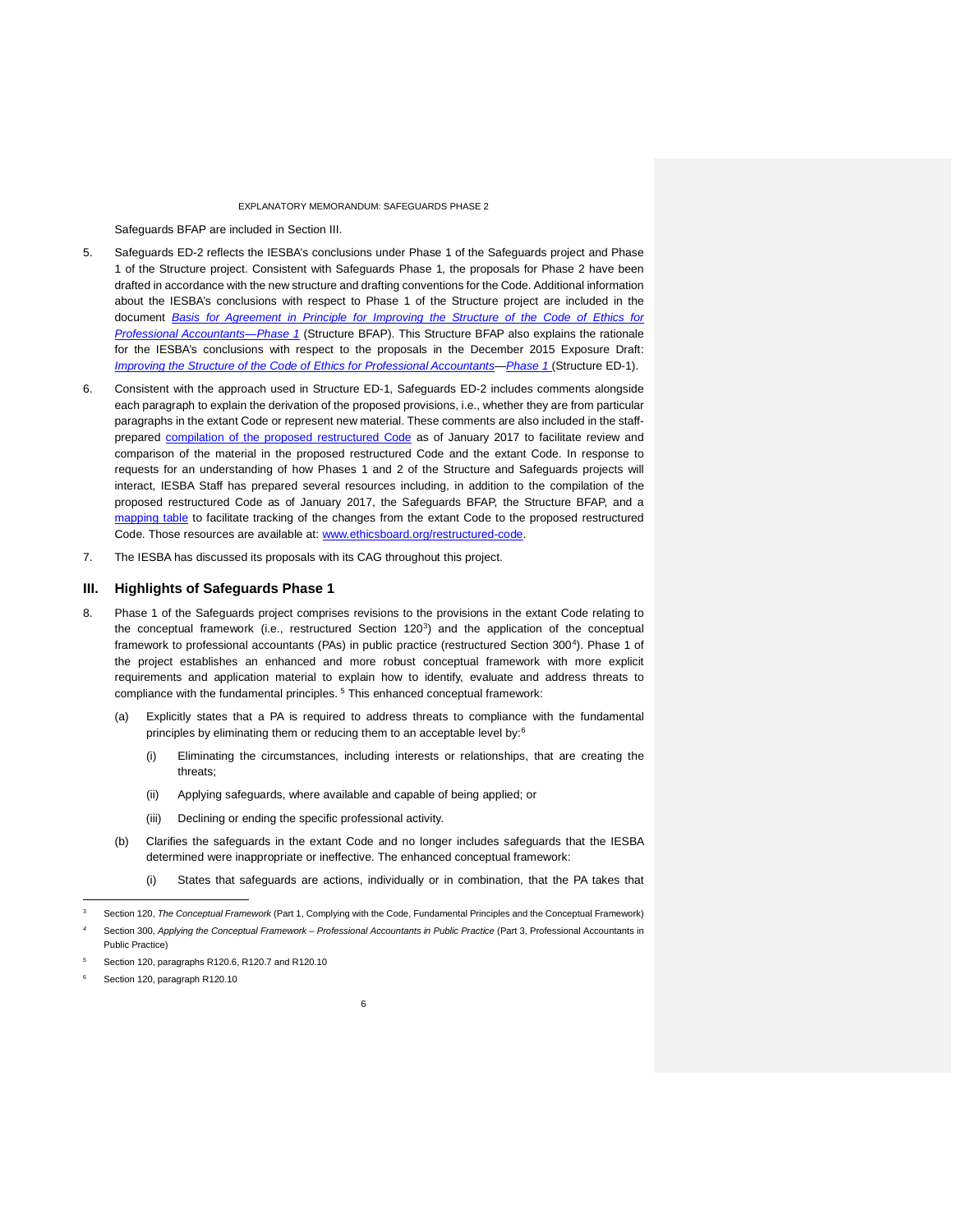Safeguards BFAP are included in Section III.

5. Safeguards ED-2 reflects the IESBA's conclusions under Phase 1 of the Safeguards project and Phase 1 of the Structure project. Consistent with Safeguards Phase 1, the proposals for Phase 2 have been drafted in accordance with the new structure and drafting conventions for the Code. Additional information about the IESBA's conclusions with respect to Phase 1 of the Structure project are included in the document *Basis for Agreement in Principle for Improving the Structure of the Code of Ethics for Professional Accountants—Phase 1* (Structure BFAP). This Structure BFAP also explains the rationale for the IESBA's conclusions with respect to the proposals in the December 2015 Exposure Draft: *Improving the Structure of the Code of Ethics for Professional Accountants—Phase 1* (Structure ED-1).

6. Consistent with the approach used in Structure ED-1, Safeguards ED-2 includes comments alongside each paragraph to explain the derivation of the proposed provisions, i.e., whether they are from particular paragraphs in the extant Code or represent new material. These comments are also included in the staff-prepared compilation of the proposed restructured Code as of January 2017 to facilitate review and comparison of the material in the proposed restructured Code and the extant Code. In response to requests for an understanding of how Phases 1 and 2 of the Structure and Safeguards projects will interact, IESBA Staff has prepared several resources including, in addition to the compilation of the proposed restructured Code as of January 2017, the Safeguards BFAP, the Structure BFAP, and a mapping table to facilitate tracking of the changes from the extant Code to the proposed restructured Code. Those resources are available at: www.ethicsboard.org/restructured-code.

7. The IESBA has discussed its proposals with its CAG throughout this project.

## III. Highlights of Safeguards Phase 1

8. Phase 1 of the Safeguards project comprises revisions to the provisions in the extant Code relating to the conceptual framework (i.e., restructured Section 120[3]) and the application of the conceptual framework to professional accountants (PAs) in public practice (restructured Section 300[4]). Phase 1 of the project establishes an enhanced and more robust conceptual framework with more explicit requirements and application material to explain how to identify, evaluate and address threats to compliance with the fundamental principles.[5] This enhanced conceptual framework:

   (a) Explicitly states that a PA is required to address threats to compliance with the fundamental principles by eliminating them or reducing them to an acceptable level by:[6]

      (i) Eliminating the circumstances, including interests or relationships, that are creating the threats;

      (ii) Applying safeguards, where available and capable of being applied; or

      (iii) Declining or ending the specific professional activity.

   (b) Clarifies the safeguards in the extant Code and no longer includes safeguards that the IESBA determined were inappropriate or ineffective. The enhanced conceptual framework:

      (i) States that safeguards are actions, individually or in combination, that the PA takes that

---

[3] Section 120, *The Conceptual Framework* (Part 1, Complying with the Code, Fundamental Principles and the Conceptual Framework)

[4] Section 300, *Applying the Conceptual Framework – Professional Accountants in Public Practice* (Part 3, Professional Accountants in Public Practice)

[5] Section 120, paragraphs R120.6, R120.7 and R120.10

[6] Section 120, paragraph R120.10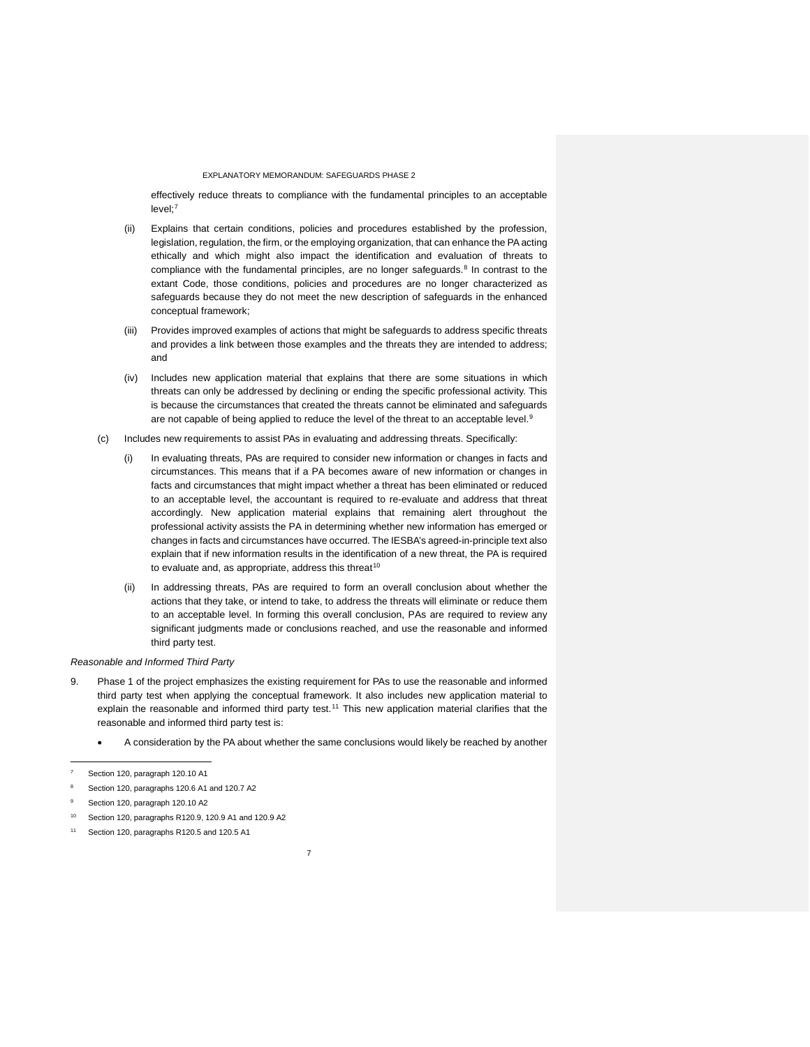effectively reduce threats to compliance with the fundamental principles to an acceptable level;[7]

(ii) Explains that certain conditions, policies and procedures established by the profession, legislation, regulation, the firm, or the employing organization, that can enhance the PA acting ethically and which might also impact the identification and evaluation of threats to compliance with the fundamental principles, are no longer safeguards.[8] In contrast to the extant Code, those conditions, policies and procedures are no longer characterized as safeguards because they do not meet the new description of safeguards in the enhanced conceptual framework;

(iii) Provides improved examples of actions that might be safeguards to address specific threats and provides a link between those examples and the threats they are intended to address; and

(iv) Includes new application material that explains that there are some situations in which threats can only be addressed by declining or ending the specific professional activity. This is because the circumstances that created the threats cannot be eliminated and safeguards are not capable of being applied to reduce the level of the threat to an acceptable level.[9]

(c) Includes new requirements to assist PAs in evaluating and addressing threats. Specifically:

(i) In evaluating threats, PAs are required to consider new information or changes in facts and circumstances. This means that if a PA becomes aware of new information or changes in facts and circumstances that might impact whether a threat has been eliminated or reduced to an acceptable level, the accountant is required to re-evaluate and address that threat accordingly. New application material explains that remaining alert throughout the professional activity assists the PA in determining whether new information has emerged or changes in facts and circumstances have occurred. The IESBA's agreed-in-principle text also explain that if new information results in the identification of a new threat, the PA is required to evaluate and, as appropriate, address this threat[10]

(ii) In addressing threats, PAs are required to form an overall conclusion about whether the actions that they take, or intend to take, to address the threats will eliminate or reduce them to an acceptable level. In forming this overall conclusion, PAs are required to review any significant judgments made or conclusions reached, and use the reasonable and informed third party test.

*Reasonable and Informed Third Party*

9. Phase 1 of the project emphasizes the existing requirement for PAs to use the reasonable and informed third party test when applying the conceptual framework. It also includes new application material to explain the reasonable and informed third party test.[11] This new application material clarifies that the reasonable and informed third party test is:

- A consideration by the PA about whether the same conclusions would likely be reached by another

---

[7] Section 120, paragraph 120.10 A1

[8] Section 120, paragraphs 120.6 A1 and 120.7 A2

[9] Section 120, paragraph 120.10 A2

[10] Section 120, paragraphs R120.9, 120.9 A1 and 120.9 A2

[11] Section 120, paragraphs R120.5 and 120.5 A1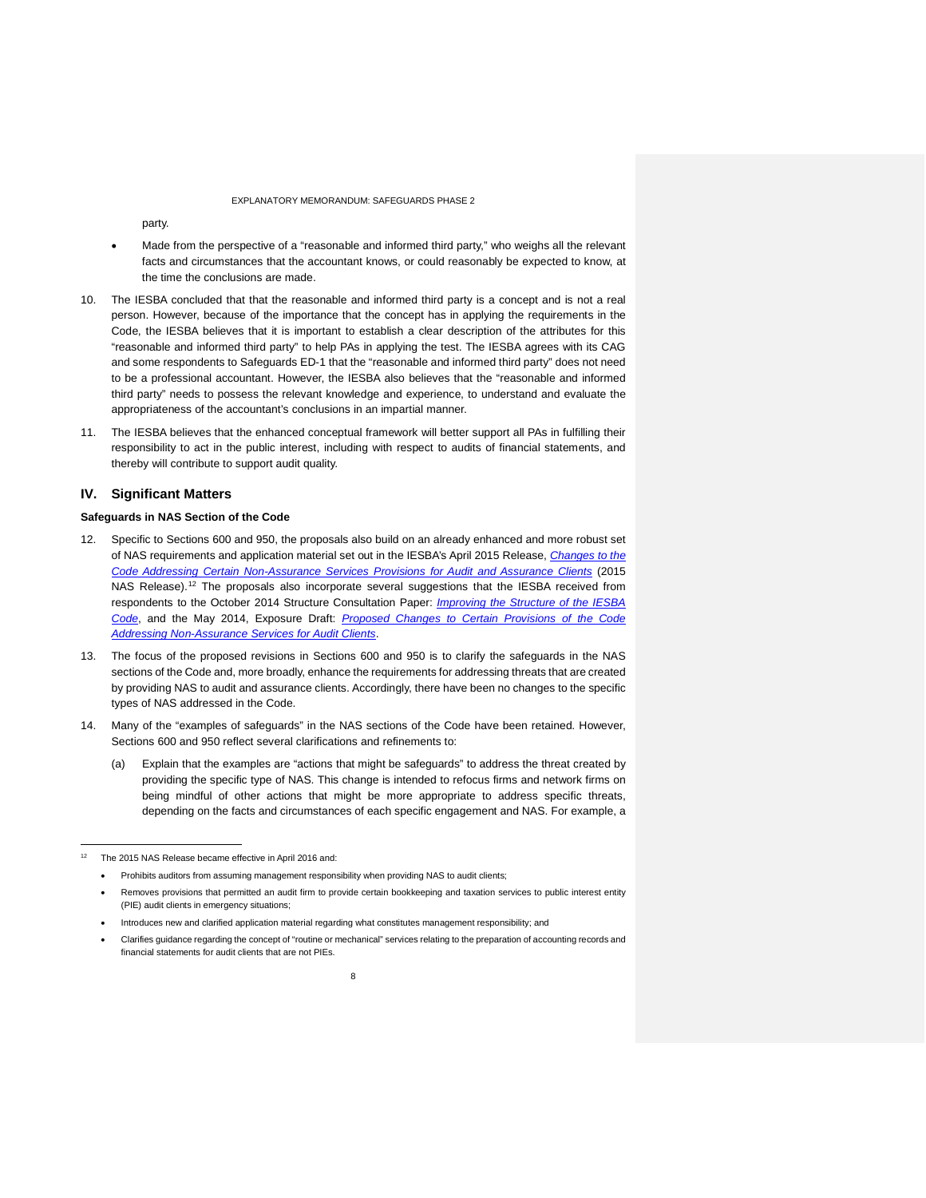party.

- Made from the perspective of a "reasonable and informed third party," who weighs all the relevant facts and circumstances that the accountant knows, or could reasonably be expected to know, at the time the conclusions are made.

10. The IESBA concluded that that the reasonable and informed third party is a concept and is not a real person. However, because of the importance that the concept has in applying the requirements in the Code, the IESBA believes that it is important to establish a clear description of the attributes for this "reasonable and informed third party" to help PAs in applying the test. The IESBA agrees with its CAG and some respondents to Safeguards ED-1 that the "reasonable and informed third party" does not need to be a professional accountant. However, the IESBA also believes that the "reasonable and informed third party" needs to possess the relevant knowledge and experience, to understand and evaluate the appropriateness of the accountant's conclusions in an impartial manner.

11. The IESBA believes that the enhanced conceptual framework will better support all PAs in fulfilling their responsibility to act in the public interest, including with respect to audits of financial statements, and thereby will contribute to support audit quality.

## IV. Significant Matters

### Safeguards in NAS Section of the Code

12. Specific to Sections 600 and 950, the proposals also build on an already enhanced and more robust set of NAS requirements and application material set out in the IESBA's April 2015 Release, *Changes to the Code Addressing Certain Non-Assurance Services Provisions for Audit and Assurance Clients* (2015 NAS Release).[12] The proposals also incorporate several suggestions that the IESBA received from respondents to the October 2014 Structure Consultation Paper: *Improving the Structure of the IESBA Code*, and the May 2014, Exposure Draft: *Proposed Changes to Certain Provisions of the Code Addressing Non-Assurance Services for Audit Clients*.

13. The focus of the proposed revisions in Sections 600 and 950 is to clarify the safeguards in the NAS sections of the Code and, more broadly, enhance the requirements for addressing threats that are created by providing NAS to audit and assurance clients. Accordingly, there have been no changes to the specific types of NAS addressed in the Code.

14. Many of the "examples of safeguards" in the NAS sections of the Code have been retained. However, Sections 600 and 950 reflect several clarifications and refinements to:

    (a) Explain that the examples are "actions that might be safeguards" to address the threat created by providing the specific type of NAS. This change is intended to refocus firms and network firms on being mindful of other actions that might be more appropriate to address specific threats, depending on the facts and circumstances of each specific engagement and NAS. For example, a

---

[12] The 2015 NAS Release became effective in April 2016 and:

- Prohibits auditors from assuming management responsibility when providing NAS to audit clients;
- Removes provisions that permitted an audit firm to provide certain bookkeeping and taxation services to public interest entity (PIE) audit clients in emergency situations;
- Introduces new and clarified application material regarding what constitutes management responsibility; and
- Clarifies guidance regarding the concept of "routine or mechanical" services relating to the preparation of accounting records and financial statements for audit clients that are not PIEs.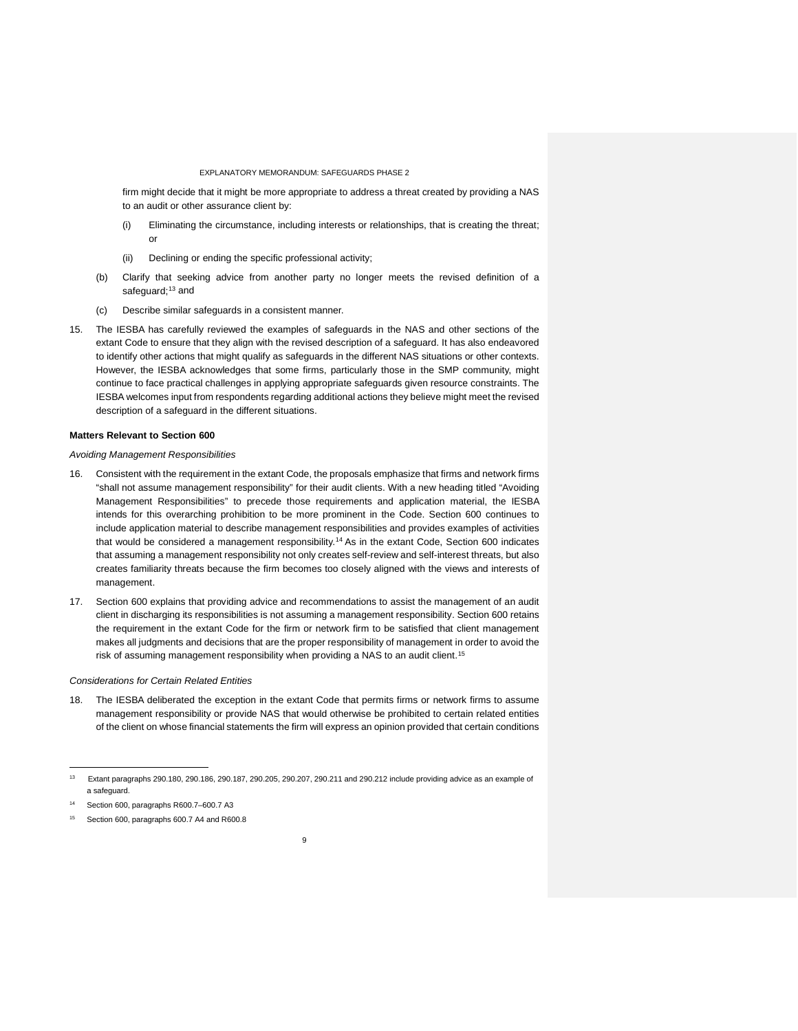firm might decide that it might be more appropriate to address a threat created by providing a NAS to an audit or other assurance client by:

(i) Eliminating the circumstance, including interests or relationships, that is creating the threat; or

(ii) Declining or ending the specific professional activity;

(b) Clarify that seeking advice from another party no longer meets the revised definition of a safeguard;[13] and

(c) Describe similar safeguards in a consistent manner.

15. The IESBA has carefully reviewed the examples of safeguards in the NAS and other sections of the extant Code to ensure that they align with the revised description of a safeguard. It has also endeavored to identify other actions that might qualify as safeguards in the different NAS situations or other contexts. However, the IESBA acknowledges that some firms, particularly those in the SMP community, might continue to face practical challenges in applying appropriate safeguards given resource constraints. The IESBA welcomes input from respondents regarding additional actions they believe might meet the revised description of a safeguard in the different situations.

**Matters Relevant to Section 600**

*Avoiding Management Responsibilities*

16. Consistent with the requirement in the extant Code, the proposals emphasize that firms and network firms "shall not assume management responsibility" for their audit clients. With a new heading titled "Avoiding Management Responsibilities" to precede those requirements and application material, the IESBA intends for this overarching prohibition to be more prominent in the Code. Section 600 continues to include application material to describe management responsibilities and provides examples of activities that would be considered a management responsibility.[14] As in the extant Code, Section 600 indicates that assuming a management responsibility not only creates self-review and self-interest threats, but also creates familiarity threats because the firm becomes too closely aligned with the views and interests of management.

17. Section 600 explains that providing advice and recommendations to assist the management of an audit client in discharging its responsibilities is not assuming a management responsibility. Section 600 retains the requirement in the extant Code for the firm or network firm to be satisfied that client management makes all judgments and decisions that are the proper responsibility of management in order to avoid the risk of assuming management responsibility when providing a NAS to an audit client.[15]

*Considerations for Certain Related Entities*

18. The IESBA deliberated the exception in the extant Code that permits firms or network firms to assume management responsibility or provide NAS that would otherwise be prohibited to certain related entities of the client on whose financial statements the firm will express an opinion provided that certain conditions

---

[13] Extant paragraphs 290.180, 290.186, 290.187, 290.205, 290.207, 290.211 and 290.212 include providing advice as an example of a safeguard.

[14] Section 600, paragraphs R600.7–600.7 A3

[15] Section 600, paragraphs 600.7 A4 and R600.8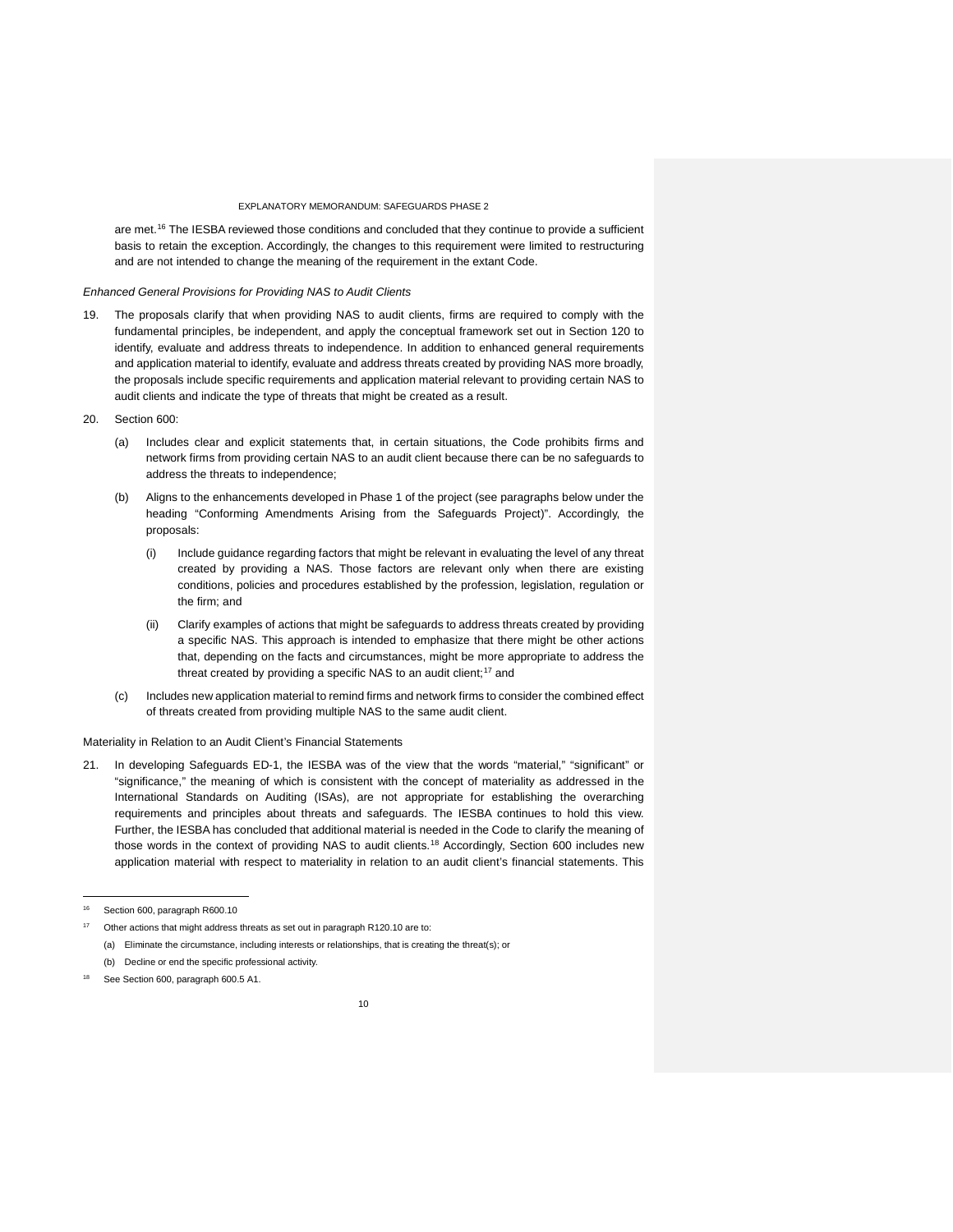are met.[16] The IESBA reviewed those conditions and concluded that they continue to provide a sufficient basis to retain the exception. Accordingly, the changes to this requirement were limited to restructuring and are not intended to change the meaning of the requirement in the extant Code.

*Enhanced General Provisions for Providing NAS to Audit Clients*

19. The proposals clarify that when providing NAS to audit clients, firms are required to comply with the fundamental principles, be independent, and apply the conceptual framework set out in Section 120 to identify, evaluate and address threats to independence. In addition to enhanced general requirements and application material to identify, evaluate and address threats created by providing NAS more broadly, the proposals include specific requirements and application material relevant to providing certain NAS to audit clients and indicate the type of threats that might be created as a result.

20. Section 600:

    (a) Includes clear and explicit statements that, in certain situations, the Code prohibits firms and network firms from providing certain NAS to an audit client because there can be no safeguards to address the threats to independence;

    (b) Aligns to the enhancements developed in Phase 1 of the project (see paragraphs below under the heading "Conforming Amendments Arising from the Safeguards Project)". Accordingly, the proposals:

        (i) Include guidance regarding factors that might be relevant in evaluating the level of any threat created by providing a NAS. Those factors are relevant only when there are existing conditions, policies and procedures established by the profession, legislation, regulation or the firm; and

        (ii) Clarify examples of actions that might be safeguards to address threats created by providing a specific NAS. This approach is intended to emphasize that there might be other actions that, depending on the facts and circumstances, might be more appropriate to address the threat created by providing a specific NAS to an audit client;[17] and

    (c) Includes new application material to remind firms and network firms to consider the combined effect of threats created from providing multiple NAS to the same audit client.

Materiality in Relation to an Audit Client's Financial Statements

21. In developing Safeguards ED-1, the IESBA was of the view that the words "material," "significant" or "significance," the meaning of which is consistent with the concept of materiality as addressed in the International Standards on Auditing (ISAs), are not appropriate for establishing the overarching requirements and principles about threats and safeguards. The IESBA continues to hold this view. Further, the IESBA has concluded that additional material is needed in the Code to clarify the meaning of those words in the context of providing NAS to audit clients.[18] Accordingly, Section 600 includes new application material with respect to materiality in relation to an audit client's financial statements. This

---

[16] Section 600, paragraph R600.10

[17] Other actions that might address threats as set out in paragraph R120.10 are to:

(a) Eliminate the circumstance, including interests or relationships, that is creating the threat(s); or

(b) Decline or end the specific professional activity.

[18] See Section 600, paragraph 600.5 A1.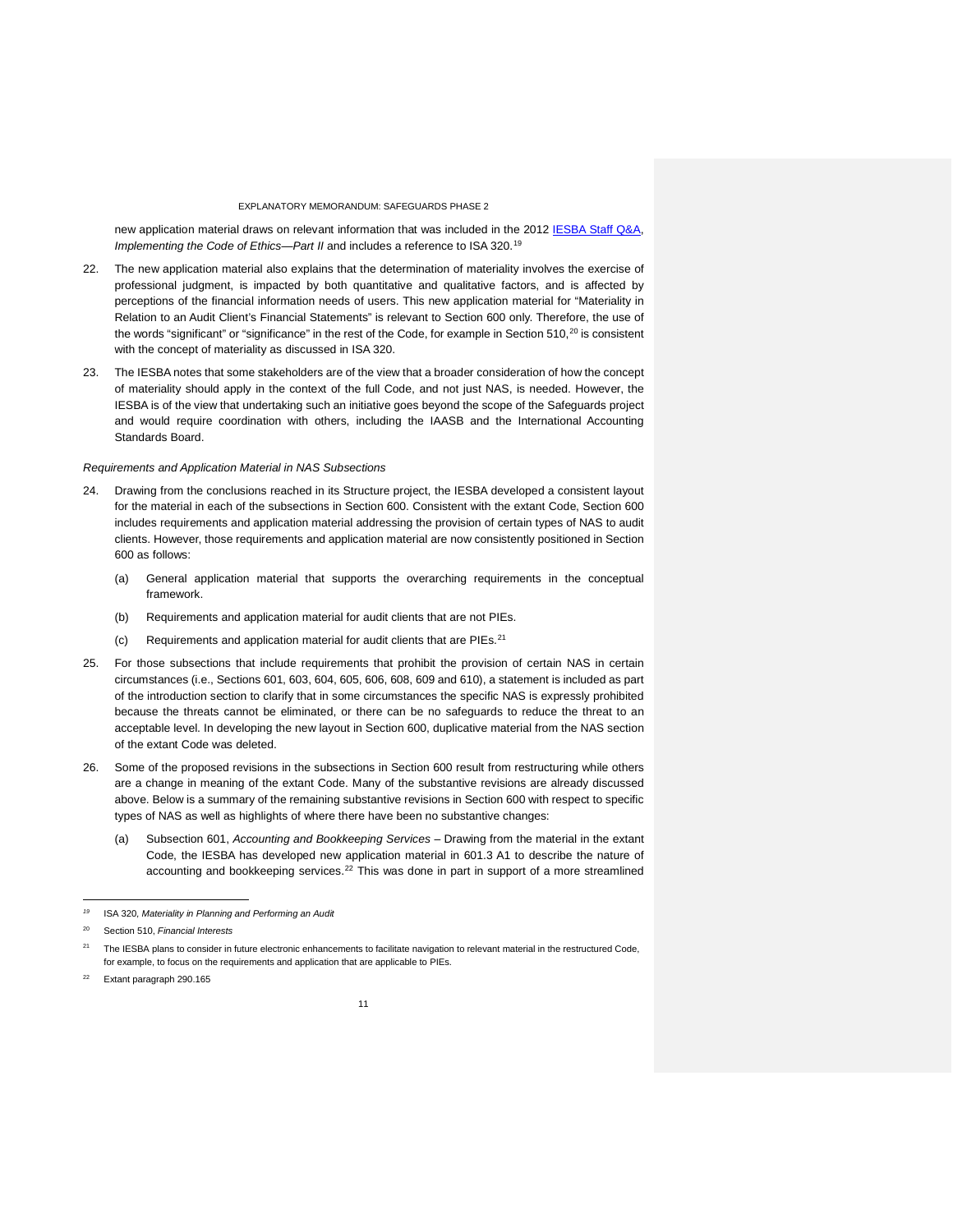new application material draws on relevant information that was included in the 2012 IESBA Staff Q&A, *Implementing the Code of Ethics—Part II* and includes a reference to ISA 320.[19]

22. The new application material also explains that the determination of materiality involves the exercise of professional judgment, is impacted by both quantitative and qualitative factors, and is affected by perceptions of the financial information needs of users. This new application material for "Materiality in Relation to an Audit Client's Financial Statements" is relevant to Section 600 only. Therefore, the use of the words "significant" or "significance" in the rest of the Code, for example in Section 510,[20] is consistent with the concept of materiality as discussed in ISA 320.

23. The IESBA notes that some stakeholders are of the view that a broader consideration of how the concept of materiality should apply in the context of the full Code, and not just NAS, is needed. However, the IESBA is of the view that undertaking such an initiative goes beyond the scope of the Safeguards project and would require coordination with others, including the IAASB and the International Accounting Standards Board.

*Requirements and Application Material in NAS Subsections*

24. Drawing from the conclusions reached in its Structure project, the IESBA developed a consistent layout for the material in each of the subsections in Section 600. Consistent with the extant Code, Section 600 includes requirements and application material addressing the provision of certain types of NAS to audit clients. However, those requirements and application material are now consistently positioned in Section 600 as follows:

    (a) General application material that supports the overarching requirements in the conceptual framework.

    (b) Requirements and application material for audit clients that are not PIEs.

    (c) Requirements and application material for audit clients that are PIEs.[21]

25. For those subsections that include requirements that prohibit the provision of certain NAS in certain circumstances (i.e., Sections 601, 603, 604, 605, 606, 608, 609 and 610), a statement is included as part of the introduction section to clarify that in some circumstances the specific NAS is expressly prohibited because the threats cannot be eliminated, or there can be no safeguards to reduce the threat to an acceptable level. In developing the new layout in Section 600, duplicative material from the NAS section of the extant Code was deleted.

26. Some of the proposed revisions in the subsections in Section 600 result from restructuring while others are a change in meaning of the extant Code. Many of the substantive revisions are already discussed above. Below is a summary of the remaining substantive revisions in Section 600 with respect to specific types of NAS as well as highlights of where there have been no substantive changes:

    (a) Subsection 601, *Accounting and Bookkeeping Services* – Drawing from the material in the extant Code, the IESBA has developed new application material in 601.3 A1 to describe the nature of accounting and bookkeeping services.[22] This was done in part in support of a more streamlined

---

[19] ISA 320, *Materiality in Planning and Performing an Audit*

[20] Section 510, *Financial Interests*

[21] The IESBA plans to consider in future electronic enhancements to facilitate navigation to relevant material in the restructured Code, for example, to focus on the requirements and application that are applicable to PIEs.

[22] Extant paragraph 290.165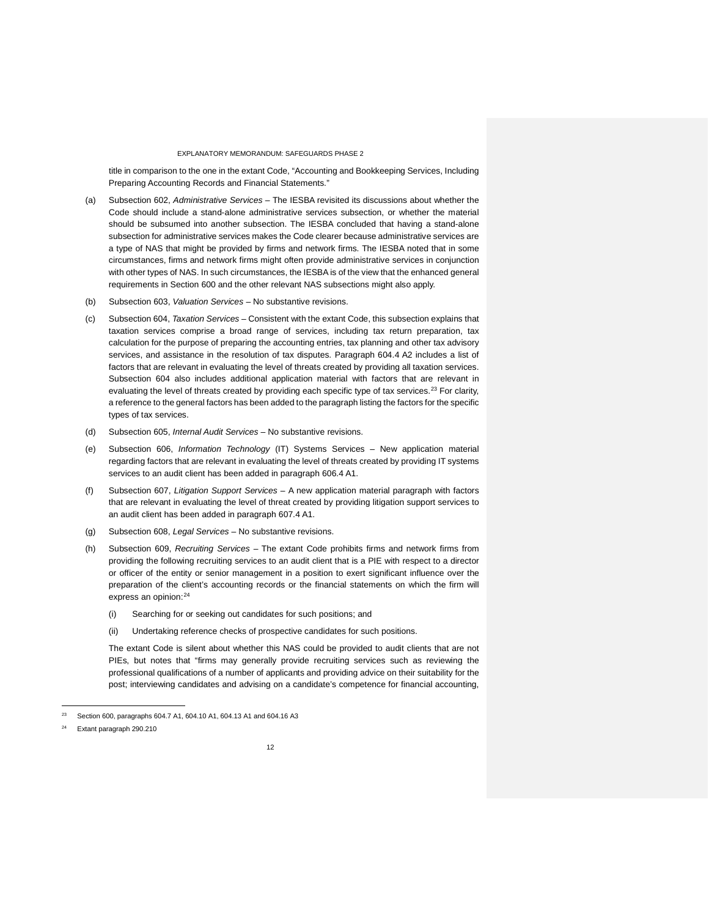title in comparison to the one in the extant Code, "Accounting and Bookkeeping Services, Including Preparing Accounting Records and Financial Statements."

(a) Subsection 602, *Administrative Services* – The IESBA revisited its discussions about whether the Code should include a stand-alone administrative services subsection, or whether the material should be subsumed into another subsection. The IESBA concluded that having a stand-alone subsection for administrative services makes the Code clearer because administrative services are a type of NAS that might be provided by firms and network firms. The IESBA noted that in some circumstances, firms and network firms might often provide administrative services in conjunction with other types of NAS. In such circumstances, the IESBA is of the view that the enhanced general requirements in Section 600 and the other relevant NAS subsections might also apply.

(b) Subsection 603, *Valuation Services* – No substantive revisions.

(c) Subsection 604, *Taxation Services* – Consistent with the extant Code, this subsection explains that taxation services comprise a broad range of services, including tax return preparation, tax calculation for the purpose of preparing the accounting entries, tax planning and other tax advisory services, and assistance in the resolution of tax disputes. Paragraph 604.4 A2 includes a list of factors that are relevant in evaluating the level of threats created by providing all taxation services. Subsection 604 also includes additional application material with factors that are relevant in evaluating the level of threats created by providing each specific type of tax services.[23] For clarity, a reference to the general factors has been added to the paragraph listing the factors for the specific types of tax services.

(d) Subsection 605, *Internal Audit Services* – No substantive revisions.

(e) Subsection 606, *Information Technology* (IT) Systems Services – New application material regarding factors that are relevant in evaluating the level of threats created by providing IT systems services to an audit client has been added in paragraph 606.4 A1.

(f) Subsection 607, *Litigation Support Services* – A new application material paragraph with factors that are relevant in evaluating the level of threat created by providing litigation support services to an audit client has been added in paragraph 607.4 A1.

(g) Subsection 608, *Legal Services* – No substantive revisions.

(h) Subsection 609, *Recruiting Services* – The extant Code prohibits firms and network firms from providing the following recruiting services to an audit client that is a PIE with respect to a director or officer of the entity or senior management in a position to exert significant influence over the preparation of the client's accounting records or the financial statements on which the firm will express an opinion:[24]

    (i) Searching for or seeking out candidates for such positions; and

    (ii) Undertaking reference checks of prospective candidates for such positions.

    The extant Code is silent about whether this NAS could be provided to audit clients that are not PIEs, but notes that "firms may generally provide recruiting services such as reviewing the professional qualifications of a number of applicants and providing advice on their suitability for the post; interviewing candidates and advising on a candidate's competence for financial accounting,

---

[23] Section 600, paragraphs 604.7 A1, 604.10 A1, 604.13 A1 and 604.16 A3

[24] Extant paragraph 290.210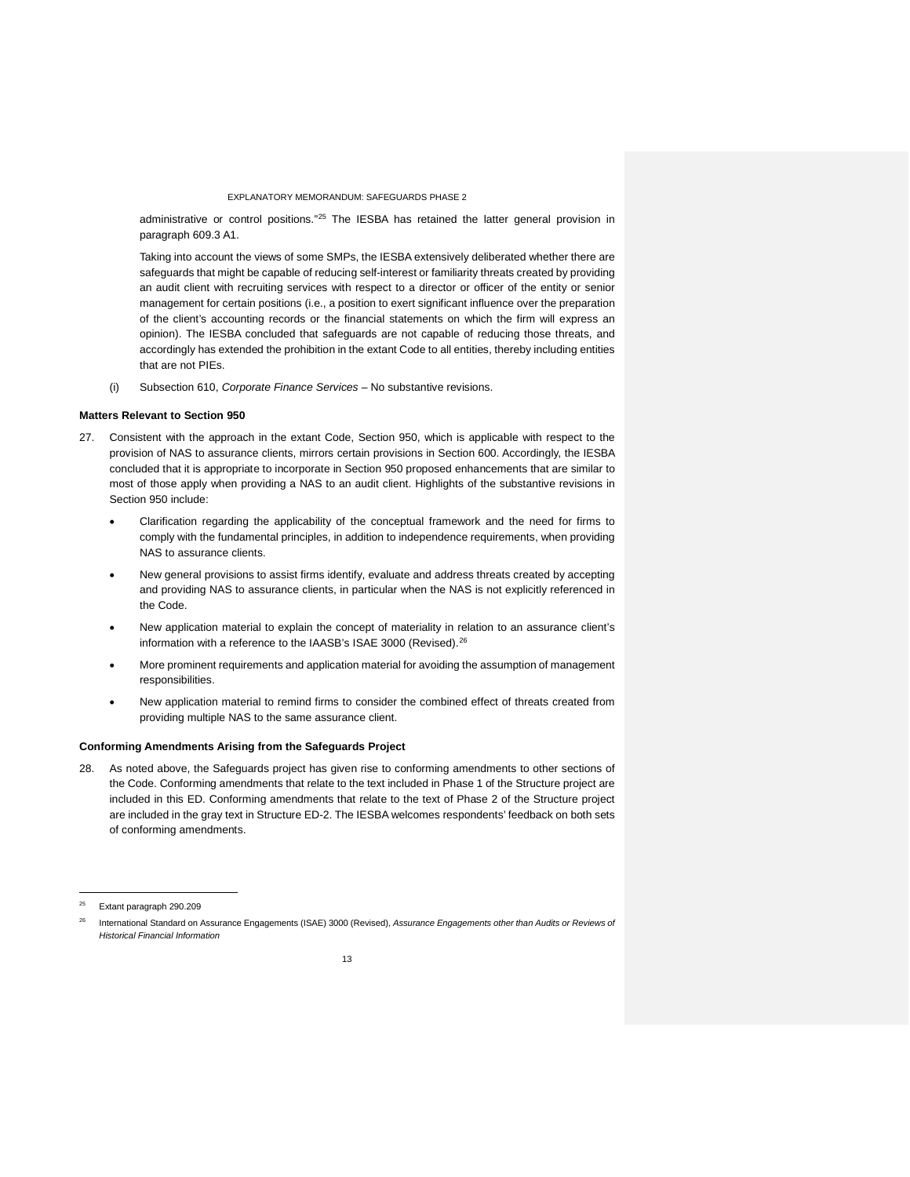administrative or control positions."[25] The IESBA has retained the latter general provision in paragraph 609.3 A1.

Taking into account the views of some SMPs, the IESBA extensively deliberated whether there are safeguards that might be capable of reducing self-interest or familiarity threats created by providing an audit client with recruiting services with respect to a director or officer of the entity or senior management for certain positions (i.e., a position to exert significant influence over the preparation of the client's accounting records or the financial statements on which the firm will express an opinion). The IESBA concluded that safeguards are not capable of reducing those threats, and accordingly has extended the prohibition in the extant Code to all entities, thereby including entities that are not PIEs.

(i) Subsection 610, *Corporate Finance Services* – No substantive revisions.

**Matters Relevant to Section 950**

27. Consistent with the approach in the extant Code, Section 950, which is applicable with respect to the provision of NAS to assurance clients, mirrors certain provisions in Section 600. Accordingly, the IESBA concluded that it is appropriate to incorporate in Section 950 proposed enhancements that are similar to most of those apply when providing a NAS to an audit client. Highlights of the substantive revisions in Section 950 include:

   - Clarification regarding the applicability of the conceptual framework and the need for firms to comply with the fundamental principles, in addition to independence requirements, when providing NAS to assurance clients.
   - New general provisions to assist firms identify, evaluate and address threats created by accepting and providing NAS to assurance clients, in particular when the NAS is not explicitly referenced in the Code.
   - New application material to explain the concept of materiality in relation to an assurance client's information with a reference to the IAASB's ISAE 3000 (Revised).[26]
   - More prominent requirements and application material for avoiding the assumption of management responsibilities.
   - New application material to remind firms to consider the combined effect of threats created from providing multiple NAS to the same assurance client.

**Conforming Amendments Arising from the Safeguards Project**

28. As noted above, the Safeguards project has given rise to conforming amendments to other sections of the Code. Conforming amendments that relate to the text included in Phase 1 of the Structure project are included in this ED. Conforming amendments that relate to the text of Phase 2 of the Structure project are included in the gray text in Structure ED-2. The IESBA welcomes respondents' feedback on both sets of conforming amendments.

---

[25] Extant paragraph 290.209

[26] International Standard on Assurance Engagements (ISAE) 3000 (Revised), *Assurance Engagements other than Audits or Reviews of Historical Financial Information*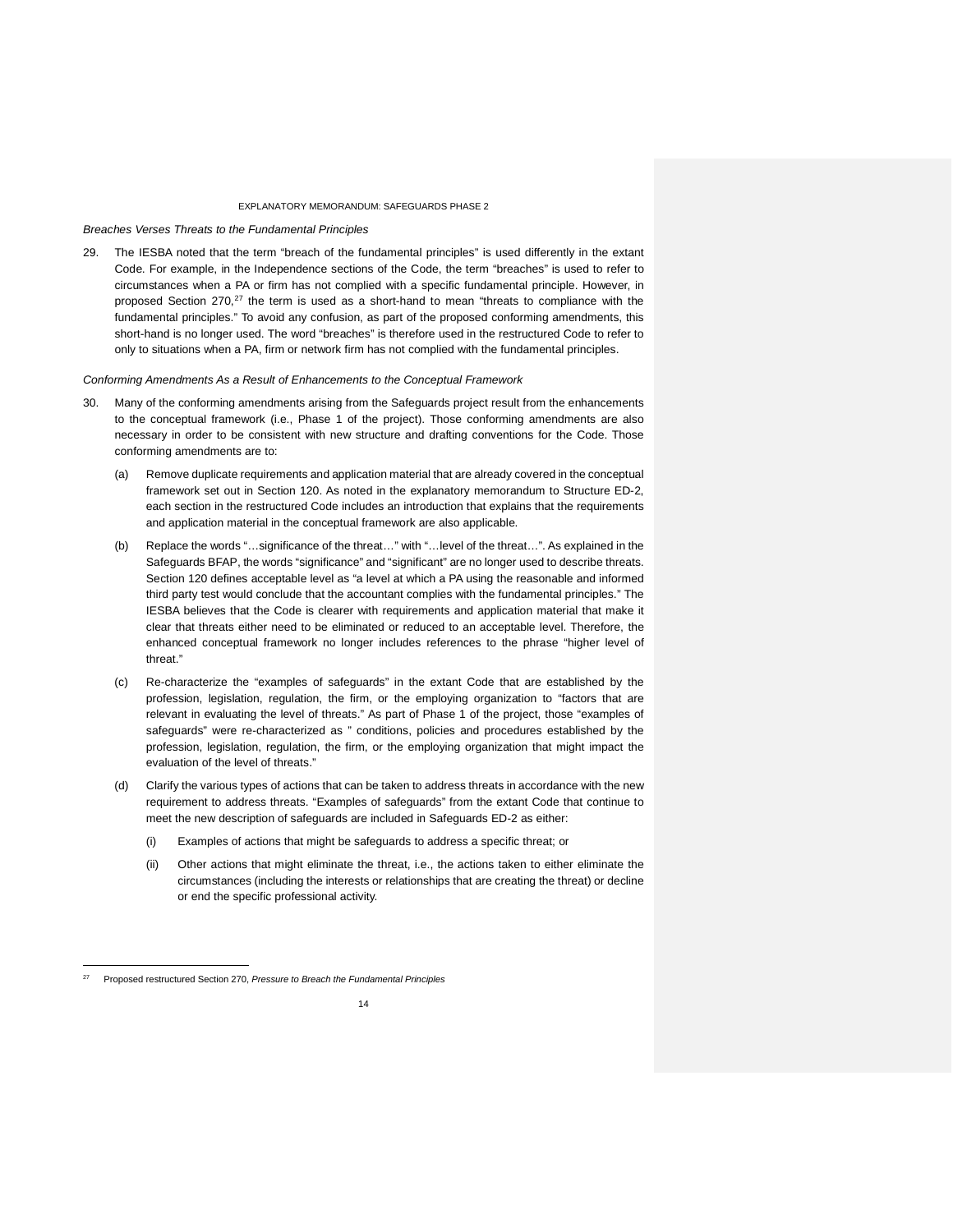*Breaches Verses Threats to the Fundamental Principles*

29. The IESBA noted that the term "breach of the fundamental principles" is used differently in the extant Code. For example, in the Independence sections of the Code, the term "breaches" is used to refer to circumstances when a PA or firm has not complied with a specific fundamental principle. However, in proposed Section 270,[27] the term is used as a short-hand to mean "threats to compliance with the fundamental principles." To avoid any confusion, as part of the proposed conforming amendments, this short-hand is no longer used. The word "breaches" is therefore used in the restructured Code to refer to only to situations when a PA, firm or network firm has not complied with the fundamental principles.

*Conforming Amendments As a Result of Enhancements to the Conceptual Framework*

30. Many of the conforming amendments arising from the Safeguards project result from the enhancements to the conceptual framework (i.e., Phase 1 of the project). Those conforming amendments are also necessary in order to be consistent with new structure and drafting conventions for the Code. Those conforming amendments are to:

    (a) Remove duplicate requirements and application material that are already covered in the conceptual framework set out in Section 120. As noted in the explanatory memorandum to Structure ED-2, each section in the restructured Code includes an introduction that explains that the requirements and application material in the conceptual framework are also applicable.

    (b) Replace the words "…significance of the threat…" with "…level of the threat…". As explained in the Safeguards BFAP, the words "significance" and "significant" are no longer used to describe threats. Section 120 defines acceptable level as "a level at which a PA using the reasonable and informed third party test would conclude that the accountant complies with the fundamental principles." The IESBA believes that the Code is clearer with requirements and application material that make it clear that threats either need to be eliminated or reduced to an acceptable level. Therefore, the enhanced conceptual framework no longer includes references to the phrase "higher level of threat."

    (c) Re-characterize the "examples of safeguards" in the extant Code that are established by the profession, legislation, regulation, the firm, or the employing organization to "factors that are relevant in evaluating the level of threats." As part of Phase 1 of the project, those "examples of safeguards" were re-characterized as " conditions, policies and procedures established by the profession, legislation, regulation, the firm, or the employing organization that might impact the evaluation of the level of threats."

    (d) Clarify the various types of actions that can be taken to address threats in accordance with the new requirement to address threats. "Examples of safeguards" from the extant Code that continue to meet the new description of safeguards are included in Safeguards ED-2 as either:

        (i) Examples of actions that might be safeguards to address a specific threat; or

        (ii) Other actions that might eliminate the threat, i.e., the actions taken to either eliminate the circumstances (including the interests or relationships that are creating the threat) or decline or end the specific professional activity.

---

[27] Proposed restructured Section 270, *Pressure to Breach the Fundamental Principles*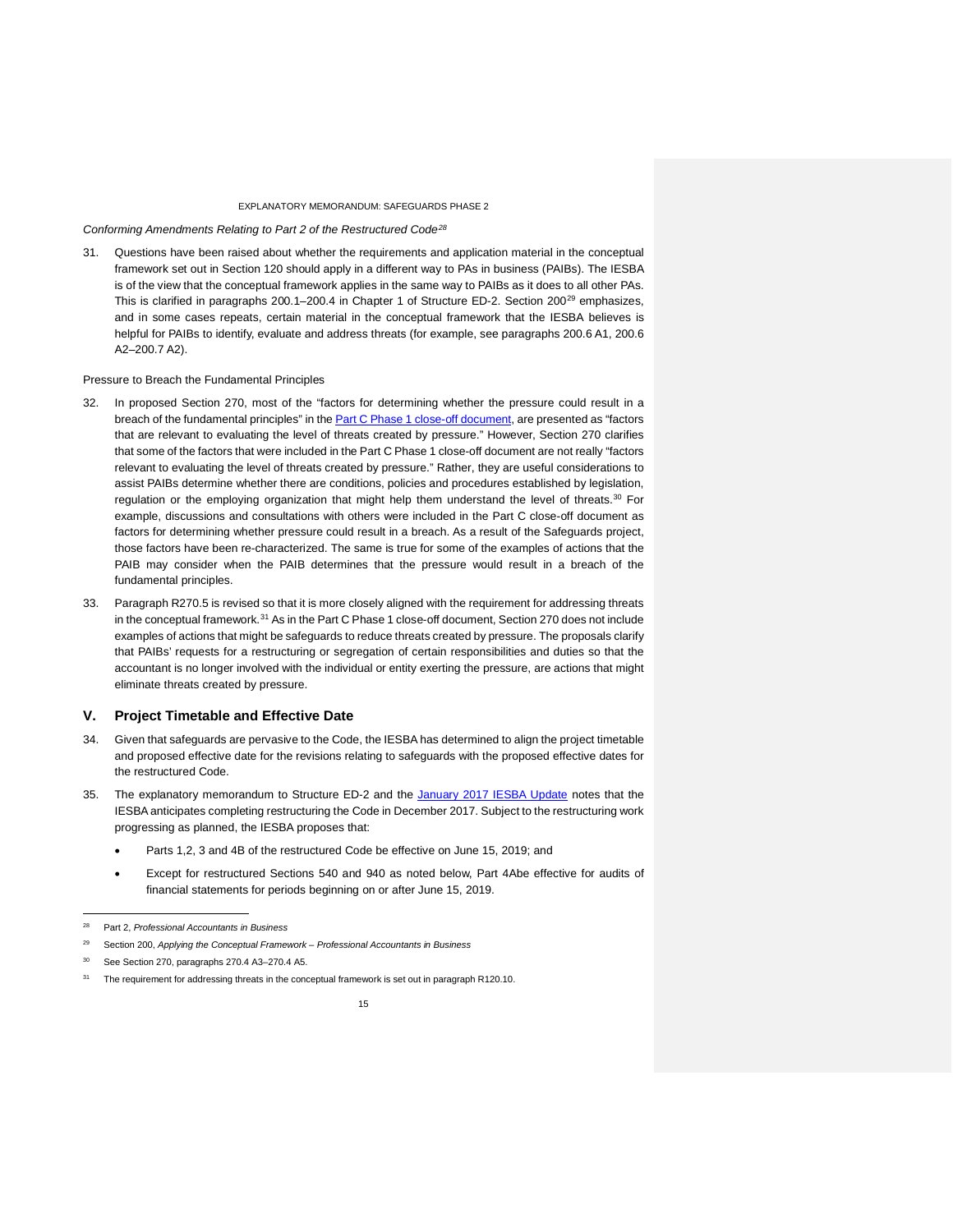*Conforming Amendments Relating to Part 2 of the Restructured Code*[28]

31. Questions have been raised about whether the requirements and application material in the conceptual framework set out in Section 120 should apply in a different way to PAs in business (PAIBs). The IESBA is of the view that the conceptual framework applies in the same way to PAIBs as it does to all other PAs. This is clarified in paragraphs 200.1–200.4 in Chapter 1 of Structure ED-2. Section 200[29] emphasizes, and in some cases repeats, certain material in the conceptual framework that the IESBA believes is helpful for PAIBs to identify, evaluate and address threats (for example, see paragraphs 200.6 A1, 200.6 A2–200.7 A2).

Pressure to Breach the Fundamental Principles

32. In proposed Section 270, most of the "factors for determining whether the pressure could result in a breach of the fundamental principles" in the [Part C Phase 1 close-off document](), are presented as "factors that are relevant to evaluating the level of threats created by pressure." However, Section 270 clarifies that some of the factors that were included in the Part C Phase 1 close-off document are not really "factors relevant to evaluating the level of threats created by pressure." Rather, they are useful considerations to assist PAIBs determine whether there are conditions, policies and procedures established by legislation, regulation or the employing organization that might help them understand the level of threats.[30] For example, discussions and consultations with others were included in the Part C close-off document as factors for determining whether pressure could result in a breach. As a result of the Safeguards project, those factors have been re-characterized. The same is true for some of the examples of actions that the PAIB may consider when the PAIB determines that the pressure would result in a breach of the fundamental principles.

33. Paragraph R270.5 is revised so that it is more closely aligned with the requirement for addressing threats in the conceptual framework.[31] As in the Part C Phase 1 close-off document, Section 270 does not include examples of actions that might be safeguards to reduce threats created by pressure. The proposals clarify that PAIBs' requests for a restructuring or segregation of certain responsibilities and duties so that the accountant is no longer involved with the individual or entity exerting the pressure, are actions that might eliminate threats created by pressure.

## V. Project Timetable and Effective Date

34. Given that safeguards are pervasive to the Code, the IESBA has determined to align the project timetable and proposed effective date for the revisions relating to safeguards with the proposed effective dates for the restructured Code.

35. The explanatory memorandum to Structure ED-2 and the [January 2017 IESBA Update]() notes that the IESBA anticipates completing restructuring the Code in December 2017. Subject to the restructuring work progressing as planned, the IESBA proposes that:

    - Parts 1,2, 3 and 4B of the restructured Code be effective on June 15, 2019; and
    - Except for restructured Sections 540 and 940 as noted below, Part 4Abe effective for audits of financial statements for periods beginning on or after June 15, 2019.

---

[28] Part 2, *Professional Accountants in Business*

[29] Section 200, *Applying the Conceptual Framework – Professional Accountants in Business*

[30] See Section 270, paragraphs 270.4 A3–270.4 A5.

[31] The requirement for addressing threats in the conceptual framework is set out in paragraph R120.10.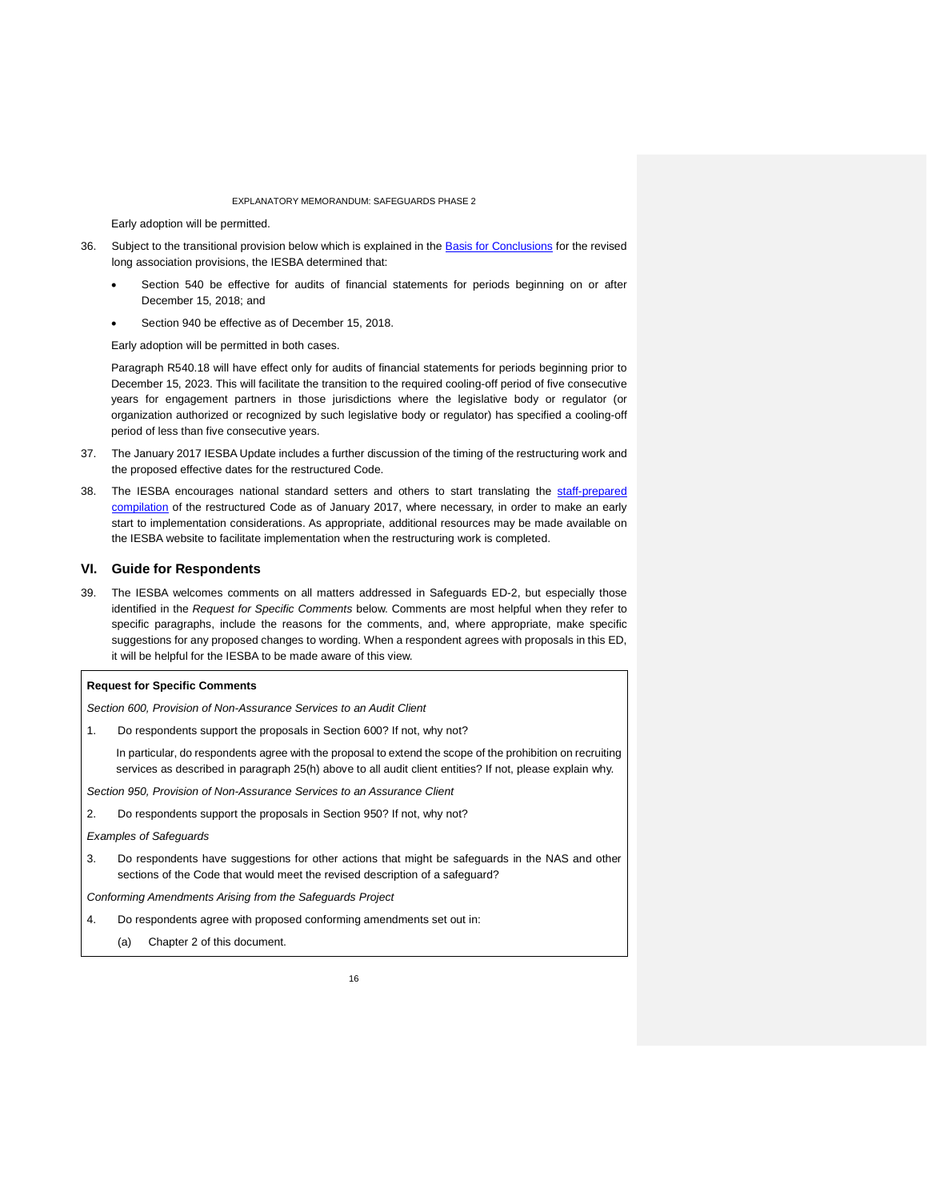Early adoption will be permitted.

36. Subject to the transitional provision below which is explained in the Basis for Conclusions for the revised long association provisions, the IESBA determined that:

- Section 540 be effective for audits of financial statements for periods beginning on or after December 15, 2018; and
- Section 940 be effective as of December 15, 2018.

Early adoption will be permitted in both cases.

Paragraph R540.18 will have effect only for audits of financial statements for periods beginning prior to December 15, 2023. This will facilitate the transition to the required cooling-off period of five consecutive years for engagement partners in those jurisdictions where the legislative body or regulator (or organization authorized or recognized by such legislative body or regulator) has specified a cooling-off period of less than five consecutive years.

37. The January 2017 IESBA Update includes a further discussion of the timing of the restructuring work and the proposed effective dates for the restructured Code.

38. The IESBA encourages national standard setters and others to start translating the staff-prepared compilation of the restructured Code as of January 2017, where necessary, in order to make an early start to implementation considerations. As appropriate, additional resources may be made available on the IESBA website to facilitate implementation when the restructuring work is completed.

## VI. Guide for Respondents

39. The IESBA welcomes comments on all matters addressed in Safeguards ED-2, but especially those identified in the *Request for Specific Comments* below. Comments are most helpful when they refer to specific paragraphs, include the reasons for the comments, and, where appropriate, make specific suggestions for any proposed changes to wording. When a respondent agrees with proposals in this ED, it will be helpful for the IESBA to be made aware of this view.

**Request for Specific Comments**

*Section 600, Provision of Non-Assurance Services to an Audit Client*

1. Do respondents support the proposals in Section 600? If not, why not?

   In particular, do respondents agree with the proposal to extend the scope of the prohibition on recruiting services as described in paragraph 25(h) above to all audit client entities? If not, please explain why.

*Section 950, Provision of Non-Assurance Services to an Assurance Client*

2. Do respondents support the proposals in Section 950? If not, why not?

*Examples of Safeguards*

3. Do respondents have suggestions for other actions that might be safeguards in the NAS and other sections of the Code that would meet the revised description of a safeguard?

*Conforming Amendments Arising from the Safeguards Project*

4. Do respondents agree with proposed conforming amendments set out in:

   (a) Chapter 2 of this document.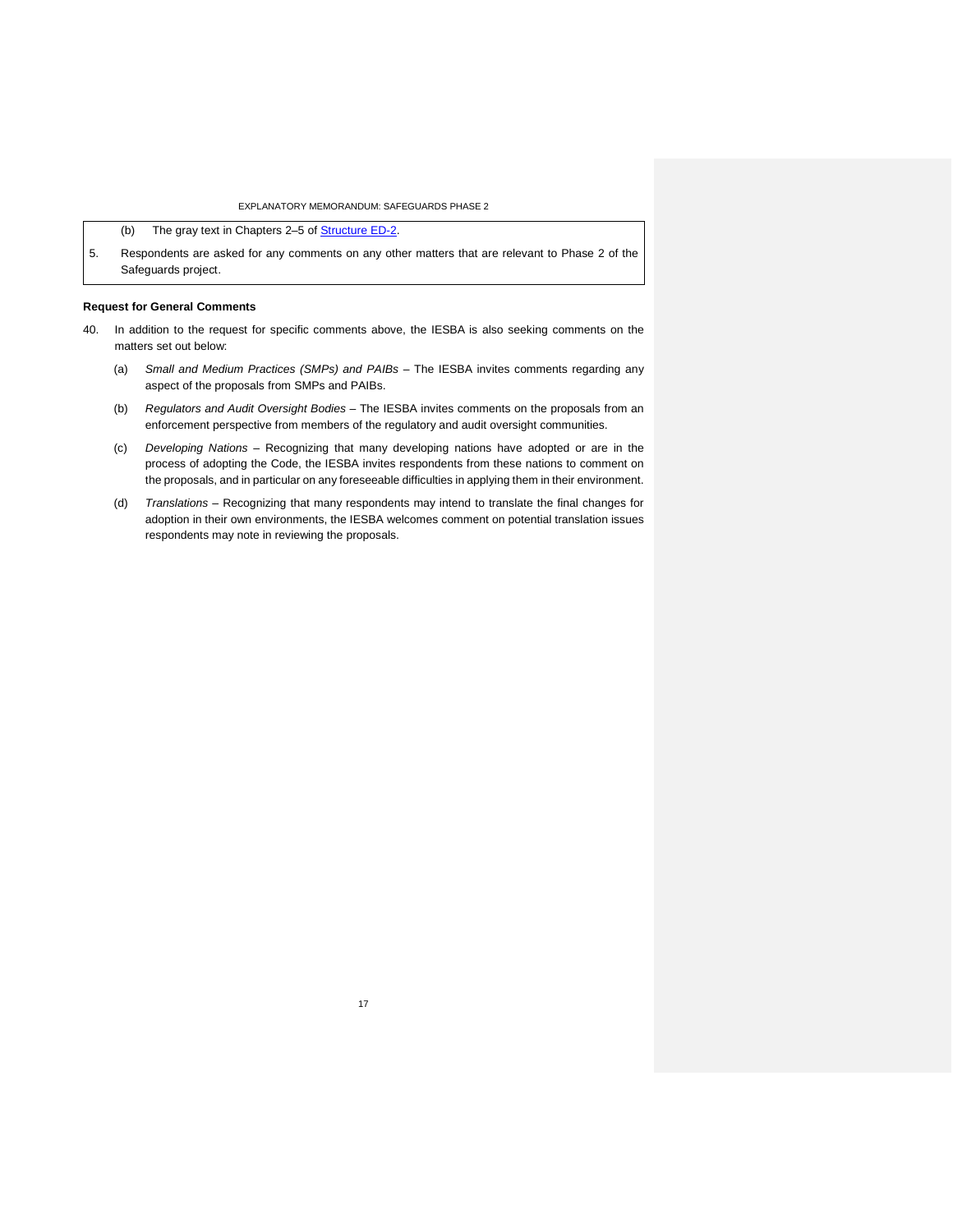(b) The gray text in Chapters 2–5 of [Structure ED-2](#).

5. Respondents are asked for any comments on any other matters that are relevant to Phase 2 of the Safeguards project.

**Request for General Comments**

40. In addition to the request for specific comments above, the IESBA is also seeking comments on the matters set out below:

    (a) *Small and Medium Practices (SMPs) and PAIBs* – The IESBA invites comments regarding any aspect of the proposals from SMPs and PAIBs.

    (b) *Regulators and Audit Oversight Bodies* – The IESBA invites comments on the proposals from an enforcement perspective from members of the regulatory and audit oversight communities.

    (c) *Developing Nations* – Recognizing that many developing nations have adopted or are in the process of adopting the Code, the IESBA invites respondents from these nations to comment on the proposals, and in particular on any foreseeable difficulties in applying them in their environment.

    (d) *Translations* – Recognizing that many respondents may intend to translate the final changes for adoption in their own environments, the IESBA welcomes comment on potential translation issues respondents may note in reviewing the proposals.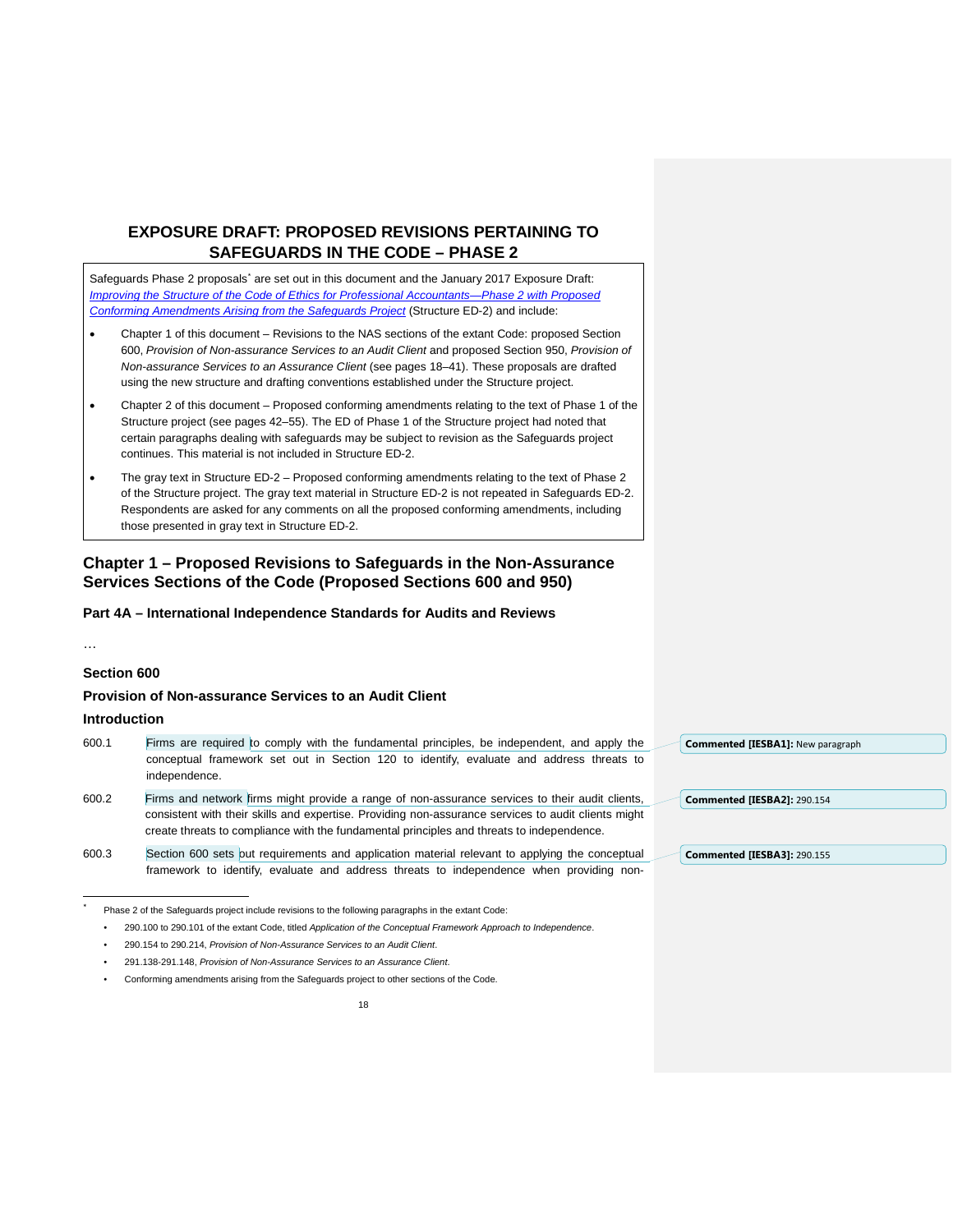# EXPOSURE DRAFT: PROPOSED REVISIONS PERTAINING TO SAFEGUARDS IN THE CODE – PHASE 2

Safeguards Phase 2 proposals* are set out in this document and the January 2017 Exposure Draft: *Improving the Structure of the Code of Ethics for Professional Accountants—Phase 2 with Proposed Conforming Amendments Arising from the Safeguards Project* (Structure ED-2) and include:

- Chapter 1 of this document – Revisions to the NAS sections of the extant Code: proposed Section 600, *Provision of Non-assurance Services to an Audit Client* and proposed Section 950, *Provision of Non-assurance Services to an Assurance Client* (see pages 18–41). These proposals are drafted using the new structure and drafting conventions established under the Structure project.
- Chapter 2 of this document – Proposed conforming amendments relating to the text of Phase 1 of the Structure project (see pages 42–55). The ED of Phase 1 of the Structure project had noted that certain paragraphs dealing with safeguards may be subject to revision as the Safeguards project continues. This material is not included in Structure ED-2.
- The gray text in Structure ED-2 – Proposed conforming amendments relating to the text of Phase 2 of the Structure project. The gray text material in Structure ED-2 is not repeated in Safeguards ED-2. Respondents are asked for any comments on all the proposed conforming amendments, including those presented in gray text in Structure ED-2.

## Chapter 1 – Proposed Revisions to Safeguards in the Non-Assurance Services Sections of the Code (Proposed Sections 600 and 950)

### Part 4A – International Independence Standards for Audits and Reviews

…

### Section 600

### Provision of Non-assurance Services to an Audit Client

### Introduction

600.1 Firms are required to comply with the fundamental principles, be independent, and apply the conceptual framework set out in Section 120 to identify, evaluate and address threats to independence.

**Commented [IESBA1]:** New paragraph

600.2 Firms and network firms might provide a range of non-assurance services to their audit clients, consistent with their skills and expertise. Providing non-assurance services to audit clients might create threats to compliance with the fundamental principles and threats to independence.

**Commented [IESBA2]:** 290.154

600.3 Section 600 sets out requirements and application material relevant to applying the conceptual framework to identify, evaluate and address threats to independence when providing non-

**Commented [IESBA3]:** 290.155

---

* Phase 2 of the Safeguards project include revisions to the following paragraphs in the extant Code:

- 290.100 to 290.101 of the extant Code, titled *Application of the Conceptual Framework Approach to Independence*.
- 290.154 to 290.214, *Provision of Non-Assurance Services to an Audit Client*.
- 291.138-291.148, *Provision of Non-Assurance Services to an Assurance Client*.
- Conforming amendments arising from the Safeguards project to other sections of the Code.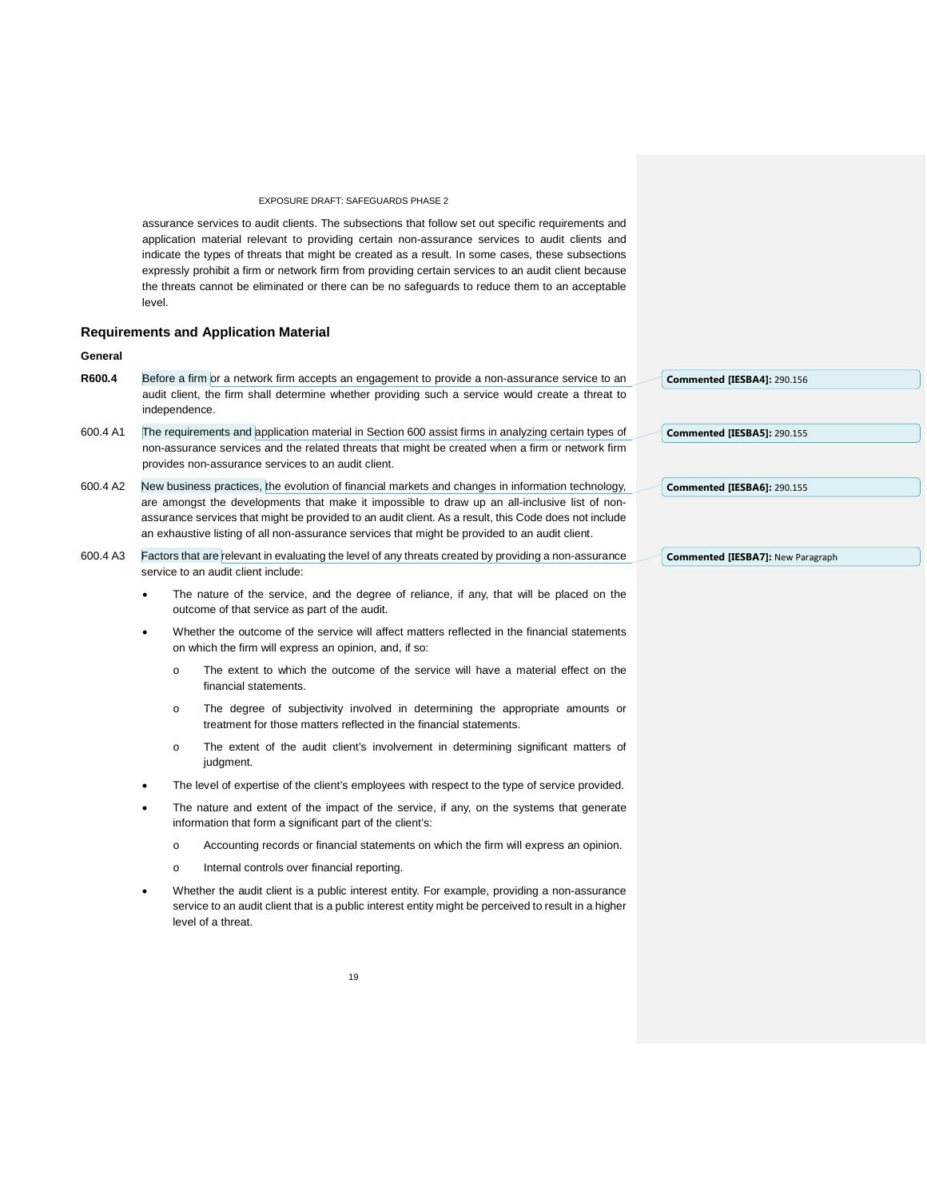assurance services to audit clients. The subsections that follow set out specific requirements and application material relevant to providing certain non-assurance services to audit clients and indicate the types of threats that might be created as a result. In some cases, these subsections expressly prohibit a firm or network firm from providing certain services to an audit client because the threats cannot be eliminated or there can be no safeguards to reduce them to an acceptable level.

## Requirements and Application Material

### General

**R600.4** Before a firm or a network firm accepts an engagement to provide a non-assurance service to an audit client, the firm shall determine whether providing such a service would create a threat to independence.

600.4 A1 The requirements and application material in Section 600 assist firms in analyzing certain types of non-assurance services and the related threats that might be created when a firm or network firm provides non-assurance services to an audit client.

600.4 A2 New business practices, the evolution of financial markets and changes in information technology, are amongst the developments that make it impossible to draw up an all-inclusive list of non-assurance services that might be provided to an audit client. As a result, this Code does not include an exhaustive listing of all non-assurance services that might be provided to an audit client.

600.4 A3 Factors that are relevant in evaluating the level of any threats created by providing a non-assurance service to an audit client include:

- The nature of the service, and the degree of reliance, if any, that will be placed on the outcome of that service as part of the audit.
- Whether the outcome of the service will affect matters reflected in the financial statements on which the firm will express an opinion, and, if so:
    - The extent to which the outcome of the service will have a material effect on the financial statements.
    - The degree of subjectivity involved in determining the appropriate amounts or treatment for those matters reflected in the financial statements.
    - The extent of the audit client's involvement in determining significant matters of judgment.
- The level of expertise of the client's employees with respect to the type of service provided.
- The nature and extent of the impact of the service, if any, on the systems that generate information that form a significant part of the client's:
    - Accounting records or financial statements on which the firm will express an opinion.
    - Internal controls over financial reporting.
- Whether the audit client is a public interest entity. For example, providing a non-assurance service to an audit client that is a public interest entity might be perceived to result in a higher level of a threat.

**Commented [IESBA4]:** 290.156

**Commented [IESBA5]:** 290.155

**Commented [IESBA6]:** 290.155

**Commented [IESBA7]:** New Paragraph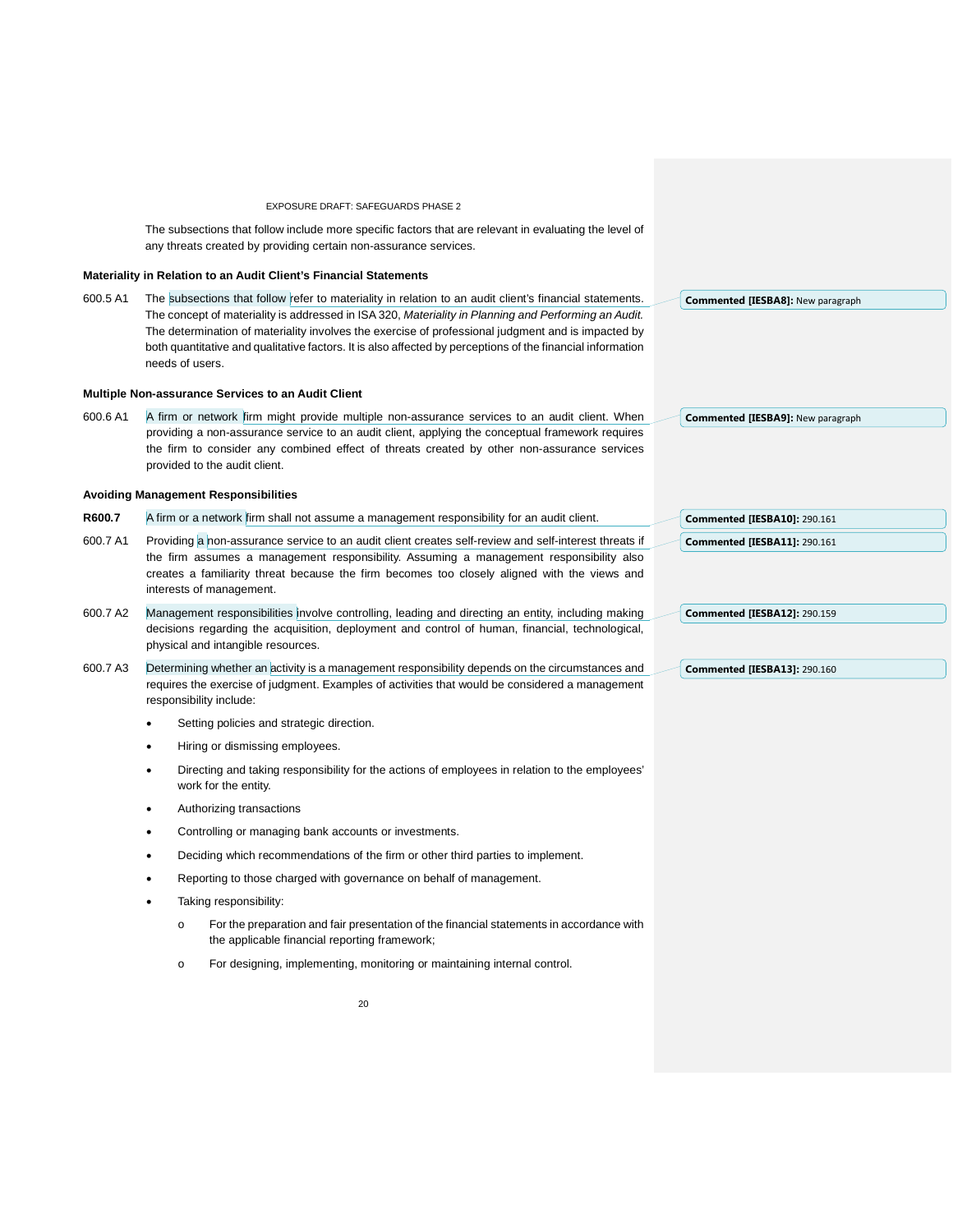The subsections that follow include more specific factors that are relevant in evaluating the level of any threats created by providing certain non-assurance services.

**Materiality in Relation to an Audit Client's Financial Statements**

600.5 A1 The subsections that follow refer to materiality in relation to an audit client's financial statements. The concept of materiality is addressed in ISA 320, *Materiality in Planning and Performing an Audit.* The determination of materiality involves the exercise of professional judgment and is impacted by both quantitative and qualitative factors. It is also affected by perceptions of the financial information needs of users.

**Multiple Non-assurance Services to an Audit Client**

600.6 A1 A firm or network firm might provide multiple non-assurance services to an audit client. When providing a non-assurance service to an audit client, applying the conceptual framework requires the firm to consider any combined effect of threats created by other non-assurance services provided to the audit client.

**Avoiding Management Responsibilities**

**R600.7** A firm or a network firm shall not assume a management responsibility for an audit client.

600.7 A1 Providing a non-assurance service to an audit client creates self-review and self-interest threats if the firm assumes a management responsibility. Assuming a management responsibility also creates a familiarity threat because the firm becomes too closely aligned with the views and interests of management.

600.7 A2 Management responsibilities involve controlling, leading and directing an entity, including making decisions regarding the acquisition, deployment and control of human, financial, technological, physical and intangible resources.

600.7 A3 Determining whether an activity is a management responsibility depends on the circumstances and requires the exercise of judgment. Examples of activities that would be considered a management responsibility include:

- Setting policies and strategic direction.
- Hiring or dismissing employees.
- Directing and taking responsibility for the actions of employees in relation to the employees' work for the entity.
- Authorizing transactions
- Controlling or managing bank accounts or investments.
- Deciding which recommendations of the firm or other third parties to implement.
- Reporting to those charged with governance on behalf of management.
- Taking responsibility:
  - For the preparation and fair presentation of the financial statements in accordance with the applicable financial reporting framework;
  - For designing, implementing, monitoring or maintaining internal control.

**Commented [IESBA8]:** New paragraph

**Commented [IESBA9]:** New paragraph

**Commented [IESBA10]:** 290.161

**Commented [IESBA11]:** 290.161

**Commented [IESBA12]:** 290.159

**Commented [IESBA13]:** 290.160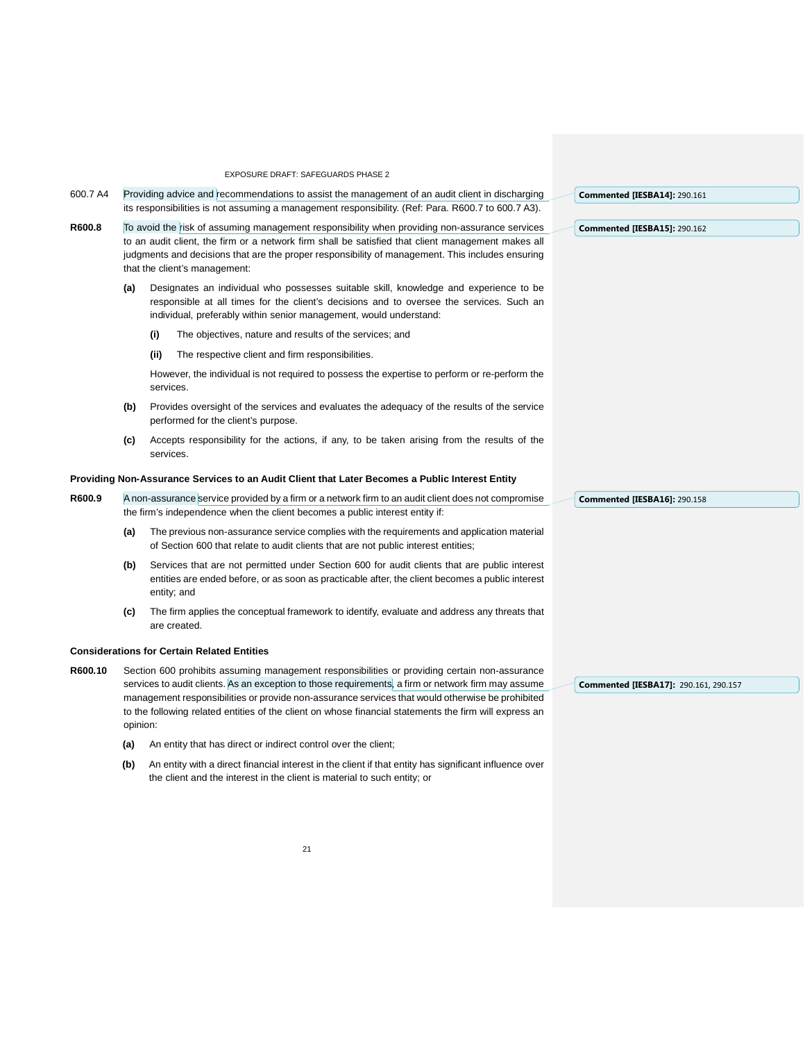600.7 A4 Providing advice and recommendations to assist the management of an audit client in discharging its responsibilities is not assuming a management responsibility. (Ref: Para. R600.7 to 600.7 A3).

Commented [IESBA14]: 290.161

**R600.8** To avoid the risk of assuming management responsibility when providing non-assurance services to an audit client, the firm or a network firm shall be satisfied that client management makes all judgments and decisions that are the proper responsibility of management. This includes ensuring that the client's management:

Commented [IESBA15]: 290.162

**(a)** Designates an individual who possesses suitable skill, knowledge and experience to be responsible at all times for the client's decisions and to oversee the services. Such an individual, preferably within senior management, would understand:

**(i)** The objectives, nature and results of the services; and

**(ii)** The respective client and firm responsibilities.

However, the individual is not required to possess the expertise to perform or re-perform the services.

**(b)** Provides oversight of the services and evaluates the adequacy of the results of the service performed for the client's purpose.

**(c)** Accepts responsibility for the actions, if any, to be taken arising from the results of the services.

### Providing Non-Assurance Services to an Audit Client that Later Becomes a Public Interest Entity

**R600.9** A non-assurance service provided by a firm or a network firm to an audit client does not compromise the firm's independence when the client becomes a public interest entity if:

Commented [IESBA16]: 290.158

**(a)** The previous non-assurance service complies with the requirements and application material of Section 600 that relate to audit clients that are not public interest entities;

**(b)** Services that are not permitted under Section 600 for audit clients that are public interest entities are ended before, or as soon as practicable after, the client becomes a public interest entity; and

**(c)** The firm applies the conceptual framework to identify, evaluate and address any threats that are created.

### Considerations for Certain Related Entities

**R600.10** Section 600 prohibits assuming management responsibilities or providing certain non-assurance services to audit clients. As an exception to those requirements, a firm or network firm may assume management responsibilities or provide non-assurance services that would otherwise be prohibited to the following related entities of the client on whose financial statements the firm will express an opinion:

Commented [IESBA17]: 290.161, 290.157

**(a)** An entity that has direct or indirect control over the client;

**(b)** An entity with a direct financial interest in the client if that entity has significant influence over the client and the interest in the client is material to such entity; or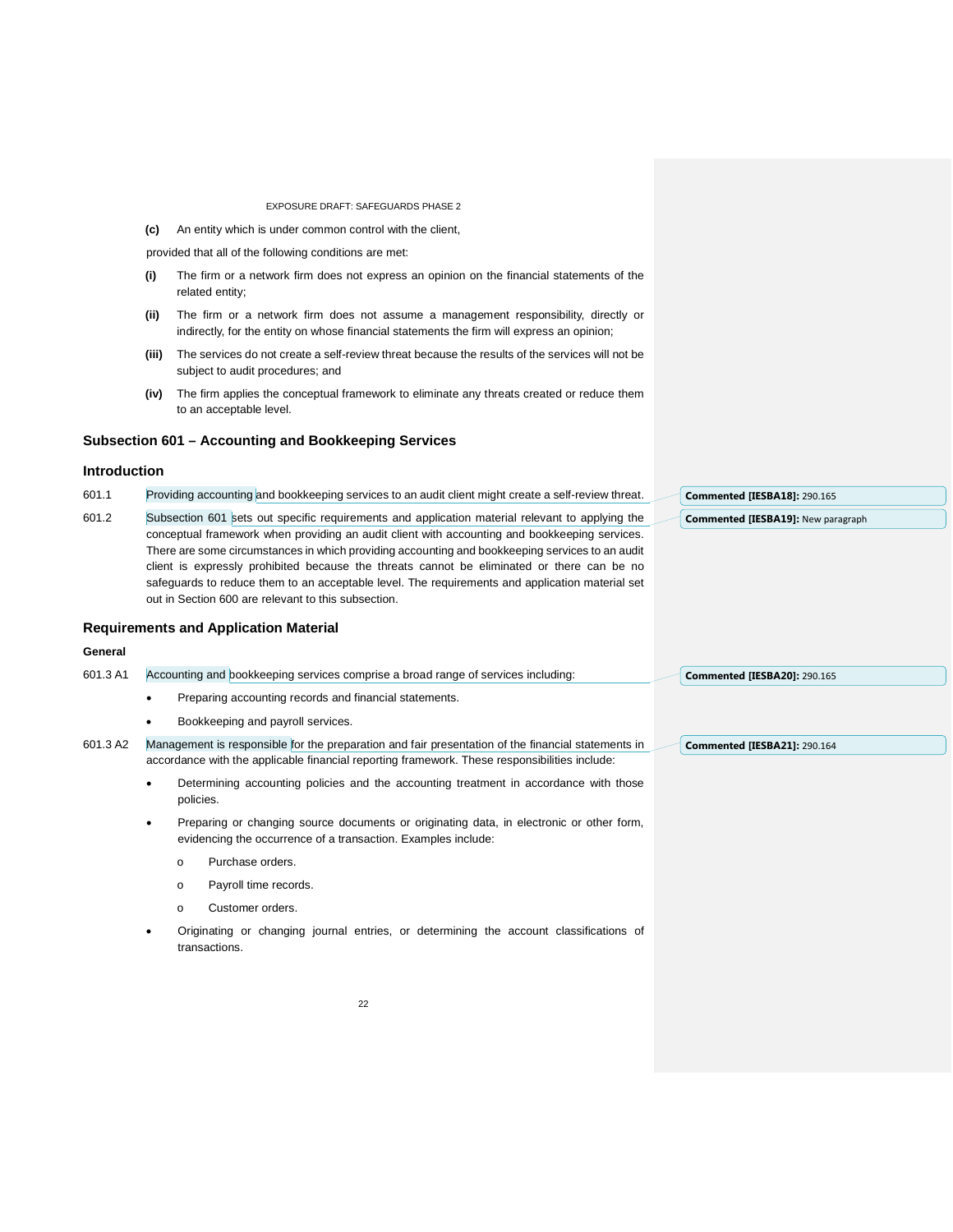**(c)** An entity which is under common control with the client,

provided that all of the following conditions are met:

**(i)** The firm or a network firm does not express an opinion on the financial statements of the related entity;

**(ii)** The firm or a network firm does not assume a management responsibility, directly or indirectly, for the entity on whose financial statements the firm will express an opinion;

**(iii)** The services do not create a self-review threat because the results of the services will not be subject to audit procedures; and

**(iv)** The firm applies the conceptual framework to eliminate any threats created or reduce them to an acceptable level.

## Subsection 601 – Accounting and Bookkeeping Services

### Introduction

601.1 Providing accounting and bookkeeping services to an audit client might create a self-review threat.

**Commented [IESBA18]:** 290.165

601.2 Subsection 601 sets out specific requirements and application material relevant to applying the conceptual framework when providing an audit client with accounting and bookkeeping services. There are some circumstances in which providing accounting and bookkeeping services to an audit client is expressly prohibited because the threats cannot be eliminated or there can be no safeguards to reduce them to an acceptable level. The requirements and application material set out in Section 600 are relevant to this subsection.

**Commented [IESBA19]:** New paragraph

### Requirements and Application Material

#### General

601.3 A1 Accounting and bookkeeping services comprise a broad range of services including:

**Commented [IESBA20]:** 290.165

- Preparing accounting records and financial statements.
- Bookkeeping and payroll services.

601.3 A2 Management is responsible for the preparation and fair presentation of the financial statements in accordance with the applicable financial reporting framework. These responsibilities include:

**Commented [IESBA21]:** 290.164

- Determining accounting policies and the accounting treatment in accordance with those policies.
- Preparing or changing source documents or originating data, in electronic or other form, evidencing the occurrence of a transaction. Examples include:
  - Purchase orders.
  - Payroll time records.
  - Customer orders.
- Originating or changing journal entries, or determining the account classifications of transactions.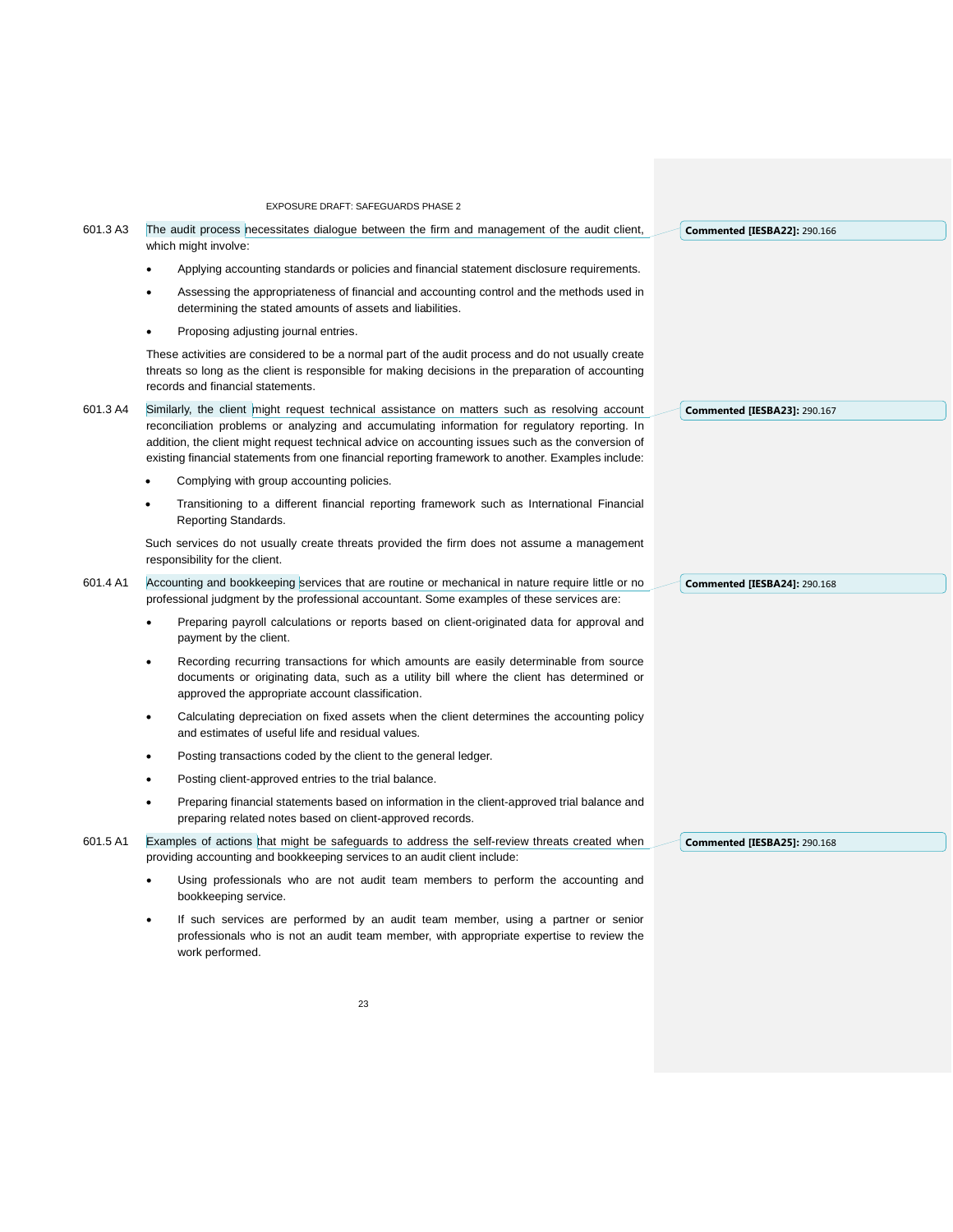601.3 A3 The audit process necessitates dialogue between the firm and management of the audit client, which might involve:

- Applying accounting standards or policies and financial statement disclosure requirements.
- Assessing the appropriateness of financial and accounting control and the methods used in determining the stated amounts of assets and liabilities.
- Proposing adjusting journal entries.

These activities are considered to be a normal part of the audit process and do not usually create threats so long as the client is responsible for making decisions in the preparation of accounting records and financial statements.

601.3 A4 Similarly, the client might request technical assistance on matters such as resolving account reconciliation problems or analyzing and accumulating information for regulatory reporting. In addition, the client might request technical advice on accounting issues such as the conversion of existing financial statements from one financial reporting framework to another. Examples include:

- Complying with group accounting policies.
- Transitioning to a different financial reporting framework such as International Financial Reporting Standards.

Such services do not usually create threats provided the firm does not assume a management responsibility for the client.

601.4 A1 Accounting and bookkeeping services that are routine or mechanical in nature require little or no professional judgment by the professional accountant. Some examples of these services are:

- Preparing payroll calculations or reports based on client-originated data for approval and payment by the client.
- Recording recurring transactions for which amounts are easily determinable from source documents or originating data, such as a utility bill where the client has determined or approved the appropriate account classification.
- Calculating depreciation on fixed assets when the client determines the accounting policy and estimates of useful life and residual values.
- Posting transactions coded by the client to the general ledger.
- Posting client-approved entries to the trial balance.
- Preparing financial statements based on information in the client-approved trial balance and preparing related notes based on client-approved records.

601.5 A1 Examples of actions that might be safeguards to address the self-review threats created when providing accounting and bookkeeping services to an audit client include:

- Using professionals who are not audit team members to perform the accounting and bookkeeping service.
- If such services are performed by an audit team member, using a partner or senior professionals who is not an audit team member, with appropriate expertise to review the work performed.

**Commented [IESBA22]:** 290.166

**Commented [IESBA23]:** 290.167

**Commented [IESBA24]:** 290.168

**Commented [IESBA25]:** 290.168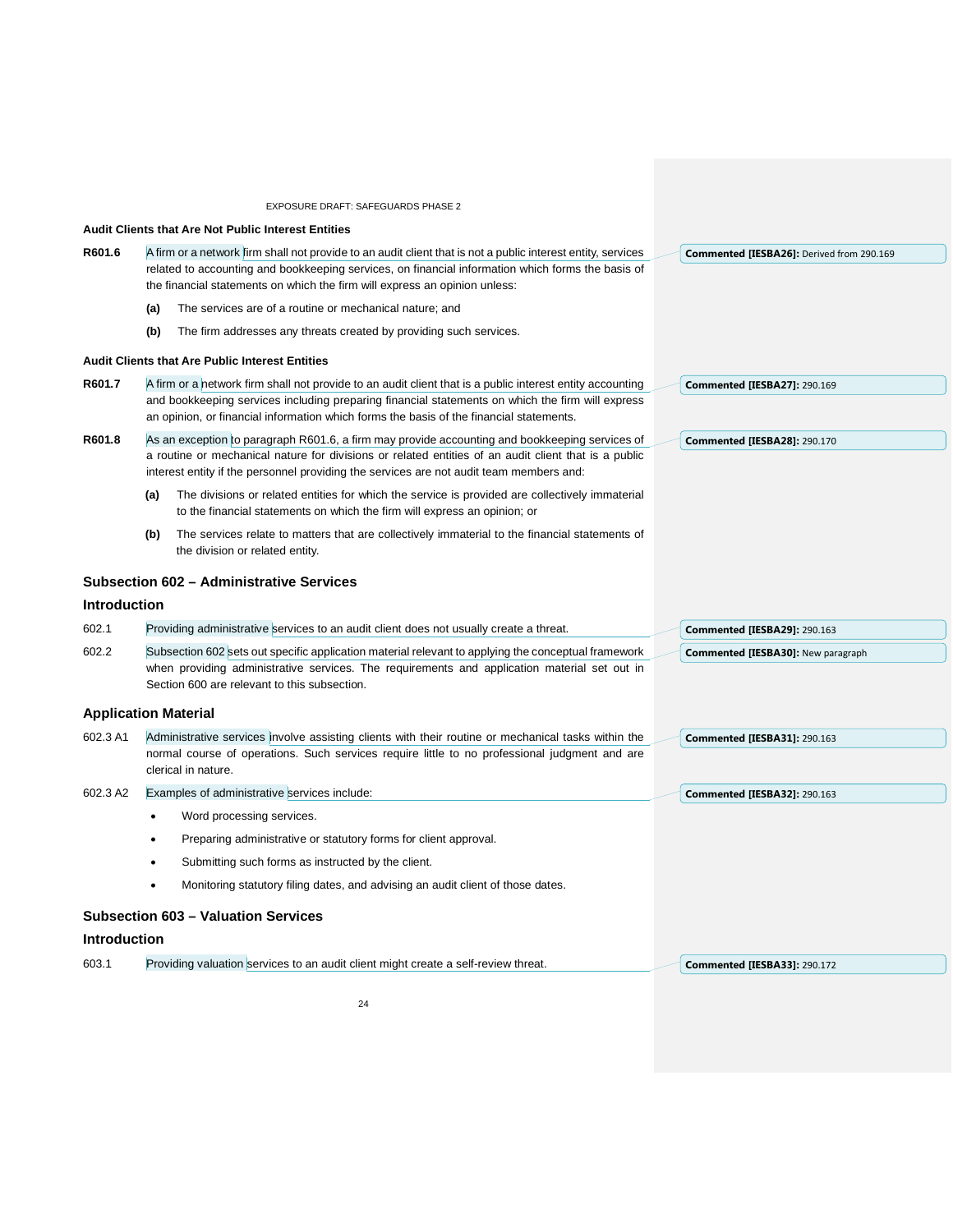**Audit Clients that Are Not Public Interest Entities**

**R601.6** A firm or a network firm shall not provide to an audit client that is not a public interest entity, services related to accounting and bookkeeping services, on financial information which forms the basis of the financial statements on which the firm will express an opinion unless:

**(a)** The services are of a routine or mechanical nature; and

**(b)** The firm addresses any threats created by providing such services.

**Audit Clients that Are Public Interest Entities**

**R601.7** A firm or a network firm shall not provide to an audit client that is a public interest entity accounting and bookkeeping services including preparing financial statements on which the firm will express an opinion, or financial information which forms the basis of the financial statements.

**R601.8** As an exception to paragraph R601.6, a firm may provide accounting and bookkeeping services of a routine or mechanical nature for divisions or related entities of an audit client that is a public interest entity if the personnel providing the services are not audit team members and:

**(a)** The divisions or related entities for which the service is provided are collectively immaterial to the financial statements on which the firm will express an opinion; or

**(b)** The services relate to matters that are collectively immaterial to the financial statements of the division or related entity.

## Subsection 602 – Administrative Services

### Introduction

602.1 Providing administrative services to an audit client does not usually create a threat.

602.2 Subsection 602 sets out specific application material relevant to applying the conceptual framework when providing administrative services. The requirements and application material set out in Section 600 are relevant to this subsection.

### Application Material

602.3 A1 Administrative services involve assisting clients with their routine or mechanical tasks within the normal course of operations. Such services require little to no professional judgment and are clerical in nature.

602.3 A2 Examples of administrative services include:

- Word processing services.
- Preparing administrative or statutory forms for client approval.
- Submitting such forms as instructed by the client.
- Monitoring statutory filing dates, and advising an audit client of those dates.

## Subsection 603 – Valuation Services

### Introduction

603.1 Providing valuation services to an audit client might create a self-review threat.

**Commented [IESBA26]:** Derived from 290.169

**Commented [IESBA27]:** 290.169

**Commented [IESBA28]:** 290.170

**Commented [IESBA29]:** 290.163

**Commented [IESBA30]:** New paragraph

**Commented [IESBA31]:** 290.163

**Commented [IESBA32]:** 290.163

**Commented [IESBA33]:** 290.172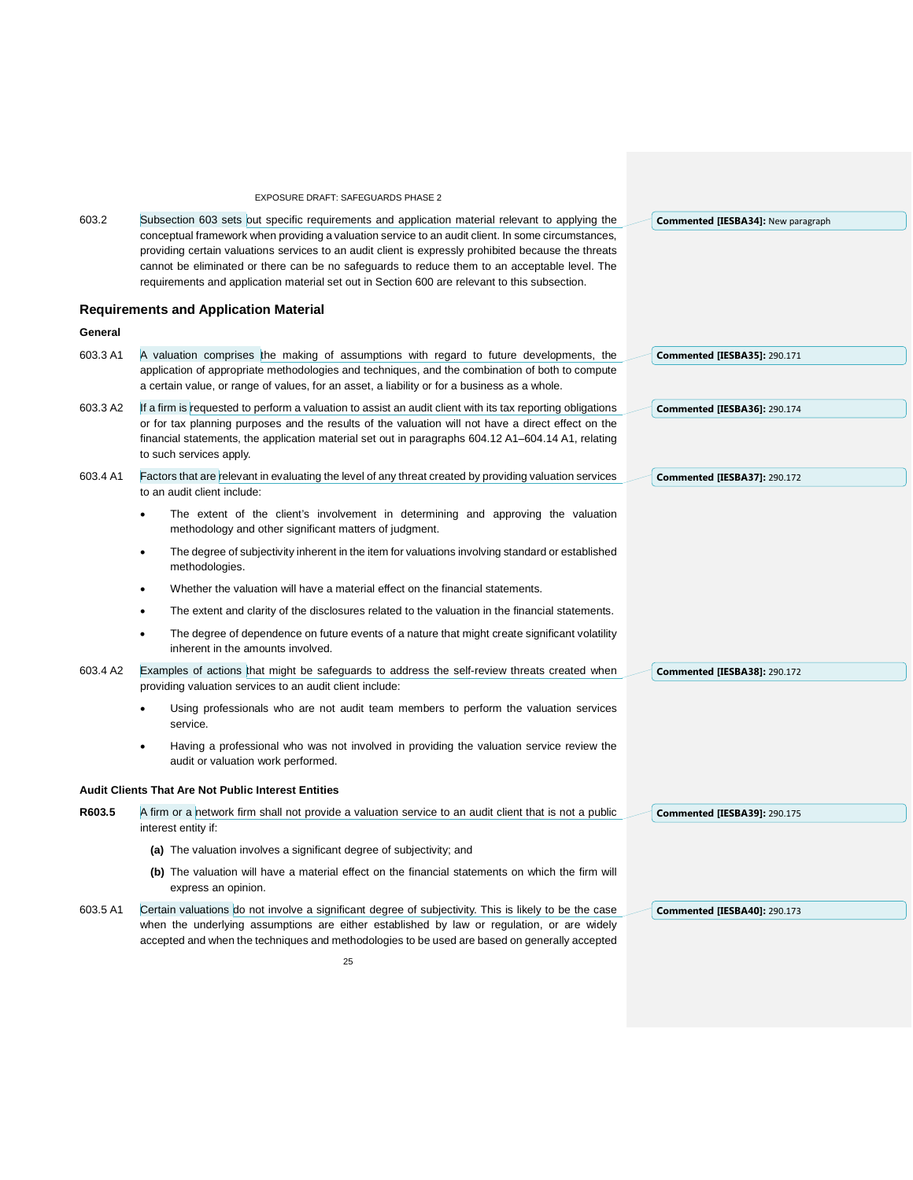603.2 Subsection 603 sets out specific requirements and application material relevant to applying the conceptual framework when providing a valuation service to an audit client. In some circumstances, providing certain valuations services to an audit client is expressly prohibited because the threats cannot be eliminated or there can be no safeguards to reduce them to an acceptable level. The requirements and application material set out in Section 600 are relevant to this subsection.

Commented [IESBA34]: New paragraph

## Requirements and Application Material

### General

603.3 A1 A valuation comprises the making of assumptions with regard to future developments, the application of appropriate methodologies and techniques, and the combination of both to compute a certain value, or range of values, for an asset, a liability or for a business as a whole.

Commented [IESBA35]: 290.171

603.3 A2 If a firm is requested to perform a valuation to assist an audit client with its tax reporting obligations or for tax planning purposes and the results of the valuation will not have a direct effect on the financial statements, the application material set out in paragraphs 604.12 A1–604.14 A1, relating to such services apply.

Commented [IESBA36]: 290.174

603.4 A1 Factors that are relevant in evaluating the level of any threat created by providing valuation services to an audit client include:

- The extent of the client's involvement in determining and approving the valuation methodology and other significant matters of judgment.
- The degree of subjectivity inherent in the item for valuations involving standard or established methodologies.
- Whether the valuation will have a material effect on the financial statements.
- The extent and clarity of the disclosures related to the valuation in the financial statements.
- The degree of dependence on future events of a nature that might create significant volatility inherent in the amounts involved.

Commented [IESBA37]: 290.172

603.4 A2 Examples of actions that might be safeguards to address the self-review threats created when providing valuation services to an audit client include:

- Using professionals who are not audit team members to perform the valuation services service.
- Having a professional who was not involved in providing the valuation service review the audit or valuation work performed.

Commented [IESBA38]: 290.172

### Audit Clients That Are Not Public Interest Entities

**R603.5** A firm or a network firm shall not provide a valuation service to an audit client that is not a public interest entity if:

**(a)** The valuation involves a significant degree of subjectivity; and

**(b)** The valuation will have a material effect on the financial statements on which the firm will express an opinion.

Commented [IESBA39]: 290.175

603.5 A1 Certain valuations do not involve a significant degree of subjectivity. This is likely to be the case when the underlying assumptions are either established by law or regulation, or are widely accepted and when the techniques and methodologies to be used are based on generally accepted

Commented [IESBA40]: 290.173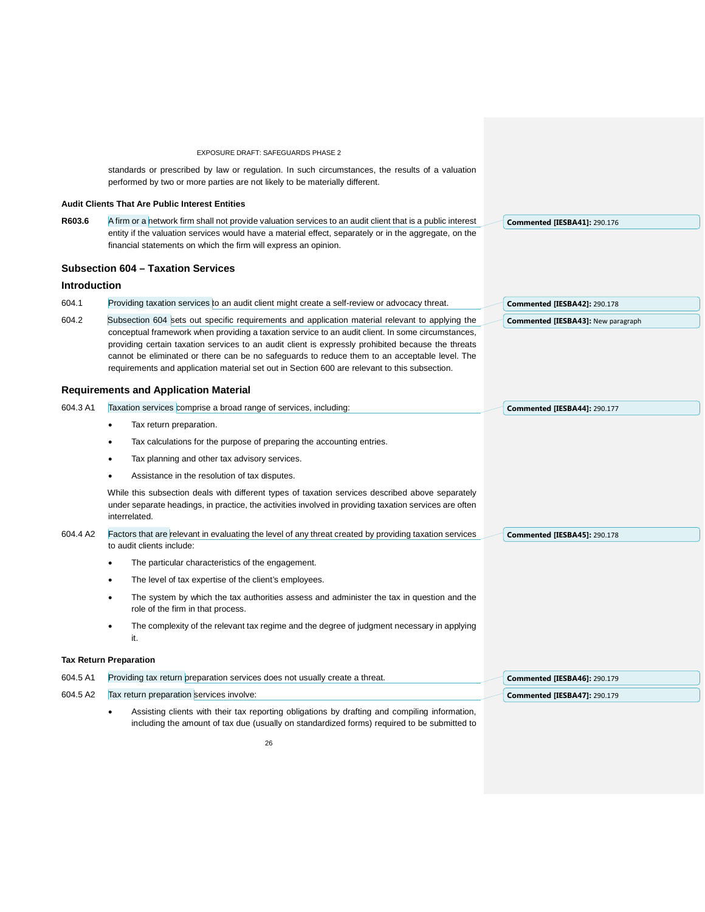standards or prescribed by law or regulation. In such circumstances, the results of a valuation performed by two or more parties are not likely to be materially different.

**Audit Clients That Are Public Interest Entities**

**R603.6** A firm or a network firm shall not provide valuation services to an audit client that is a public interest entity if the valuation services would have a material effect, separately or in the aggregate, on the financial statements on which the firm will express an opinion.

**Commented [IESBA41]:** 290.176

## Subsection 604 – Taxation Services

### Introduction

604.1 Providing taxation services to an audit client might create a self-review or advocacy threat.

**Commented [IESBA42]:** 290.178

604.2 Subsection 604 sets out specific requirements and application material relevant to applying the conceptual framework when providing a taxation service to an audit client. In some circumstances, providing certain taxation services to an audit client is expressly prohibited because the threats cannot be eliminated or there can be no safeguards to reduce them to an acceptable level. The requirements and application material set out in Section 600 are relevant to this subsection.

**Commented [IESBA43]:** New paragraph

### Requirements and Application Material

604.3 A1 Taxation services comprise a broad range of services, including:

**Commented [IESBA44]:** 290.177

- Tax return preparation.
- Tax calculations for the purpose of preparing the accounting entries.
- Tax planning and other tax advisory services.
- Assistance in the resolution of tax disputes.

While this subsection deals with different types of taxation services described above separately under separate headings, in practice, the activities involved in providing taxation services are often interrelated.

604.4 A2 Factors that are relevant in evaluating the level of any threat created by providing taxation services to audit clients include:

**Commented [IESBA45]:** 290.178

- The particular characteristics of the engagement.
- The level of tax expertise of the client's employees.
- The system by which the tax authorities assess and administer the tax in question and the role of the firm in that process.
- The complexity of the relevant tax regime and the degree of judgment necessary in applying it.

**Tax Return Preparation**

604.5 A1 Providing tax return preparation services does not usually create a threat.

**Commented [IESBA46]:** 290.179

604.5 A2 Tax return preparation services involve:

**Commented [IESBA47]:** 290.179

- Assisting clients with their tax reporting obligations by drafting and compiling information, including the amount of tax due (usually on standardized forms) required to be submitted to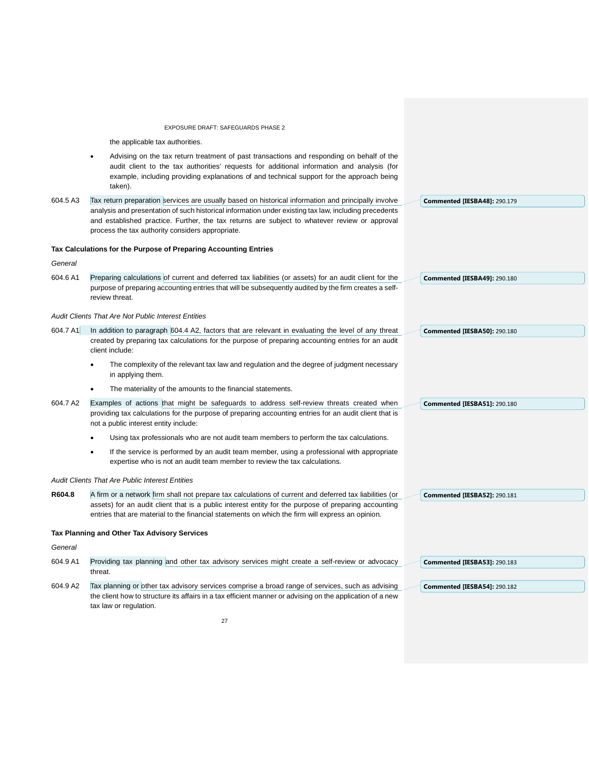the applicable tax authorities.

- Advising on the tax return treatment of past transactions and responding on behalf of the audit client to the tax authorities' requests for additional information and analysis (for example, including providing explanations of and technical support for the approach being taken).

604.5 A3 Tax return preparation services are usually based on historical information and principally involve analysis and presentation of such historical information under existing tax law, including precedents and established practice. Further, the tax returns are subject to whatever review or approval process the tax authority considers appropriate.

**Commented [IESBA48]:** 290.179

### Tax Calculations for the Purpose of Preparing Accounting Entries

*General*

604.6 A1 Preparing calculations of current and deferred tax liabilities (or assets) for an audit client for the purpose of preparing accounting entries that will be subsequently audited by the firm creates a self-review threat.

**Commented [IESBA49]:** 290.180

*Audit Clients That Are Not Public Interest Entities*

604.7 A1 In addition to paragraph 604.4 A2, factors that are relevant in evaluating the level of any threat created by preparing tax calculations for the purpose of preparing accounting entries for an audit client include:

- The complexity of the relevant tax law and regulation and the degree of judgment necessary in applying them.
- The materiality of the amounts to the financial statements.

**Commented [IESBA50]:** 290.180

604.7 A2 Examples of actions that might be safeguards to address self-review threats created when providing tax calculations for the purpose of preparing accounting entries for an audit client that is not a public interest entity include:

- Using tax professionals who are not audit team members to perform the tax calculations.
- If the service is performed by an audit team member, using a professional with appropriate expertise who is not an audit team member to review the tax calculations.

**Commented [IESBA51]:** 290.180

*Audit Clients That Are Public Interest Entities*

**R604.8** A firm or a network firm shall not prepare tax calculations of current and deferred tax liabilities (or assets) for an audit client that is a public interest entity for the purpose of preparing accounting entries that are material to the financial statements on which the firm will express an opinion.

**Commented [IESBA52]:** 290.181

### Tax Planning and Other Tax Advisory Services

*General*

604.9 A1 Providing tax planning and other tax advisory services might create a self-review or advocacy threat.

**Commented [IESBA53]:** 290.183

604.9 A2 Tax planning or other tax advisory services comprise a broad range of services, such as advising the client how to structure its affairs in a tax efficient manner or advising on the application of a new tax law or regulation.

**Commented [IESBA54]:** 290.182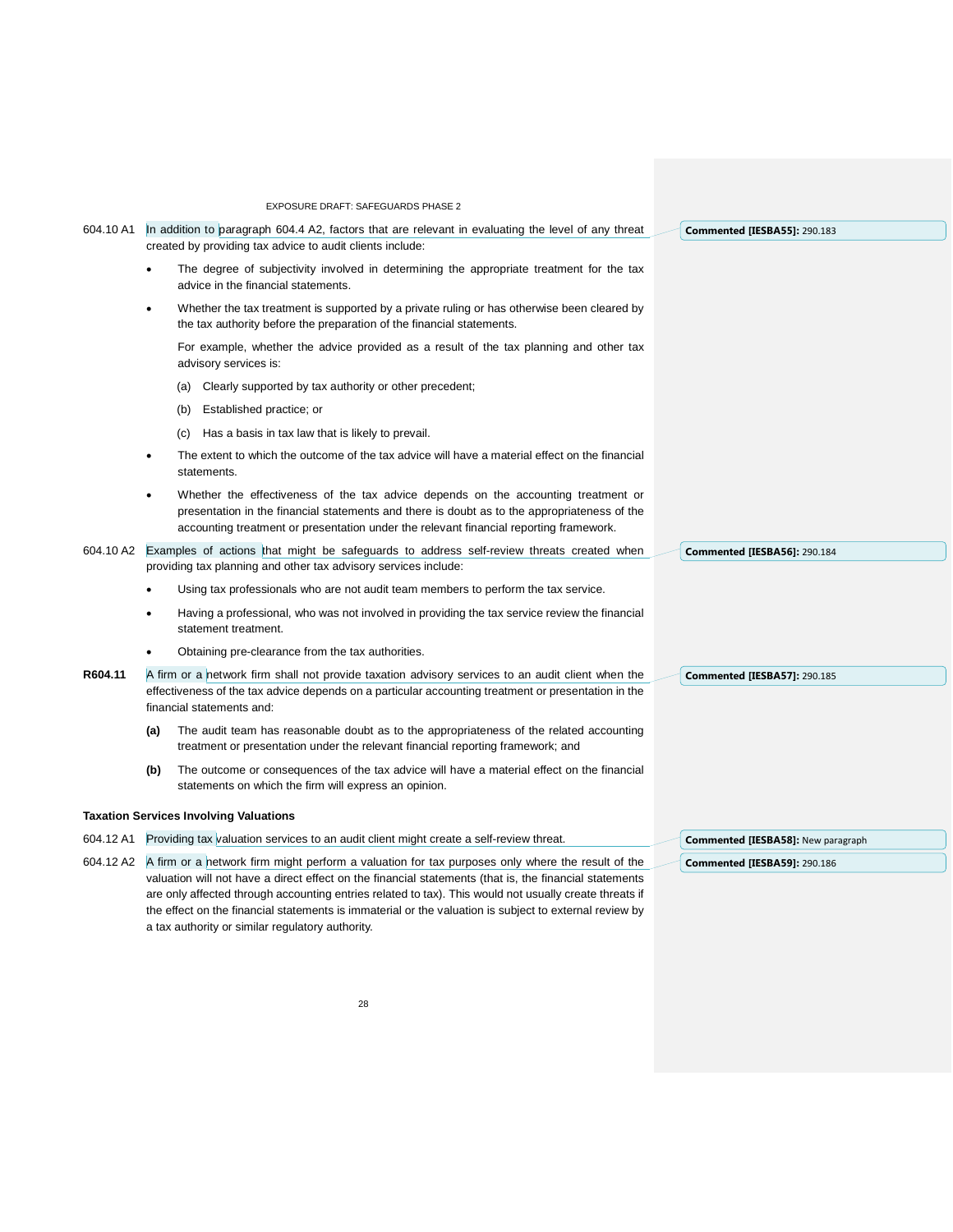604.10 A1 In addition to paragraph 604.4 A2, factors that are relevant in evaluating the level of any threat created by providing tax advice to audit clients include:

- The degree of subjectivity involved in determining the appropriate treatment for the tax advice in the financial statements.
- Whether the tax treatment is supported by a private ruling or has otherwise been cleared by the tax authority before the preparation of the financial statements.

  For example, whether the advice provided as a result of the tax planning and other tax advisory services is:

  (a) Clearly supported by tax authority or other precedent;

  (b) Established practice; or

  (c) Has a basis in tax law that is likely to prevail.
- The extent to which the outcome of the tax advice will have a material effect on the financial statements.
- Whether the effectiveness of the tax advice depends on the accounting treatment or presentation in the financial statements and there is doubt as to the appropriateness of the accounting treatment or presentation under the relevant financial reporting framework.

604.10 A2 Examples of actions that might be safeguards to address self-review threats created when providing tax planning and other tax advisory services include:

- Using tax professionals who are not audit team members to perform the tax service.
- Having a professional, who was not involved in providing the tax service review the financial statement treatment.
- Obtaining pre-clearance from the tax authorities.

**R604.11** A firm or a network firm shall not provide taxation advisory services to an audit client when the effectiveness of the tax advice depends on a particular accounting treatment or presentation in the financial statements and:

**(a)** The audit team has reasonable doubt as to the appropriateness of the related accounting treatment or presentation under the relevant financial reporting framework; and

**(b)** The outcome or consequences of the tax advice will have a material effect on the financial statements on which the firm will express an opinion.

**Taxation Services Involving Valuations**

604.12 A1 Providing tax valuation services to an audit client might create a self-review threat.

604.12 A2 A firm or a network firm might perform a valuation for tax purposes only where the result of the valuation will not have a direct effect on the financial statements (that is, the financial statements are only affected through accounting entries related to tax). This would not usually create threats if the effect on the financial statements is immaterial or the valuation is subject to external review by a tax authority or similar regulatory authority.

Commented [IESBA55]: 290.183

Commented [IESBA56]: 290.184

Commented [IESBA57]: 290.185

Commented [IESBA58]: New paragraph

Commented [IESBA59]: 290.186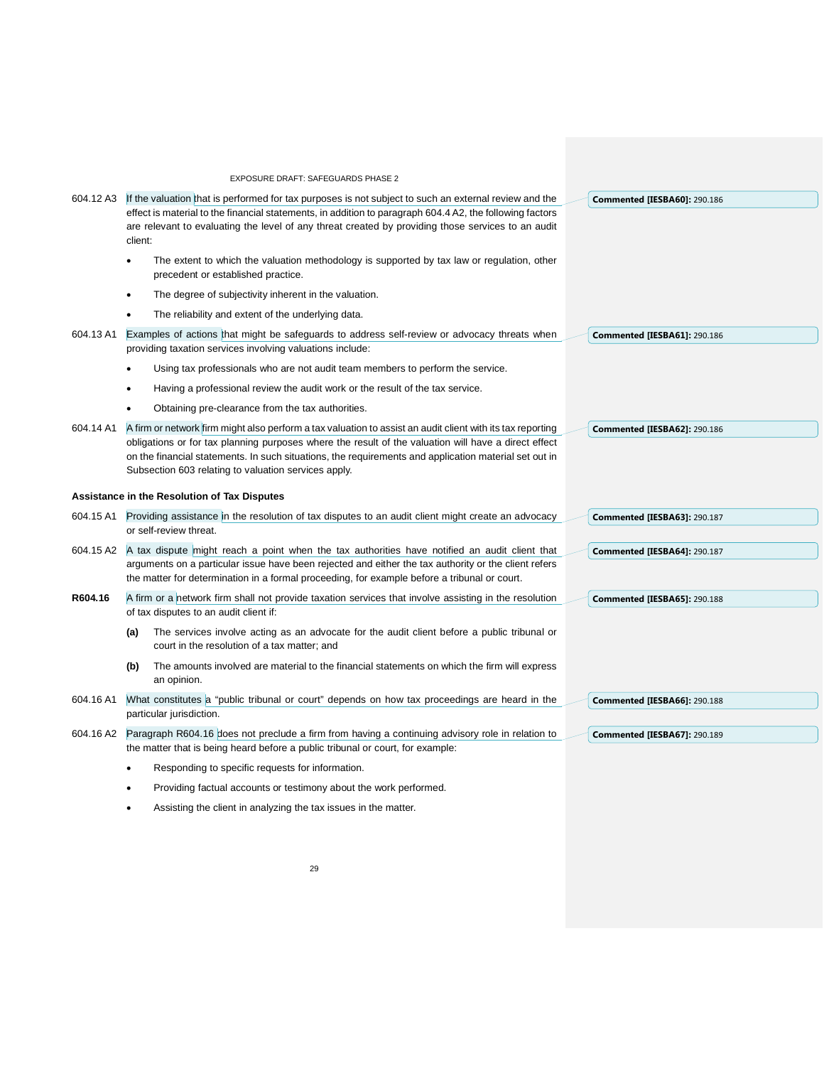604.12 A3 If the valuation that is performed for tax purposes is not subject to such an external review and the effect is material to the financial statements, in addition to paragraph 604.4 A2, the following factors are relevant to evaluating the level of any threat created by providing those services to an audit client:

- The extent to which the valuation methodology is supported by tax law or regulation, other precedent or established practice.
- The degree of subjectivity inherent in the valuation.
- The reliability and extent of the underlying data.

604.13 A1 Examples of actions that might be safeguards to address self-review or advocacy threats when providing taxation services involving valuations include:

- Using tax professionals who are not audit team members to perform the service.
- Having a professional review the audit work or the result of the tax service.
- Obtaining pre-clearance from the tax authorities.

604.14 A1 A firm or network firm might also perform a tax valuation to assist an audit client with its tax reporting obligations or for tax planning purposes where the result of the valuation will have a direct effect on the financial statements. In such situations, the requirements and application material set out in Subsection 603 relating to valuation services apply.

**Assistance in the Resolution of Tax Disputes**

604.15 A1 Providing assistance in the resolution of tax disputes to an audit client might create an advocacy or self-review threat.

604.15 A2 A tax dispute might reach a point when the tax authorities have notified an audit client that arguments on a particular issue have been rejected and either the tax authority or the client refers the matter for determination in a formal proceeding, for example before a tribunal or court.

**R604.16** A firm or a network firm shall not provide taxation services that involve assisting in the resolution of tax disputes to an audit client if:

**(a)** The services involve acting as an advocate for the audit client before a public tribunal or court in the resolution of a tax matter; and

**(b)** The amounts involved are material to the financial statements on which the firm will express an opinion.

604.16 A1 What constitutes a "public tribunal or court" depends on how tax proceedings are heard in the particular jurisdiction.

604.16 A2 Paragraph R604.16 does not preclude a firm from having a continuing advisory role in relation to the matter that is being heard before a public tribunal or court, for example:

- Responding to specific requests for information.
- Providing factual accounts or testimony about the work performed.
- Assisting the client in analyzing the tax issues in the matter.

**Commented [IESBA60]:** 290.186

**Commented [IESBA61]:** 290.186

**Commented [IESBA62]:** 290.186

**Commented [IESBA63]:** 290.187

**Commented [IESBA64]:** 290.187

**Commented [IESBA65]:** 290.188

**Commented [IESBA66]:** 290.188

**Commented [IESBA67]:** 290.189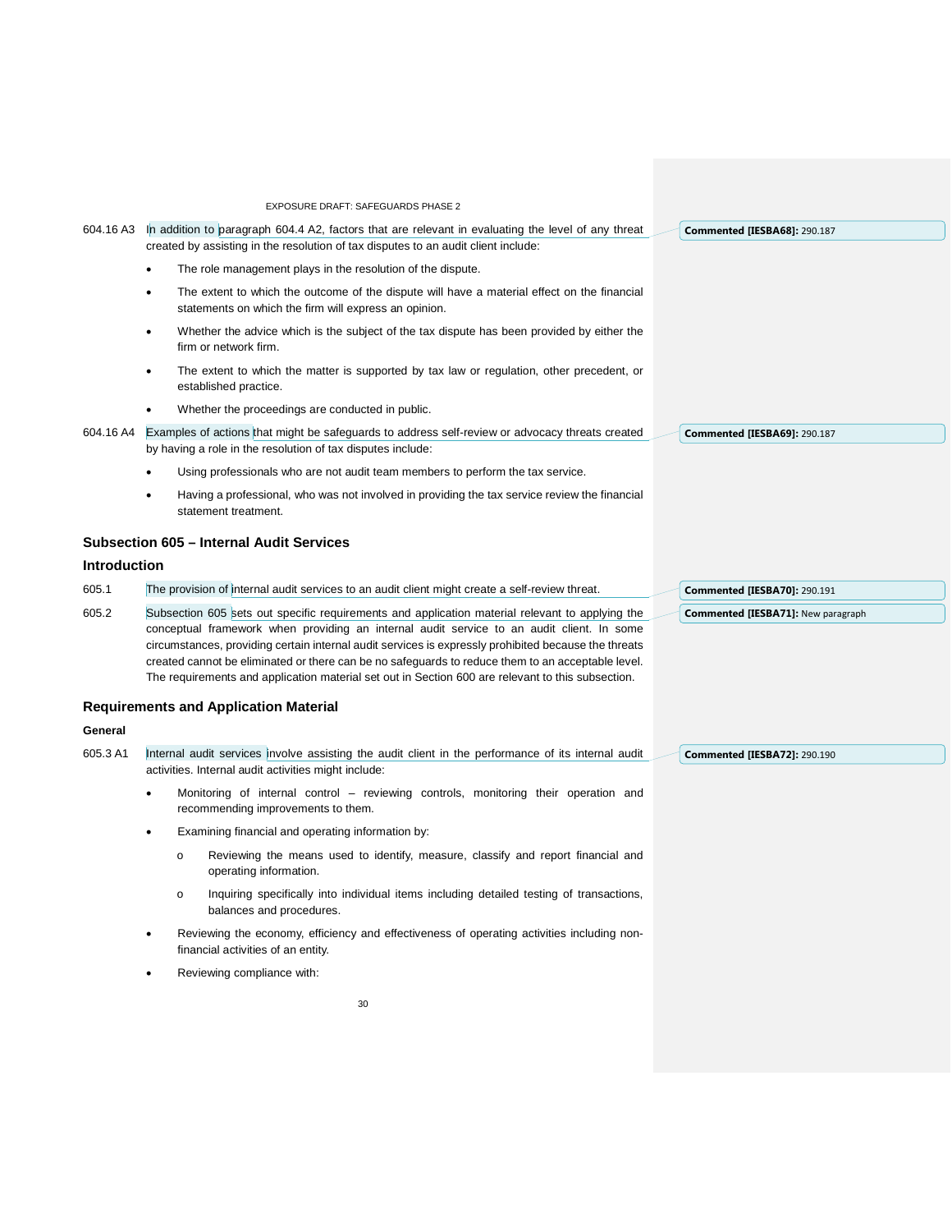604.16 A3 In addition to paragraph 604.4 A2, factors that are relevant in evaluating the level of any threat created by assisting in the resolution of tax disputes to an audit client include:

- The role management plays in the resolution of the dispute.
- The extent to which the outcome of the dispute will have a material effect on the financial statements on which the firm will express an opinion.
- Whether the advice which is the subject of the tax dispute has been provided by either the firm or network firm.
- The extent to which the matter is supported by tax law or regulation, other precedent, or established practice.
- Whether the proceedings are conducted in public.

604.16 A4 Examples of actions that might be safeguards to address self-review or advocacy threats created by having a role in the resolution of tax disputes include:

- Using professionals who are not audit team members to perform the tax service.
- Having a professional, who was not involved in providing the tax service review the financial statement treatment.

## Subsection 605 – Internal Audit Services

### Introduction

605.1 The provision of internal audit services to an audit client might create a self-review threat.

605.2 Subsection 605 sets out specific requirements and application material relevant to applying the conceptual framework when providing an internal audit service to an audit client. In some circumstances, providing certain internal audit services is expressly prohibited because the threats created cannot be eliminated or there can be no safeguards to reduce them to an acceptable level. The requirements and application material set out in Section 600 are relevant to this subsection.

### Requirements and Application Material

#### General

605.3 A1 Internal audit services involve assisting the audit client in the performance of its internal audit activities. Internal audit activities might include:

- Monitoring of internal control – reviewing controls, monitoring their operation and recommending improvements to them.
- Examining financial and operating information by:
  - Reviewing the means used to identify, measure, classify and report financial and operating information.
  - Inquiring specifically into individual items including detailed testing of transactions, balances and procedures.
- Reviewing the economy, efficiency and effectiveness of operating activities including non-financial activities of an entity.
- Reviewing compliance with:

**Commented [IESBA68]:** 290.187

**Commented [IESBA69]:** 290.187

**Commented [IESBA70]:** 290.191

**Commented [IESBA71]:** New paragraph

**Commented [IESBA72]:** 290.190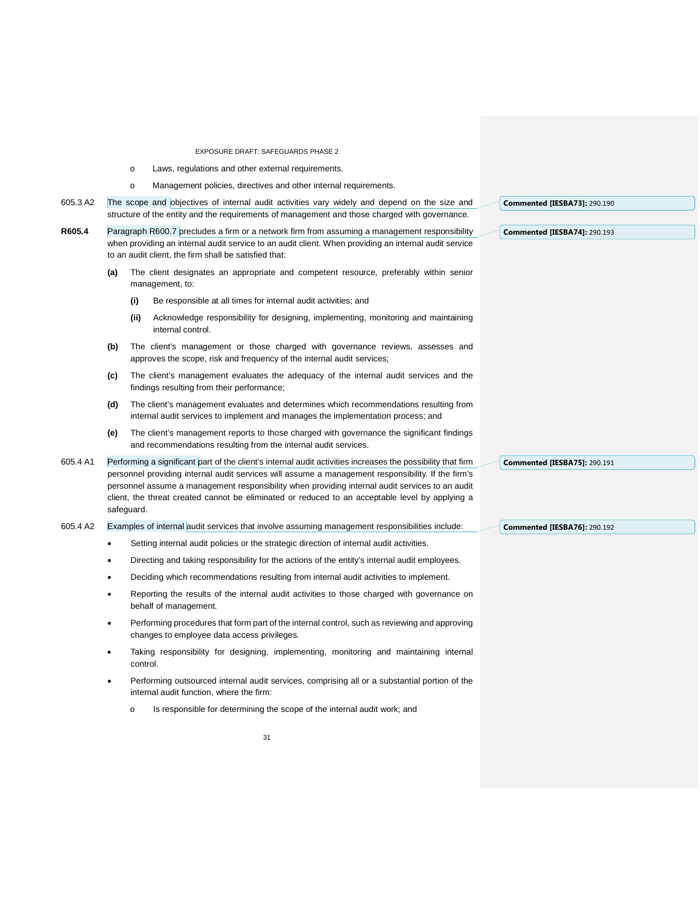- Laws, regulations and other external requirements.
- Management policies, directives and other internal requirements.

605.3 A2 The scope and objectives of internal audit activities vary widely and depend on the size and structure of the entity and the requirements of management and those charged with governance.

Commented [IESBA73]: 290.190

**R605.4** Paragraph R600.7 precludes a firm or a network firm from assuming a management responsibility when providing an internal audit service to an audit client. When providing an internal audit service to an audit client, the firm shall be satisfied that:

Commented [IESBA74]: 290.193

**(a)** The client designates an appropriate and competent resource, preferably within senior management, to:

**(i)** Be responsible at all times for internal audit activities; and

**(ii)** Acknowledge responsibility for designing, implementing, monitoring and maintaining internal control.

**(b)** The client's management or those charged with governance reviews, assesses and approves the scope, risk and frequency of the internal audit services;

**(c)** The client's management evaluates the adequacy of the internal audit services and the findings resulting from their performance;

**(d)** The client's management evaluates and determines which recommendations resulting from internal audit services to implement and manages the implementation process; and

**(e)** The client's management reports to those charged with governance the significant findings and recommendations resulting from the internal audit services.

605.4 A1 Performing a significant part of the client's internal audit activities increases the possibility that firm personnel providing internal audit services will assume a management responsibility. If the firm's personnel assume a management responsibility when providing internal audit services to an audit client, the threat created cannot be eliminated or reduced to an acceptable level by applying a safeguard.

Commented [IESBA75]: 290.191

605.4 A2 Examples of internal audit services that involve assuming management responsibilities include:

Commented [IESBA76]: 290.192

- Setting internal audit policies or the strategic direction of internal audit activities.
- Directing and taking responsibility for the actions of the entity's internal audit employees.
- Deciding which recommendations resulting from internal audit activities to implement.
- Reporting the results of the internal audit activities to those charged with governance on behalf of management.
- Performing procedures that form part of the internal control, such as reviewing and approving changes to employee data access privileges.
- Taking responsibility for designing, implementing, monitoring and maintaining internal control.
- Performing outsourced internal audit services, comprising all or a substantial portion of the internal audit function, where the firm:
  - Is responsible for determining the scope of the internal audit work; and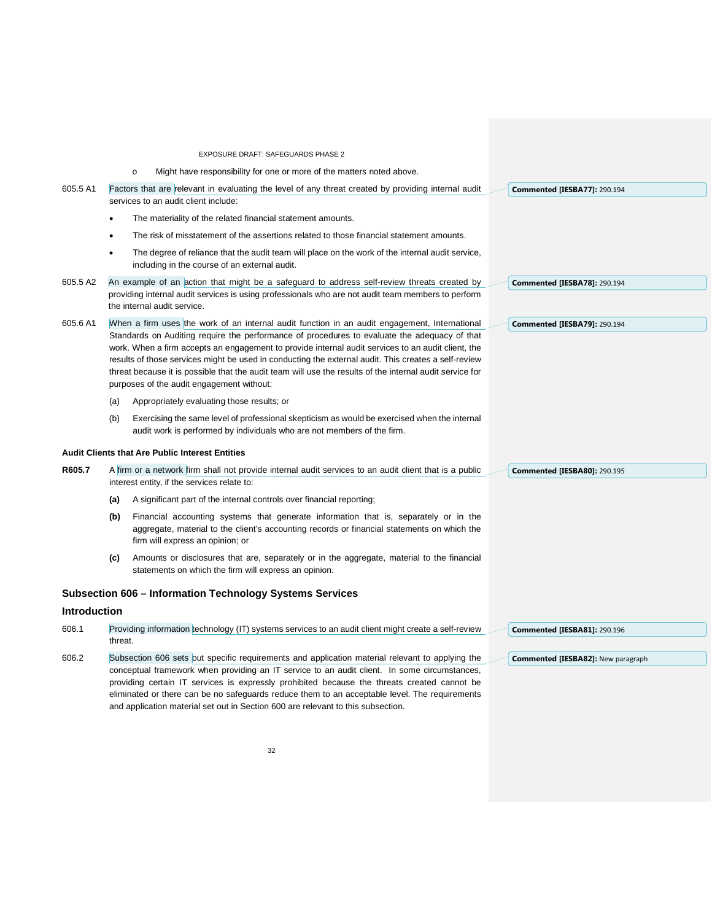- o Might have responsibility for one or more of the matters noted above.

605.5 A1 Factors that are relevant in evaluating the level of any threat created by providing internal audit services to an audit client include:

- The materiality of the related financial statement amounts.
- The risk of misstatement of the assertions related to those financial statement amounts.
- The degree of reliance that the audit team will place on the work of the internal audit service, including in the course of an external audit.

605.5 A2 An example of an action that might be a safeguard to address self-review threats created by providing internal audit services is using professionals who are not audit team members to perform the internal audit service.

605.6 A1 When a firm uses the work of an internal audit function in an audit engagement, International Standards on Auditing require the performance of procedures to evaluate the adequacy of that work. When a firm accepts an engagement to provide internal audit services to an audit client, the results of those services might be used in conducting the external audit. This creates a self-review threat because it is possible that the audit team will use the results of the internal audit service for purposes of the audit engagement without:

(a) Appropriately evaluating those results; or

(b) Exercising the same level of professional skepticism as would be exercised when the internal audit work is performed by individuals who are not members of the firm.

**Audit Clients that Are Public Interest Entities**

**R605.7** A firm or a network firm shall not provide internal audit services to an audit client that is a public interest entity, if the services relate to:

**(a)** A significant part of the internal controls over financial reporting;

**(b)** Financial accounting systems that generate information that is, separately or in the aggregate, material to the client's accounting records or financial statements on which the firm will express an opinion; or

**(c)** Amounts or disclosures that are, separately or in the aggregate, material to the financial statements on which the firm will express an opinion.

## Subsection 606 – Information Technology Systems Services

### Introduction

606.1 Providing information technology (IT) systems services to an audit client might create a self-review threat.

606.2 Subsection 606 sets out specific requirements and application material relevant to applying the conceptual framework when providing an IT service to an audit client. In some circumstances, providing certain IT services is expressly prohibited because the threats created cannot be eliminated or there can be no safeguards reduce them to an acceptable level. The requirements and application material set out in Section 600 are relevant to this subsection.

**Commented [IESBA77]:** 290.194

**Commented [IESBA78]:** 290.194

**Commented [IESBA79]:** 290.194

**Commented [IESBA80]:** 290.195

**Commented [IESBA81]:** 290.196

**Commented [IESBA82]:** New paragraph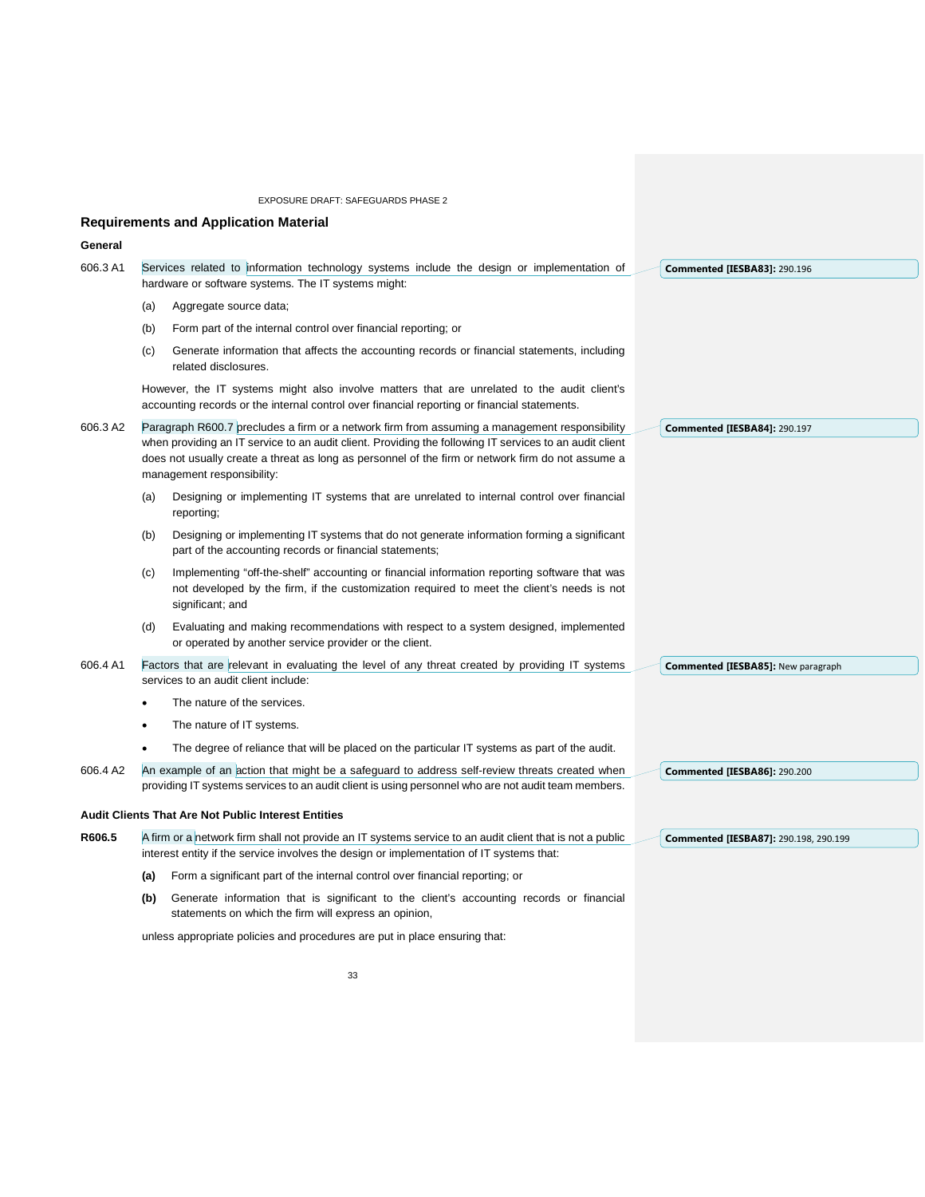## Requirements and Application Material

### General

606.3 A1 Services related to information technology systems include the design or implementation of hardware or software systems. The IT systems might:

(a) Aggregate source data;

(b) Form part of the internal control over financial reporting; or

(c) Generate information that affects the accounting records or financial statements, including related disclosures.

However, the IT systems might also involve matters that are unrelated to the audit client's accounting records or the internal control over financial reporting or financial statements.

606.3 A2 Paragraph R600.7 precludes a firm or a network firm from assuming a management responsibility when providing an IT service to an audit client. Providing the following IT services to an audit client does not usually create a threat as long as personnel of the firm or network firm do not assume a management responsibility:

(a) Designing or implementing IT systems that are unrelated to internal control over financial reporting;

(b) Designing or implementing IT systems that do not generate information forming a significant part of the accounting records or financial statements;

(c) Implementing "off-the-shelf" accounting or financial information reporting software that was not developed by the firm, if the customization required to meet the client's needs is not significant; and

(d) Evaluating and making recommendations with respect to a system designed, implemented or operated by another service provider or the client.

606.4 A1 Factors that are relevant in evaluating the level of any threat created by providing IT systems services to an audit client include:

- The nature of the services.
- The nature of IT systems.
- The degree of reliance that will be placed on the particular IT systems as part of the audit.

606.4 A2 An example of an action that might be a safeguard to address self-review threats created when providing IT systems services to an audit client is using personnel who are not audit team members.

### Audit Clients That Are Not Public Interest Entities

**R606.5** A firm or a network firm shall not provide an IT systems service to an audit client that is not a public interest entity if the service involves the design or implementation of IT systems that:

**(a)** Form a significant part of the internal control over financial reporting; or

**(b)** Generate information that is significant to the client's accounting records or financial statements on which the firm will express an opinion,

unless appropriate policies and procedures are put in place ensuring that:

> **Commented [IESBA83]:** 290.196
>
> **Commented [IESBA84]:** 290.197
>
> **Commented [IESBA85]:** New paragraph
>
> **Commented [IESBA86]:** 290.200
>
> **Commented [IESBA87]:** 290.198, 290.199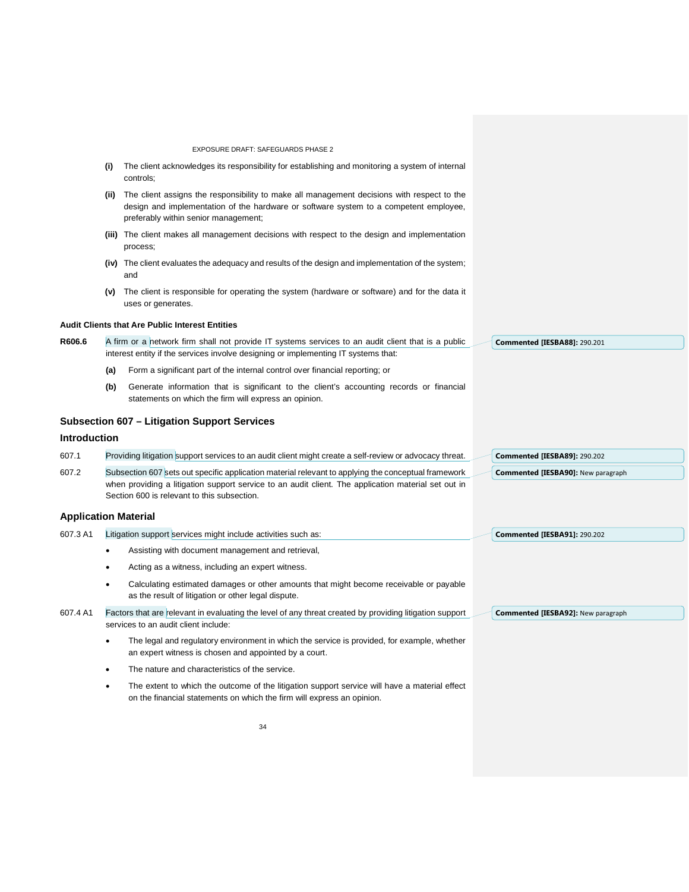(i) The client acknowledges its responsibility for establishing and monitoring a system of internal controls;

(ii) The client assigns the responsibility to make all management decisions with respect to the design and implementation of the hardware or software system to a competent employee, preferably within senior management;

(iii) The client makes all management decisions with respect to the design and implementation process;

(iv) The client evaluates the adequacy and results of the design and implementation of the system; and

(v) The client is responsible for operating the system (hardware or software) and for the data it uses or generates.

#### Audit Clients that Are Public Interest Entities

**R606.6** A firm or a network firm shall not provide IT systems services to an audit client that is a public interest entity if the services involve designing or implementing IT systems that:

(a) Form a significant part of the internal control over financial reporting; or

(b) Generate information that is significant to the client's accounting records or financial statements on which the firm will express an opinion.

**Commented [IESBA88]:** 290.201

## Subsection 607 – Litigation Support Services

### Introduction

607.1 Providing litigation support services to an audit client might create a self-review or advocacy threat.

**Commented [IESBA89]:** 290.202

607.2 Subsection 607 sets out specific application material relevant to applying the conceptual framework when providing a litigation support service to an audit client. The application material set out in Section 600 is relevant to this subsection.

**Commented [IESBA90]:** New paragraph

### Application Material

607.3 A1 Litigation support services might include activities such as:

- Assisting with document management and retrieval,
- Acting as a witness, including an expert witness.
- Calculating estimated damages or other amounts that might become receivable or payable as the result of litigation or other legal dispute.

**Commented [IESBA91]:** 290.202

607.4 A1 Factors that are relevant in evaluating the level of any threat created by providing litigation support services to an audit client include:

- The legal and regulatory environment in which the service is provided, for example, whether an expert witness is chosen and appointed by a court.
- The nature and characteristics of the service.
- The extent to which the outcome of the litigation support service will have a material effect on the financial statements on which the firm will express an opinion.

**Commented [IESBA92]:** New paragraph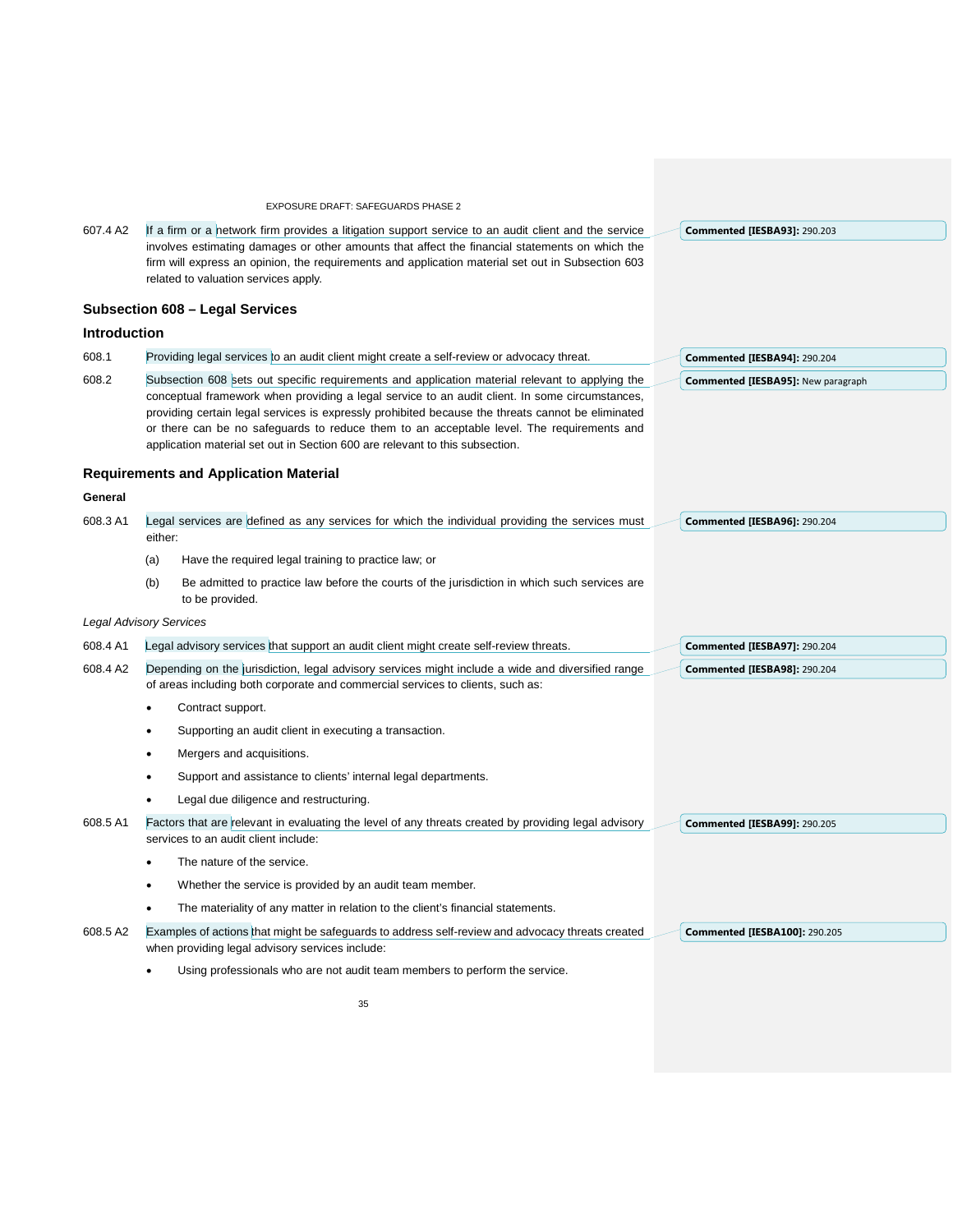607.4 A2 If a firm or a network firm provides a litigation support service to an audit client and the service involves estimating damages or other amounts that affect the financial statements on which the firm will express an opinion, the requirements and application material set out in Subsection 603 related to valuation services apply.

## Subsection 608 – Legal Services

### Introduction

608.1 Providing legal services to an audit client might create a self-review or advocacy threat.

608.2 Subsection 608 sets out specific requirements and application material relevant to applying the conceptual framework when providing a legal service to an audit client. In some circumstances, providing certain legal services is expressly prohibited because the threats cannot be eliminated or there can be no safeguards to reduce them to an acceptable level. The requirements and application material set out in Section 600 are relevant to this subsection.

### Requirements and Application Material

**General**

608.3 A1 Legal services are defined as any services for which the individual providing the services must either:

(a) Have the required legal training to practice law; or

(b) Be admitted to practice law before the courts of the jurisdiction in which such services are to be provided.

*Legal Advisory Services*

608.4 A1 Legal advisory services that support an audit client might create self-review threats.

608.4 A2 Depending on the jurisdiction, legal advisory services might include a wide and diversified range of areas including both corporate and commercial services to clients, such as:

- Contract support.
- Supporting an audit client in executing a transaction.
- Mergers and acquisitions.
- Support and assistance to clients' internal legal departments.
- Legal due diligence and restructuring.

608.5 A1 Factors that are relevant in evaluating the level of any threats created by providing legal advisory services to an audit client include:

- The nature of the service.
- Whether the service is provided by an audit team member.
- The materiality of any matter in relation to the client's financial statements.

608.5 A2 Examples of actions that might be safeguards to address self-review and advocacy threats created when providing legal advisory services include:

- Using professionals who are not audit team members to perform the service.

**Commented [IESBA93]:** 290.203

**Commented [IESBA94]:** 290.204

**Commented [IESBA95]:** New paragraph

**Commented [IESBA96]:** 290.204

**Commented [IESBA97]:** 290.204

**Commented [IESBA98]:** 290.204

**Commented [IESBA99]:** 290.205

**Commented [IESBA100]:** 290.205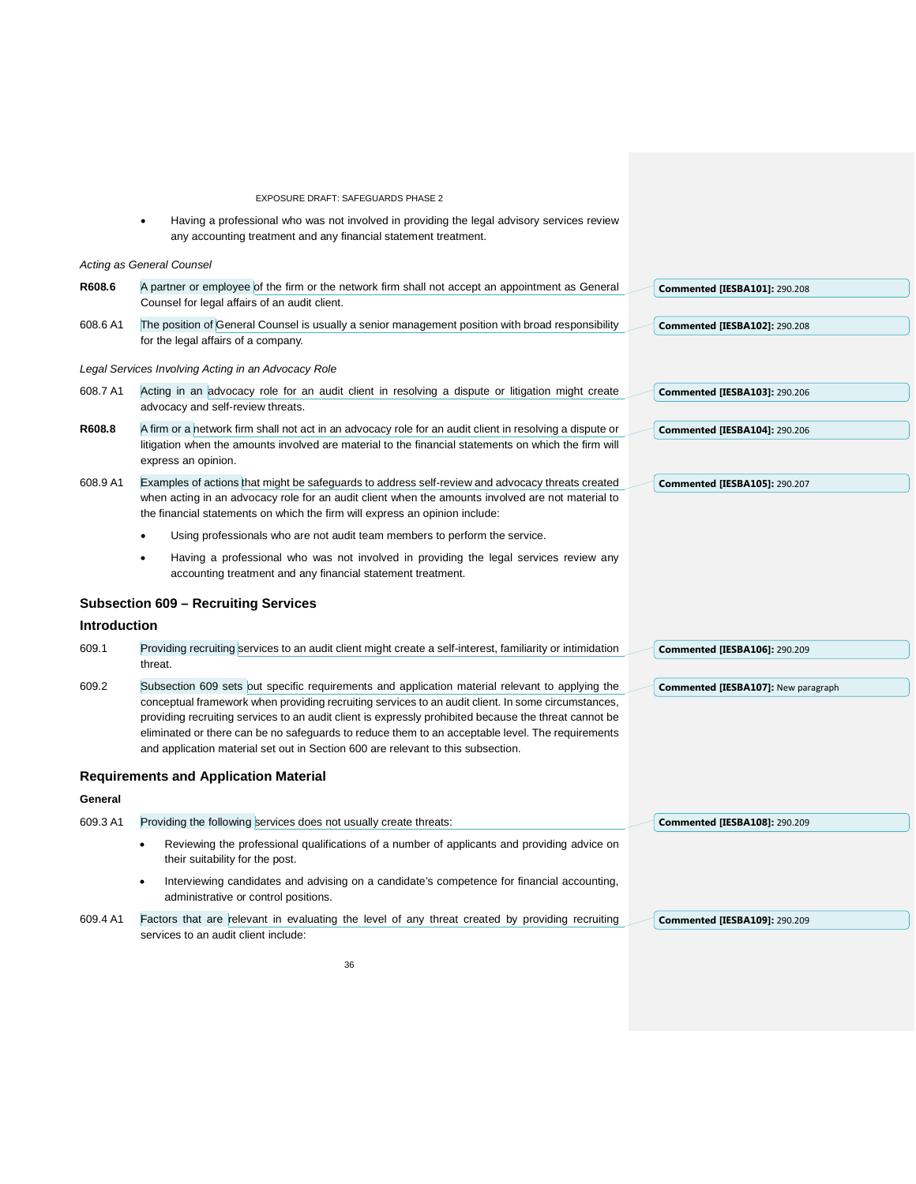- Having a professional who was not involved in providing the legal advisory services review any accounting treatment and any financial statement treatment.

*Acting as General Counsel*

**R608.6** A partner or employee of the firm or the network firm shall not accept an appointment as General Counsel for legal affairs of an audit client.

608.6 A1 The position of General Counsel is usually a senior management position with broad responsibility for the legal affairs of a company.

*Legal Services Involving Acting in an Advocacy Role*

608.7 A1 Acting in an advocacy role for an audit client in resolving a dispute or litigation might create advocacy and self-review threats.

**R608.8** A firm or a network firm shall not act in an advocacy role for an audit client in resolving a dispute or litigation when the amounts involved are material to the financial statements on which the firm will express an opinion.

608.9 A1 Examples of actions that might be safeguards to address self-review and advocacy threats created when acting in an advocacy role for an audit client when the amounts involved are not material to the financial statements on which the firm will express an opinion include:

- Using professionals who are not audit team members to perform the service.
- Having a professional who was not involved in providing the legal services review any accounting treatment and any financial statement treatment.

## Subsection 609 – Recruiting Services

### Introduction

609.1 Providing recruiting services to an audit client might create a self-interest, familiarity or intimidation threat.

609.2 Subsection 609 sets out specific requirements and application material relevant to applying the conceptual framework when providing recruiting services to an audit client. In some circumstances, providing recruiting services to an audit client is expressly prohibited because the threat cannot be eliminated or there can be no safeguards to reduce them to an acceptable level. The requirements and application material set out in Section 600 are relevant to this subsection.

### Requirements and Application Material

**General**

609.3 A1 Providing the following services does not usually create threats:

- Reviewing the professional qualifications of a number of applicants and providing advice on their suitability for the post.
- Interviewing candidates and advising on a candidate's competence for financial accounting, administrative or control positions.

609.4 A1 Factors that are relevant in evaluating the level of any threat created by providing recruiting services to an audit client include:

---

**Commented [IESBA101]:** 290.208

**Commented [IESBA102]:** 290.208

**Commented [IESBA103]:** 290.206

**Commented [IESBA104]:** 290.206

**Commented [IESBA105]:** 290.207

**Commented [IESBA106]:** 290.209

**Commented [IESBA107]:** New paragraph

**Commented [IESBA108]:** 290.209

**Commented [IESBA109]:** 290.209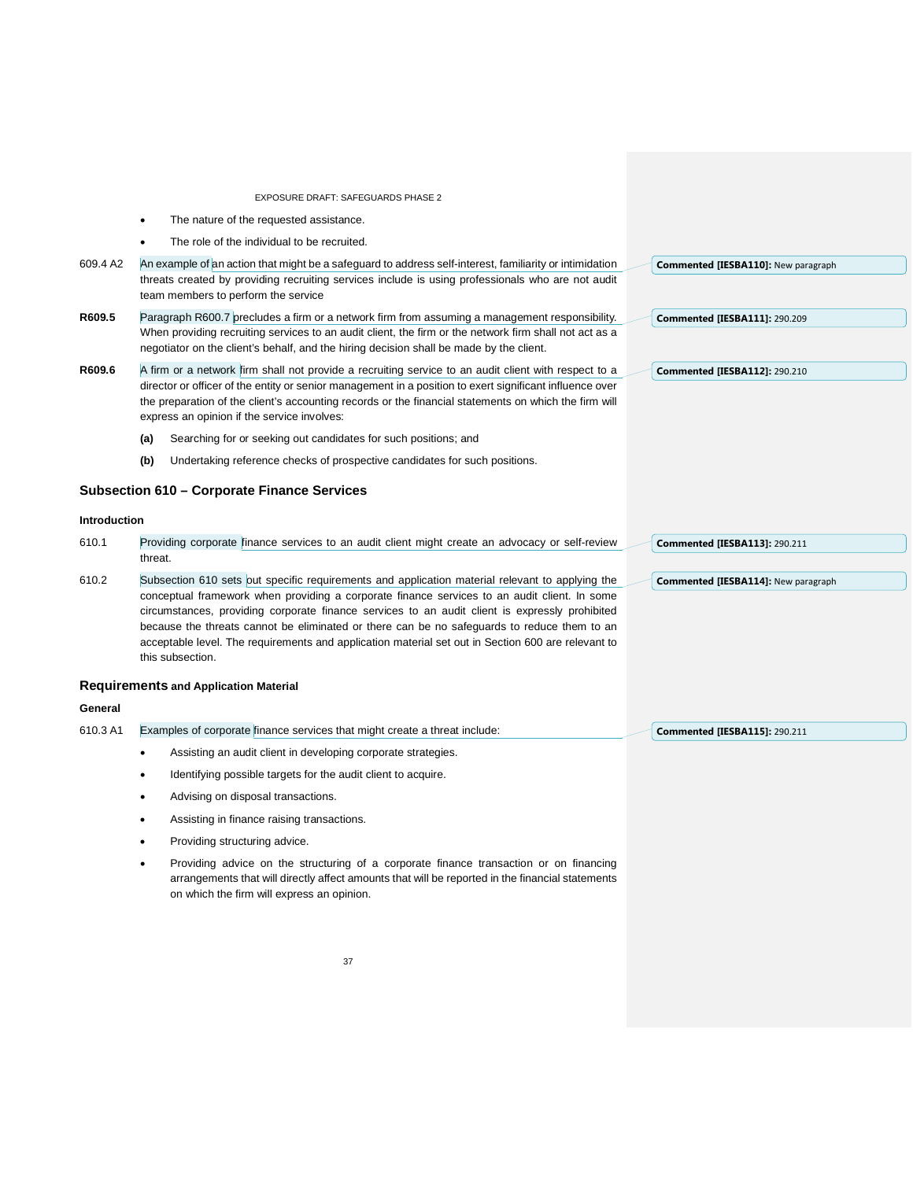- The nature of the requested assistance.
- The role of the individual to be recruited.

609.4 A2 An example of an action that might be a safeguard to address self-interest, familiarity or intimidation threats created by providing recruiting services include is using professionals who are not audit team members to perform the service

**Commented [IESBA110]:** New paragraph

**R609.5** Paragraph R600.7 precludes a firm or a network firm from assuming a management responsibility. When providing recruiting services to an audit client, the firm or the network firm shall not act as a negotiator on the client's behalf, and the hiring decision shall be made by the client.

**Commented [IESBA111]:** 290.209

**R609.6** A firm or a network firm shall not provide a recruiting service to an audit client with respect to a director or officer of the entity or senior management in a position to exert significant influence over the preparation of the client's accounting records or the financial statements on which the firm will express an opinion if the service involves:

**Commented [IESBA112]:** 290.210

**(a)** Searching for or seeking out candidates for such positions; and

**(b)** Undertaking reference checks of prospective candidates for such positions.

## Subsection 610 – Corporate Finance Services

### Introduction

610.1 Providing corporate finance services to an audit client might create an advocacy or self-review threat.

**Commented [IESBA113]:** 290.211

610.2 Subsection 610 sets out specific requirements and application material relevant to applying the conceptual framework when providing a corporate finance services to an audit client. In some circumstances, providing corporate finance services to an audit client is expressly prohibited because the threats cannot be eliminated or there can be no safeguards to reduce them to an acceptable level. The requirements and application material set out in Section 600 are relevant to this subsection.

**Commented [IESBA114]:** New paragraph

### Requirements and Application Material

#### General

610.3 A1 Examples of corporate finance services that might create a threat include:

**Commented [IESBA115]:** 290.211

- Assisting an audit client in developing corporate strategies.
- Identifying possible targets for the audit client to acquire.
- Advising on disposal transactions.
- Assisting in finance raising transactions.
- Providing structuring advice.
- Providing advice on the structuring of a corporate finance transaction or on financing arrangements that will directly affect amounts that will be reported in the financial statements on which the firm will express an opinion.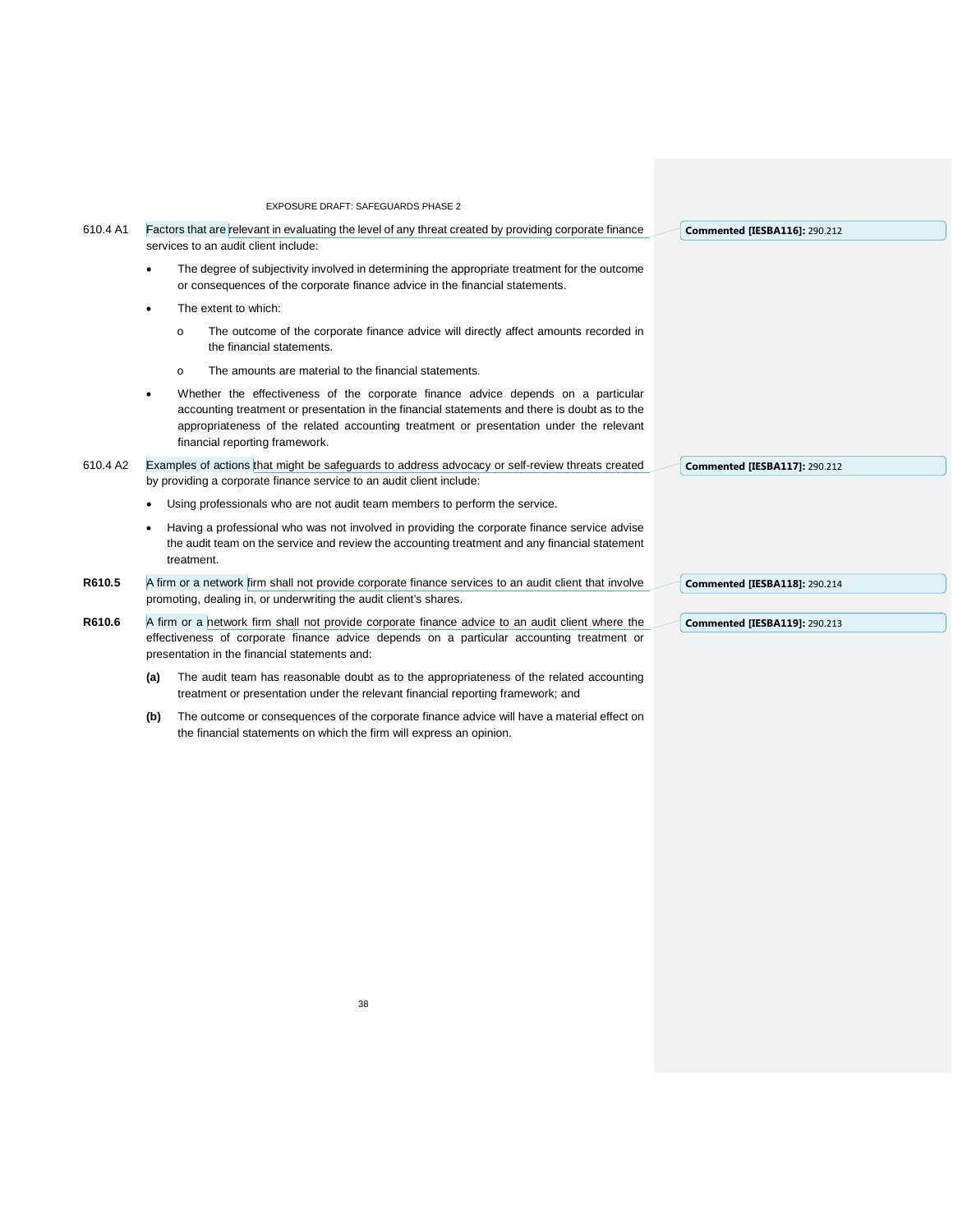610.4 A1 Factors that are relevant in evaluating the level of any threat created by providing corporate finance services to an audit client include:

- The degree of subjectivity involved in determining the appropriate treatment for the outcome or consequences of the corporate finance advice in the financial statements.
- The extent to which:
  - The outcome of the corporate finance advice will directly affect amounts recorded in the financial statements.
  - The amounts are material to the financial statements.
- Whether the effectiveness of the corporate finance advice depends on a particular accounting treatment or presentation in the financial statements and there is doubt as to the appropriateness of the related accounting treatment or presentation under the relevant financial reporting framework.

610.4 A2 Examples of actions that might be safeguards to address advocacy or self-review threats created by providing a corporate finance service to an audit client include:

- Using professionals who are not audit team members to perform the service.
- Having a professional who was not involved in providing the corporate finance service advise the audit team on the service and review the accounting treatment and any financial statement treatment.

**R610.5** A firm or a network firm shall not provide corporate finance services to an audit client that involve promoting, dealing in, or underwriting the audit client's shares.

**R610.6** A firm or a network firm shall not provide corporate finance advice to an audit client where the effectiveness of corporate finance advice depends on a particular accounting treatment or presentation in the financial statements and:

**(a)** The audit team has reasonable doubt as to the appropriateness of the related accounting treatment or presentation under the relevant financial reporting framework; and

**(b)** The outcome or consequences of the corporate finance advice will have a material effect on the financial statements on which the firm will express an opinion.

Commented [IESBA116]: 290.212

Commented [IESBA117]: 290.212

Commented [IESBA118]: 290.214

Commented [IESBA119]: 290.213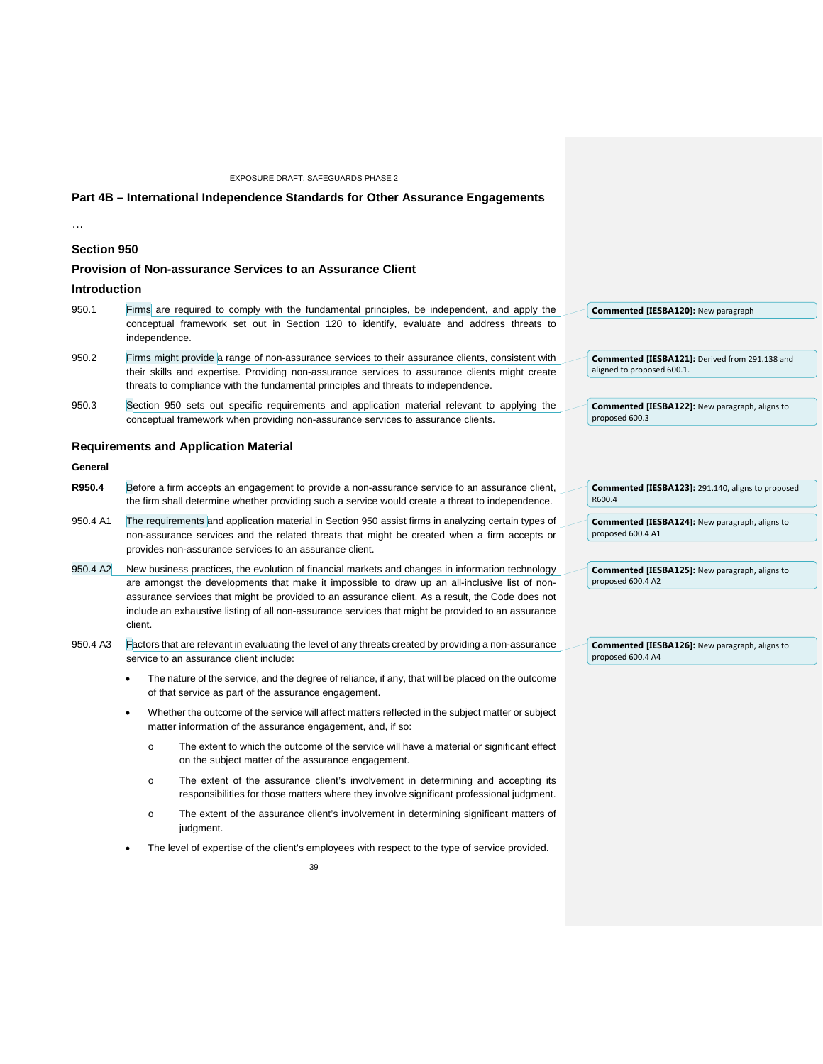## Part 4B – International Independence Standards for Other Assurance Engagements

…

### Section 950

### Provision of Non-assurance Services to an Assurance Client

### Introduction

950.1 Firms are required to comply with the fundamental principles, be independent, and apply the conceptual framework set out in Section 120 to identify, evaluate and address threats to independence.

> **Commented [IESBA120]:** New paragraph

950.2 Firms might provide a range of non-assurance services to their assurance clients, consistent with their skills and expertise. Providing non-assurance services to assurance clients might create threats to compliance with the fundamental principles and threats to independence.

> **Commented [IESBA121]:** Derived from 291.138 and aligned to proposed 600.1.

950.3 Section 950 sets out specific requirements and application material relevant to applying the conceptual framework when providing non-assurance services to assurance clients.

> **Commented [IESBA122]:** New paragraph, aligns to proposed 600.3

### Requirements and Application Material

#### General

**R950.4** Before a firm accepts an engagement to provide a non-assurance service to an assurance client, the firm shall determine whether providing such a service would create a threat to independence.

> **Commented [IESBA123]:** 291.140, aligns to proposed R600.4

950.4 A1 The requirements and application material in Section 950 assist firms in analyzing certain types of non-assurance services and the related threats that might be created when a firm accepts or provides non-assurance services to an assurance client.

> **Commented [IESBA124]:** New paragraph, aligns to proposed 600.4 A1

950.4 A2 New business practices, the evolution of financial markets and changes in information technology are amongst the developments that make it impossible to draw up an all-inclusive list of non-assurance services that might be provided to an assurance client. As a result, the Code does not include an exhaustive listing of all non-assurance services that might be provided to an assurance client.

> **Commented [IESBA125]:** New paragraph, aligns to proposed 600.4 A2

950.4 A3 Factors that are relevant in evaluating the level of any threats created by providing a non-assurance service to an assurance client include:

> **Commented [IESBA126]:** New paragraph, aligns to proposed 600.4 A4

- The nature of the service, and the degree of reliance, if any, that will be placed on the outcome of that service as part of the assurance engagement.
- Whether the outcome of the service will affect matters reflected in the subject matter or subject matter information of the assurance engagement, and, if so:
  - The extent to which the outcome of the service will have a material or significant effect on the subject matter of the assurance engagement.
  - The extent of the assurance client's involvement in determining and accepting its responsibilities for those matters where they involve significant professional judgment.
  - The extent of the assurance client's involvement in determining significant matters of judgment.
- The level of expertise of the client's employees with respect to the type of service provided.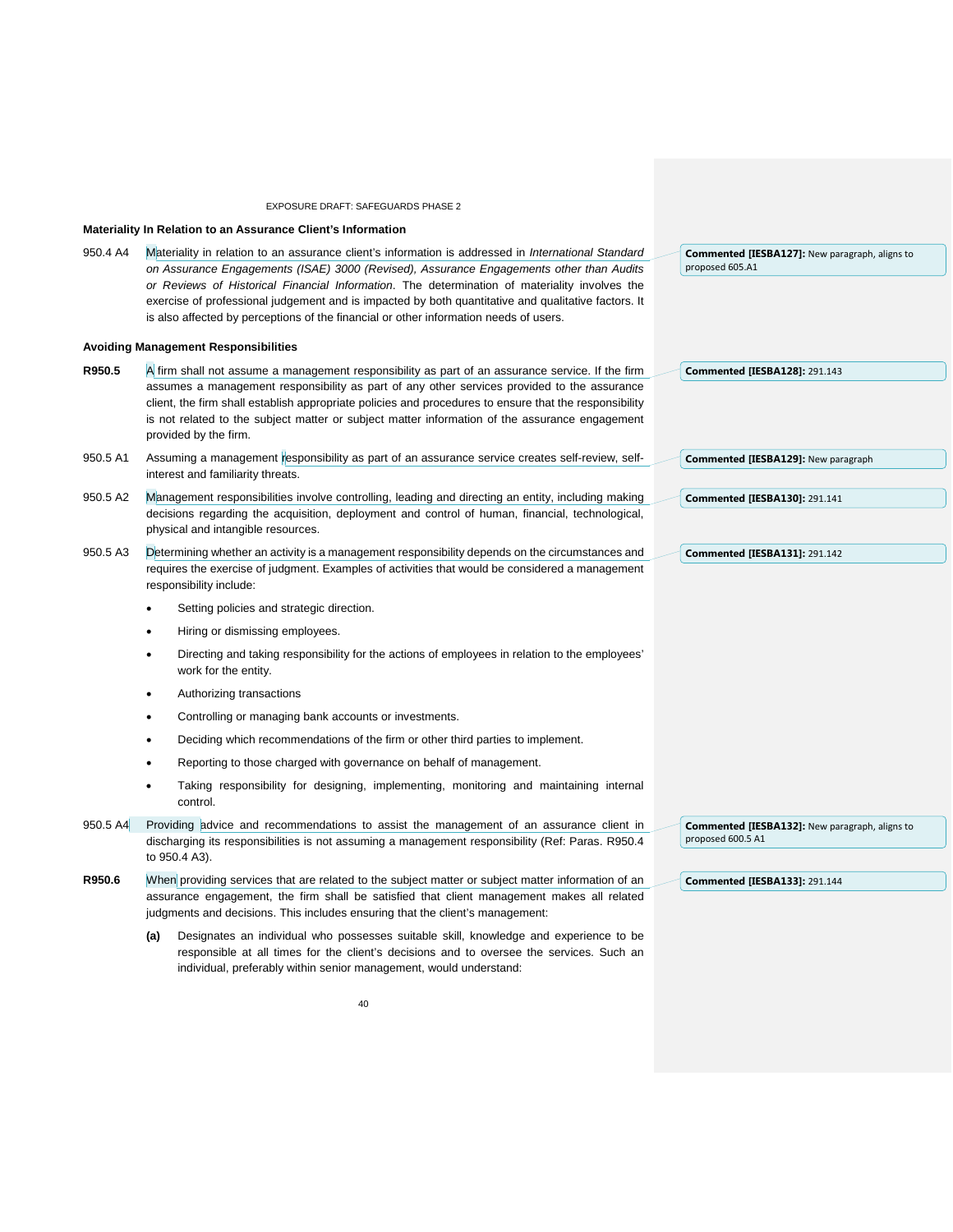### Materiality In Relation to an Assurance Client's Information

950.4 A4 Materiality in relation to an assurance client's information is addressed in *International Standard on Assurance Engagements (ISAE) 3000 (Revised), Assurance Engagements other than Audits or Reviews of Historical Financial Information*. The determination of materiality involves the exercise of professional judgement and is impacted by both quantitative and qualitative factors. It is also affected by perceptions of the financial or other information needs of users.

> **Commented [IESBA127]:** New paragraph, aligns to proposed 605.A1

### Avoiding Management Responsibilities

**R950.5** A firm shall not assume a management responsibility as part of an assurance service. If the firm assumes a management responsibility as part of any other services provided to the assurance client, the firm shall establish appropriate policies and procedures to ensure that the responsibility is not related to the subject matter or subject matter information of the assurance engagement provided by the firm.

> **Commented [IESBA128]:** 291.143

950.5 A1 Assuming a management responsibility as part of an assurance service creates self-review, self-interest and familiarity threats.

> **Commented [IESBA129]:** New paragraph

950.5 A2 Management responsibilities involve controlling, leading and directing an entity, including making decisions regarding the acquisition, deployment and control of human, financial, technological, physical and intangible resources.

> **Commented [IESBA130]:** 291.141

950.5 A3 Determining whether an activity is a management responsibility depends on the circumstances and requires the exercise of judgment. Examples of activities that would be considered a management responsibility include:

> **Commented [IESBA131]:** 291.142

- Setting policies and strategic direction.
- Hiring or dismissing employees.
- Directing and taking responsibility for the actions of employees in relation to the employees' work for the entity.
- Authorizing transactions
- Controlling or managing bank accounts or investments.
- Deciding which recommendations of the firm or other third parties to implement.
- Reporting to those charged with governance on behalf of management.
- Taking responsibility for designing, implementing, monitoring and maintaining internal control.

950.5 A4 Providing advice and recommendations to assist the management of an assurance client in discharging its responsibilities is not assuming a management responsibility (Ref: Paras. R950.4 to 950.4 A3).

> **Commented [IESBA132]:** New paragraph, aligns to proposed 600.5 A1

**R950.6** When providing services that are related to the subject matter or subject matter information of an assurance engagement, the firm shall be satisfied that client management makes all related judgments and decisions. This includes ensuring that the client's management:

> **Commented [IESBA133]:** 291.144

**(a)** Designates an individual who possesses suitable skill, knowledge and experience to be responsible at all times for the client's decisions and to oversee the services. Such an individual, preferably within senior management, would understand: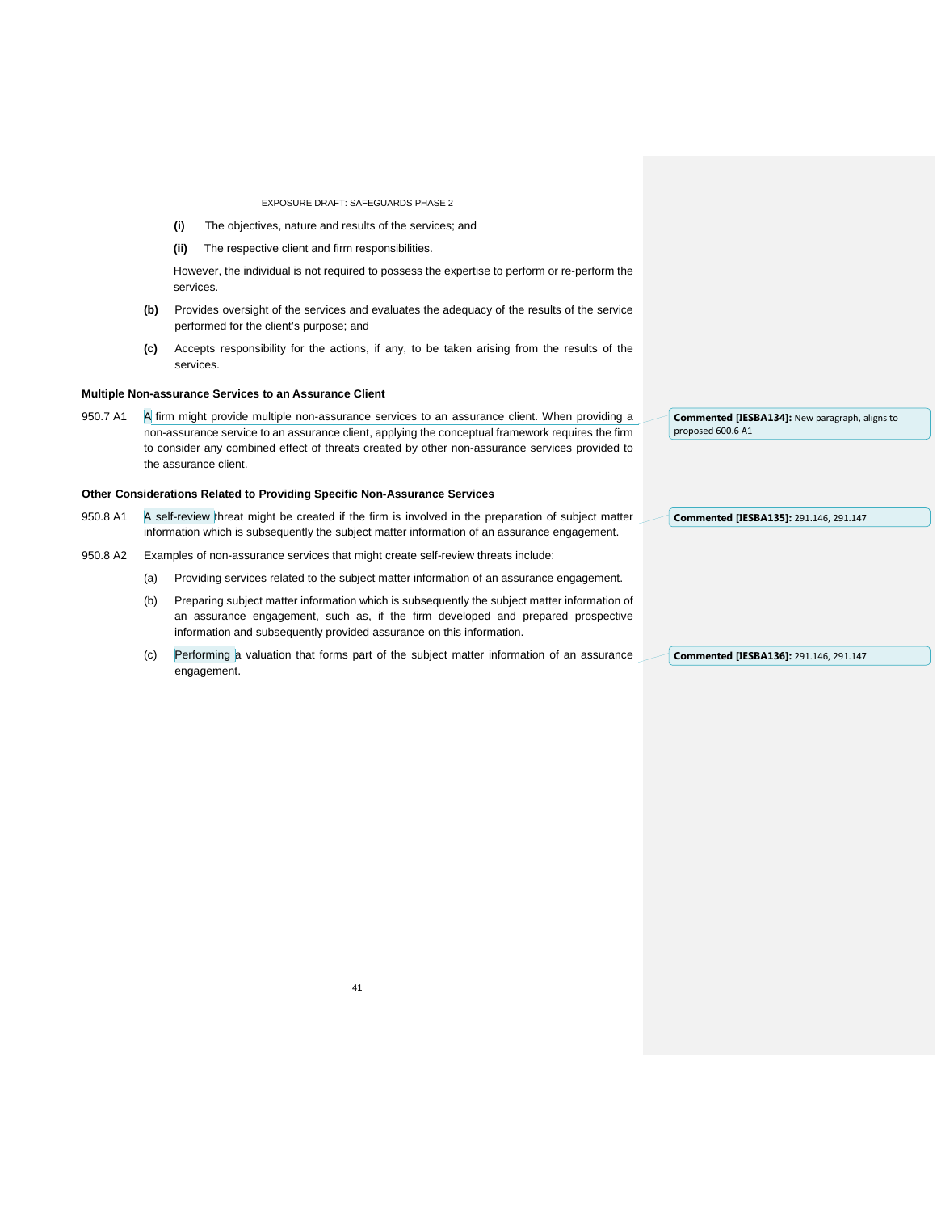(i) The objectives, nature and results of the services; and

(ii) The respective client and firm responsibilities.

However, the individual is not required to possess the expertise to perform or re-perform the services.

(b) Provides oversight of the services and evaluates the adequacy of the results of the service performed for the client's purpose; and

(c) Accepts responsibility for the actions, if any, to be taken arising from the results of the services.

**Multiple Non-assurance Services to an Assurance Client**

950.7 A1 A firm might provide multiple non-assurance services to an assurance client. When providing a non-assurance service to an assurance client, applying the conceptual framework requires the firm to consider any combined effect of threats created by other non-assurance services provided to the assurance client.

**Commented [IESBA134]:** New paragraph, aligns to proposed 600.6 A1

**Other Considerations Related to Providing Specific Non-Assurance Services**

950.8 A1 A self-review threat might be created if the firm is involved in the preparation of subject matter information which is subsequently the subject matter information of an assurance engagement.

**Commented [IESBA135]:** 291.146, 291.147

950.8 A2 Examples of non-assurance services that might create self-review threats include:

(a) Providing services related to the subject matter information of an assurance engagement.

(b) Preparing subject matter information which is subsequently the subject matter information of an assurance engagement, such as, if the firm developed and prepared prospective information and subsequently provided assurance on this information.

(c) Performing a valuation that forms part of the subject matter information of an assurance engagement.

**Commented [IESBA136]:** 291.146, 291.147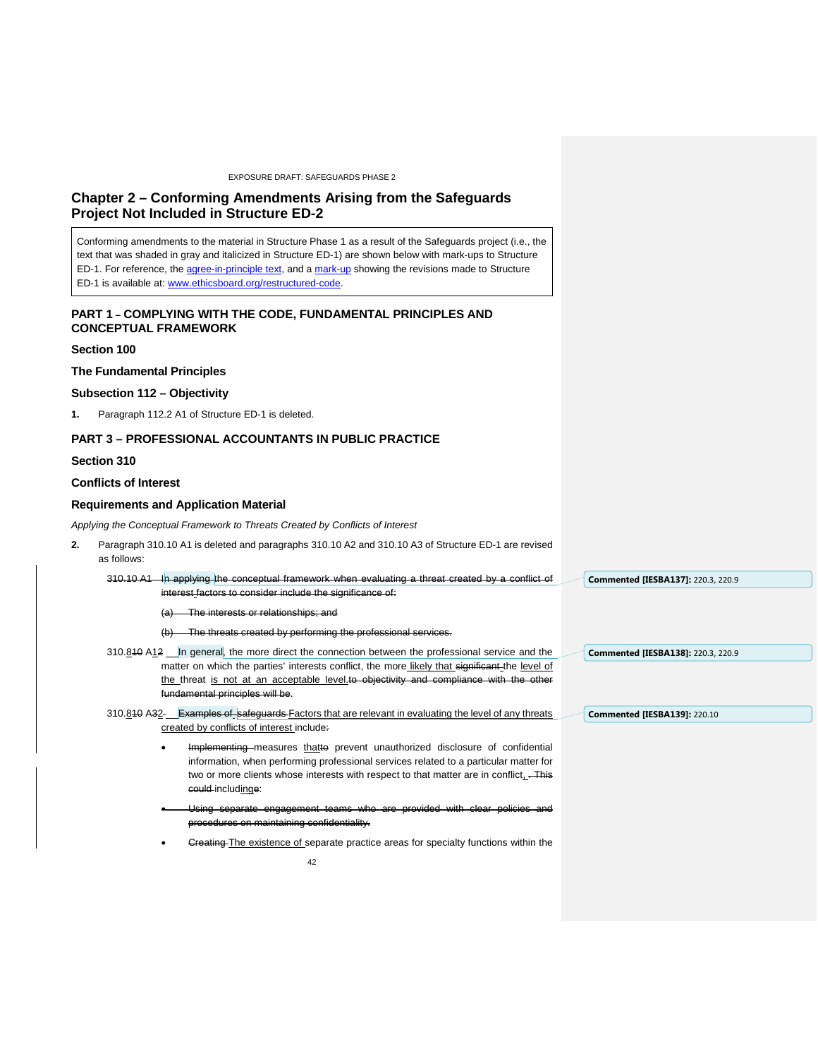## Chapter 2 – Conforming Amendments Arising from the Safeguards Project Not Included in Structure ED-2

Conforming amendments to the material in Structure Phase 1 as a result of the Safeguards project (i.e., the text that was shaded in gray and italicized in Structure ED-1) are shown below with mark-ups to Structure ED-1. For reference, the agree-in-principle text, and a mark-up showing the revisions made to Structure ED-1 is available at: www.ethicsboard.org/restructured-code.

## PART 1 – COMPLYING WITH THE CODE, FUNDAMENTAL PRINCIPLES AND CONCEPTUAL FRAMEWORK

### Section 100

### The Fundamental Principles

### Subsection 112 – Objectivity

**1.** Paragraph 112.2 A1 of Structure ED-1 is deleted.

## PART 3 – PROFESSIONAL ACCOUNTANTS IN PUBLIC PRACTICE

### Section 310

### Conflicts of Interest

### Requirements and Application Material

*Applying the Conceptual Framework to Threats Created by Conflicts of Interest*

**2.** Paragraph 310.10 A1 is deleted and paragraphs 310.10 A2 and 310.10 A3 of Structure ED-1 are revised as follows:

~~310.10 A1 In applying the conceptual framework when evaluating a threat created by a conflict of interest factors to consider include the significance of:~~

~~(a) The interests or relationships; and~~

~~(b) The threats created by performing the professional services.~~

310.8~~10~~ A1~~2~~ In general, the more direct the connection between the professional service and the matter on which the parties' interests conflict, the more likely that ~~significant~~ the level of the threat is not at an acceptable level.~~to objectivity and compliance with the other fundamental principles will be~~.

310.8~~10~~ A3~~2~~ ~~Examples of safeguards~~ Factors that are relevant in evaluating the level of any threats created by conflicts of interest include~~:~~

- ~~Implementing~~ measures that~~to~~ prevent unauthorized disclosure of confidential information, when performing professional services related to a particular matter for two or more clients whose interests with respect to that matter are in conflict, ~~. This could~~ including~~e~~:
- ~~Using separate engagement teams who are provided with clear policies and procedures on maintaining confidentiality.~~
- ~~Creating~~ The existence of separate practice areas for specialty functions within the

Commented [IESBA137]: 220.3, 220.9

Commented [IESBA138]: 220.3, 220.9

Commented [IESBA139]: 220.10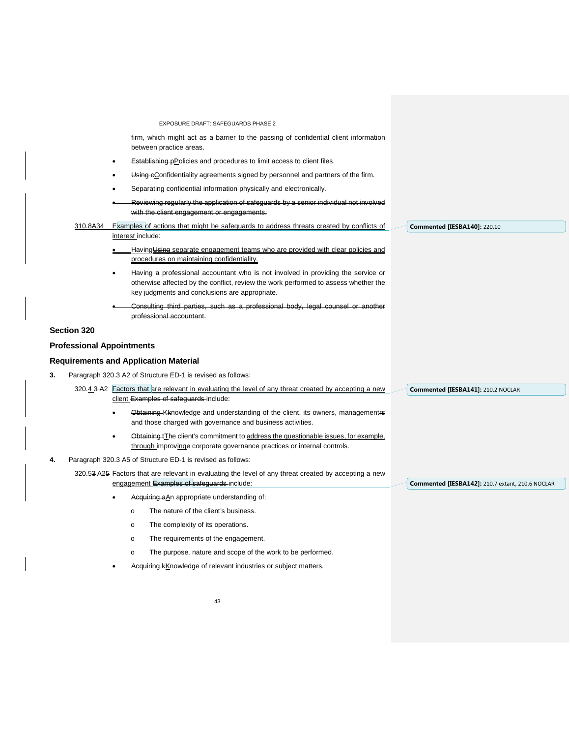firm, which might act as a barrier to the passing of confidential client information between practice areas.

- Establishing pPolicies and procedures to limit access to client files.
- Using cConfidentiality agreements signed by personnel and partners of the firm.
- Separating confidential information physically and electronically.
- Reviewing regularly the application of safeguards by a senior individual not involved with the client engagement or engagements.

310.8A34 Examples of actions that might be safeguards to address threats created by conflicts of interest include:

- HavingUsing separate engagement teams who are provided with clear policies and procedures on maintaining confidentiality.
- Having a professional accountant who is not involved in providing the service or otherwise affected by the conflict, review the work performed to assess whether the key judgments and conclusions are appropriate.
- Consulting third parties, such as a professional body, legal counsel or another professional accountant.

Commented [IESBA140]: 220.10

## Section 320

### Professional Appointments

### Requirements and Application Material

**3.** Paragraph 320.3 A2 of Structure ED-1 is revised as follows:

320.4 3 A2 Factors that are relevant in evaluating the level of any threat created by accepting a new client Examples of safeguards include:

- Obtaining Kknowledge and understanding of the client, its owners, managementrs and those charged with governance and business activities.
- Obtaining tThe client's commitment to address the questionable issues, for example, through improvinge corporate governance practices or internal controls.

Commented [IESBA141]: 210.2 NOCLAR

**4.** Paragraph 320.3 A5 of Structure ED-1 is revised as follows:

320.53 A25 Factors that are relevant in evaluating the level of any threat created by accepting a new engagement Examples of safeguards include:

- Acquiring aAn appropriate understanding of:
  - The nature of the client's business.
  - The complexity of its operations.
  - The requirements of the engagement.
  - The purpose, nature and scope of the work to be performed.
- Acquiring kKnowledge of relevant industries or subject matters.

Commented [IESBA142]: 210.7 extant, 210.6 NOCLAR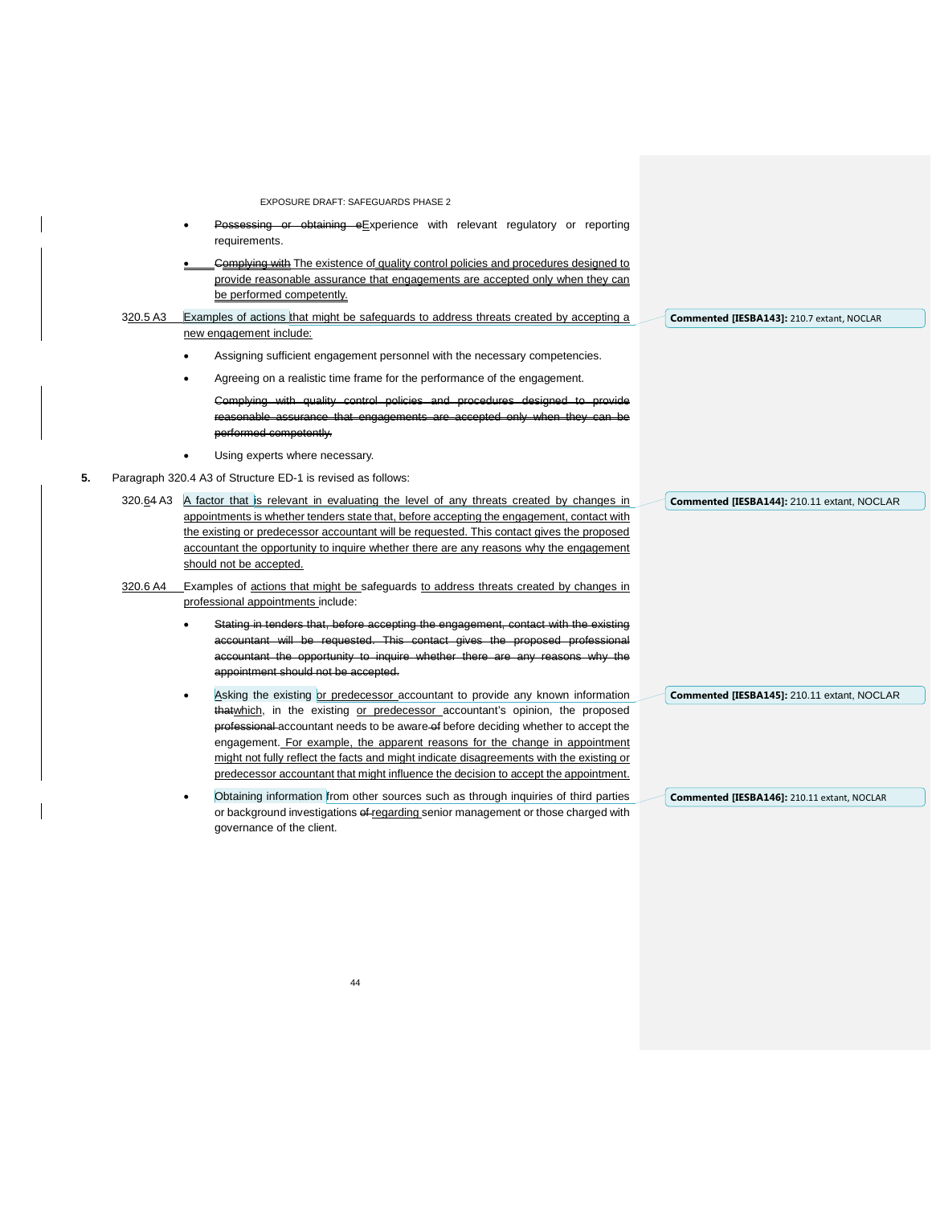- ~~Possessing or obtaining e~~Experience with relevant regulatory or reporting requirements.

- ~~Complying with~~ The existence of quality control policies and procedures designed to provide reasonable assurance that engagements are accepted only when they can be performed competently.

320.5 A3 Examples of actions that might be safeguards to address threats created by accepting a new engagement include:

- Assigning sufficient engagement personnel with the necessary competencies.

- Agreeing on a realistic time frame for the performance of the engagement.

  ~~Complying with quality control policies and procedures designed to provide reasonable assurance that engagements are accepted only when they can be performed competently.~~

- Using experts where necessary.

**5.** Paragraph 320.4 A3 of Structure ED-1 is revised as follows:

320.6~~4~~ A3 A factor that is relevant in evaluating the level of any threats created by changes in appointments is whether tenders state that, before accepting the engagement, contact with the existing or predecessor accountant will be requested. This contact gives the proposed accountant the opportunity to inquire whether there are any reasons why the engagement should not be accepted.

320.6 A4 Examples of actions that might be safeguards to address threats created by changes in professional appointments include:

- ~~Stating in tenders that, before accepting the engagement, contact with the existing accountant will be requested. This contact gives the proposed professional accountant the opportunity to inquire whether there are any reasons why the appointment should not be accepted.~~

- Asking the existing or predecessor accountant to provide any known information ~~that~~which, in the existing or predecessor accountant's opinion, the proposed ~~professional~~ accountant needs to be aware ~~of~~ before deciding whether to accept the engagement. For example, the apparent reasons for the change in appointment might not fully reflect the facts and might indicate disagreements with the existing or predecessor accountant that might influence the decision to accept the appointment.

- Obtaining information from other sources such as through inquiries of third parties or background investigations ~~of~~ regarding senior management or those charged with governance of the client.

**Commented [IESBA143]:** 210.7 extant, NOCLAR

**Commented [IESBA144]:** 210.11 extant, NOCLAR

**Commented [IESBA145]:** 210.11 extant, NOCLAR

**Commented [IESBA146]:** 210.11 extant, NOCLAR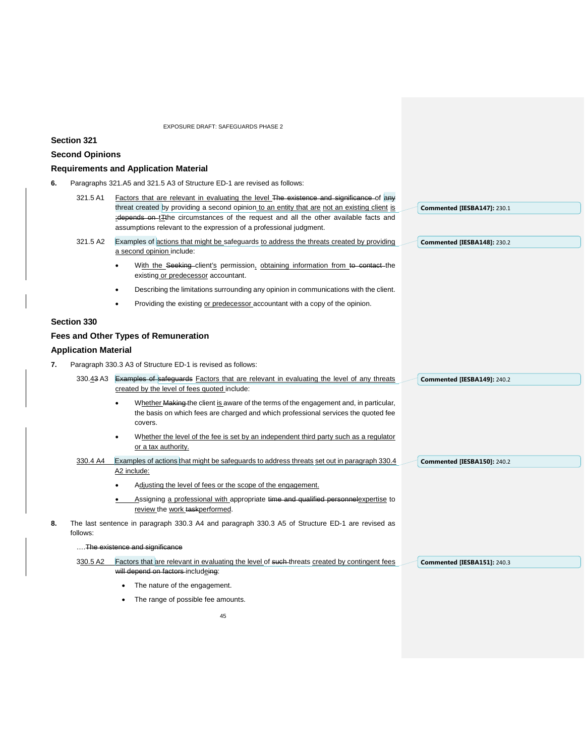## Section 321

## Second Opinions

### Requirements and Application Material

**6.** Paragraphs 321.A5 and 321.5 A3 of Structure ED-1 are revised as follows:

321.5 A1 Factors that are relevant in evaluating the level ~~The existence and significance~~ of any threat created by providing a second opinion to an entity that are not an existing client is ~~:depends on~~ ~~t~~Tthe circumstances of the request and all the other available facts and assumptions relevant to the expression of a professional judgment.

321.5 A2 Examples of actions that might be safeguards to address the threats created by providing a second opinion include:

- With the ~~Seeking~~ client's permission, obtaining information from ~~to contact~~ the existing or predecessor accountant.
- Describing the limitations surrounding any opinion in communications with the client.
- Providing the existing or predecessor accountant with a copy of the opinion.

Commented [IESBA147]: 230.1

Commented [IESBA148]: 230.2

## Section 330

## Fees and Other Types of Remuneration

### Application Material

**7.** Paragraph 330.3 A3 of Structure ED-1 is revised as follows:

330.~~4~~3 A3 ~~Examples of safeguards~~ Factors that are relevant in evaluating the level of any threats created by the level of fees quoted include:

- Whether ~~Making~~ the client is aware of the terms of the engagement and, in particular, the basis on which fees are charged and which professional services the quoted fee covers.
- Whether the level of the fee is set by an independent third party such as a regulator or a tax authority.

330.4 A4 Examples of actions that might be safeguards to address threats set out in paragraph 330.4 A2 include:

- Adjusting the level of fees or the scope of the engagement.
- Assigning a professional with appropriate ~~time and qualified personnel~~expertise to review the work ~~task~~performed.

Commented [IESBA149]: 240.2

Commented [IESBA150]: 240.2

**8.** The last sentence in paragraph 330.3 A4 and paragraph 330.3 A5 of Structure ED-1 are revised as follows:

….~~The existence and significance~~

330.5 A2 Factors that are relevant in evaluating the level of ~~such~~ threats created by contingent fees ~~will depend on factors~~ includ~~e~~ing:

- The nature of the engagement.
- The range of possible fee amounts.

Commented [IESBA151]: 240.3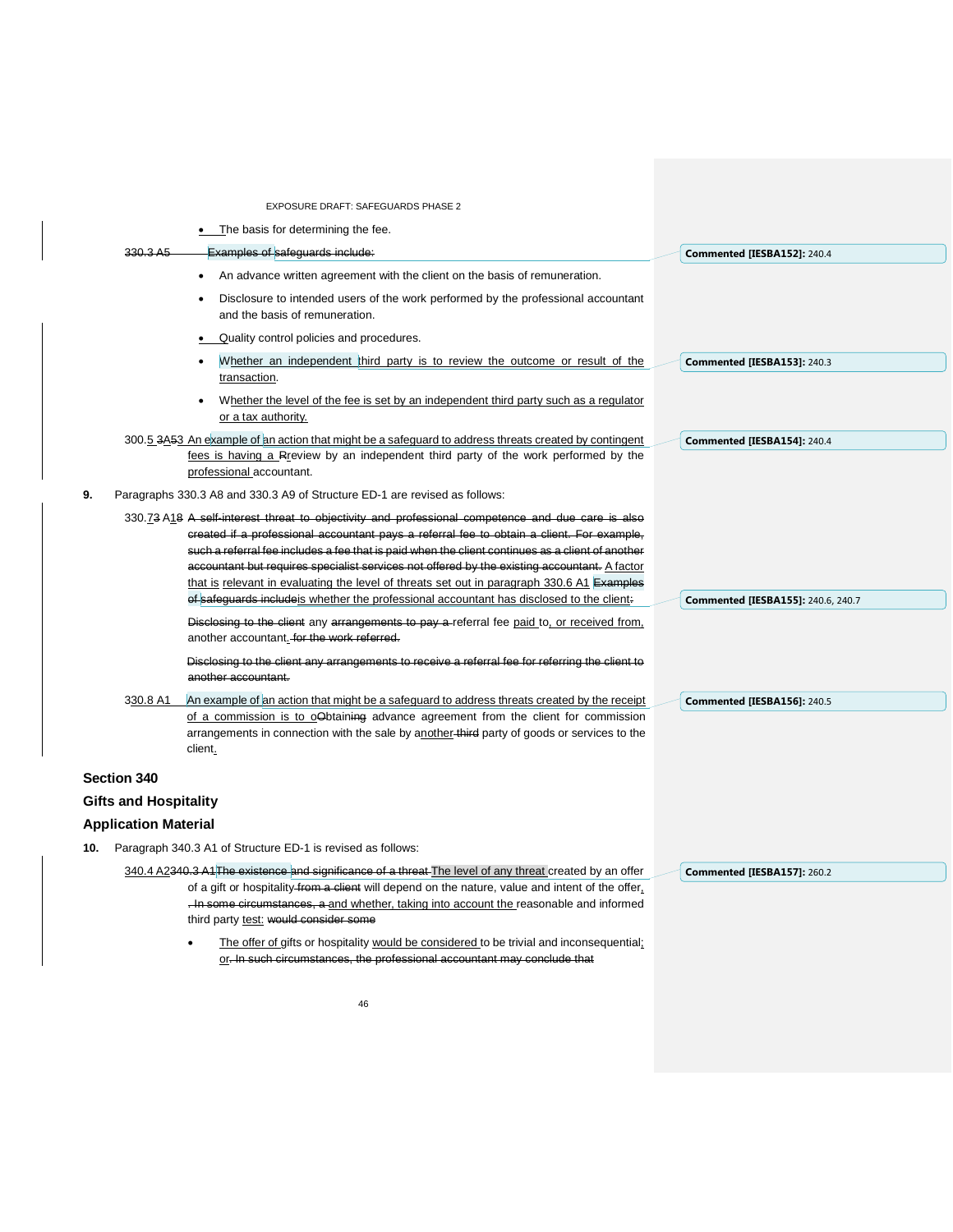- The basis for determining the fee.

330.3 A5 Examples of safeguards include:

- An advance written agreement with the client on the basis of remuneration.
- Disclosure to intended users of the work performed by the professional accountant and the basis of remuneration.
- Quality control policies and procedures.
- Whether an independent third party is to review the outcome or result of the transaction.
- Whether the level of the fee is set by an independent third party such as a regulator or a tax authority.

300.5 3A53 An example of an action that might be a safeguard to address threats created by contingent fees is having a Rreview by an independent third party of the work performed by the professional accountant.

**9.** Paragraphs 330.3 A8 and 330.3 A9 of Structure ED-1 are revised as follows:

330.73 A18 A self-interest threat to objectivity and professional competence and due care is also created if a professional accountant pays a referral fee to obtain a client. For example, such a referral fee includes a fee that is paid when the client continues as a client of another accountant but requires specialist services not offered by the existing accountant. A factor that is relevant in evaluating the level of threats set out in paragraph 330.6 A1 Examples of safeguards includeis whether the professional accountant has disclosed to the client:

Disclosing to the client any arrangements to pay a referral fee paid to, or received from, another accountant. for the work referred.

Disclosing to the client any arrangements to receive a referral fee for referring the client to another accountant.

330.8 A1 An example of an action that might be a safeguard to address threats created by the receipt of a commission is to oObtaining advance agreement from the client for commission arrangements in connection with the sale by another third party of goods or services to the client.

## Section 340

## Gifts and Hospitality

## Application Material

**10.** Paragraph 340.3 A1 of Structure ED-1 is revised as follows:

340.4 A2340.3 A1The existence and significance of a threat The level of any threat created by an offer of a gift or hospitality from a client will depend on the nature, value and intent of the offer, . In some circumstances, a and whether, taking into account the reasonable and informed third party test: would consider some

- The offer of gifts or hospitality would be considered to be trivial and inconsequential; or. In such circumstances, the professional accountant may conclude that

Commented [IESBA152]: 240.4

Commented [IESBA153]: 240.3

Commented [IESBA154]: 240.4

Commented [IESBA155]: 240.6, 240.7

Commented [IESBA156]: 240.5

Commented [IESBA157]: 260.2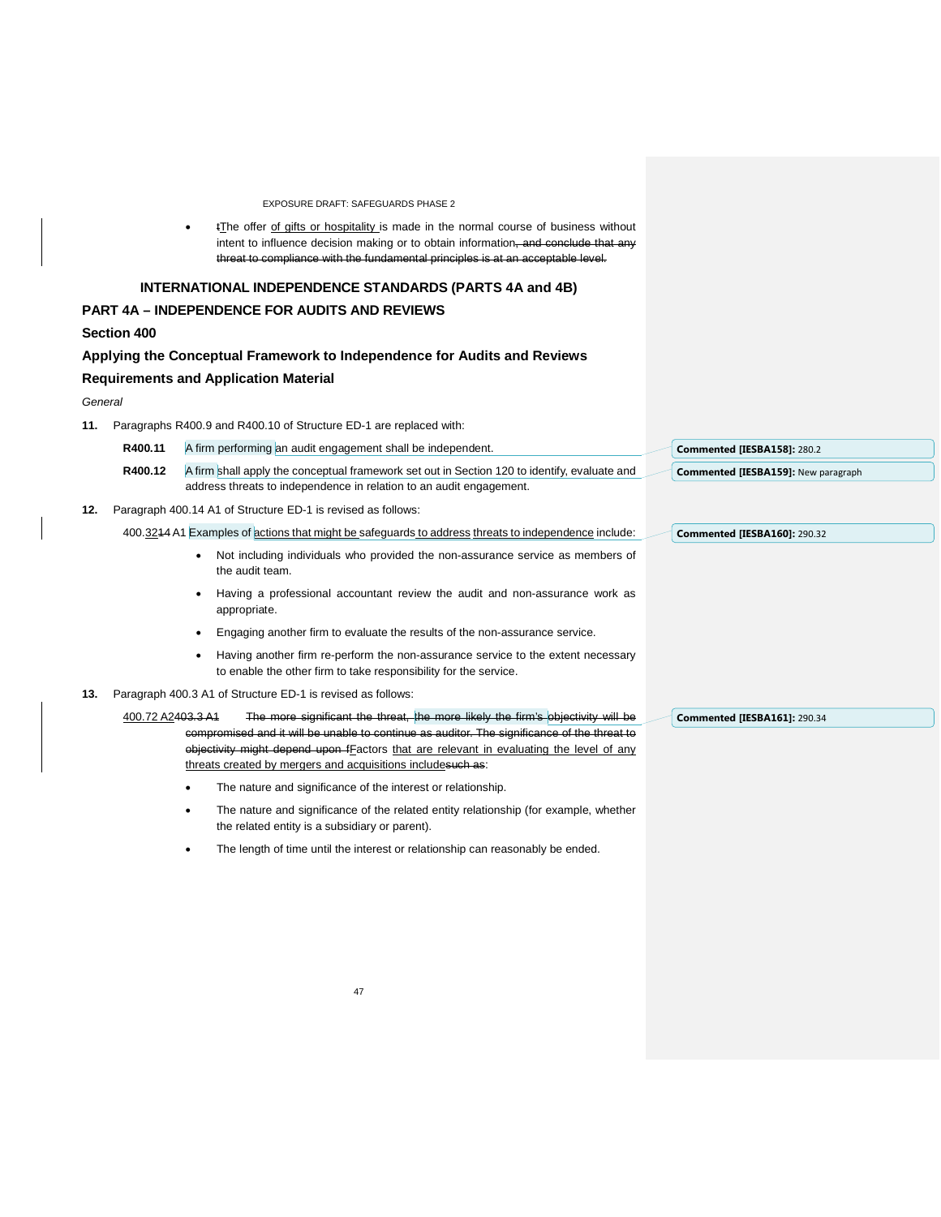- tThe offer of gifts or hospitality is made in the normal course of business without intent to influence decision making or to obtain information~~, and conclude that any threat to compliance with the fundamental principles is at an acceptable level.~~

### INTERNATIONAL INDEPENDENCE STANDARDS (PARTS 4A and 4B)

## PART 4A – INDEPENDENCE FOR AUDITS AND REVIEWS

### Section 400

### Applying the Conceptual Framework to Independence for Audits and Reviews

### Requirements and Application Material

*General*

**11.** Paragraphs R400.9 and R400.10 of Structure ED-1 are replaced with:

**R400.11** A firm performing an audit engagement shall be independent.

**R400.12** A firm shall apply the conceptual framework set out in Section 120 to identify, evaluate and address threats to independence in relation to an audit engagement.

**12.** Paragraph 400.14 A1 of Structure ED-1 is revised as follows:

400.3214 A1 Examples of actions that might be safeguards to address threats to independence include:

- Not including individuals who provided the non-assurance service as members of the audit team.
- Having a professional accountant review the audit and non-assurance work as appropriate.
- Engaging another firm to evaluate the results of the non-assurance service.
- Having another firm re-perform the non-assurance service to the extent necessary to enable the other firm to take responsibility for the service.

**13.** Paragraph 400.3 A1 of Structure ED-1 is revised as follows:

400.72 A2~~403.3 A1~~ ~~The more significant the threat, the more likely the firm's objectivity will be compromised and it will be unable to continue as auditor. The significance of the threat to objectivity might depend upon f~~Factors that are relevant in evaluating the level of any threats created by mergers and acquisitions include~~such as~~:

- The nature and significance of the interest or relationship.
- The nature and significance of the related entity relationship (for example, whether the related entity is a subsidiary or parent).
- The length of time until the interest or relationship can reasonably be ended.

**Commented [IESBA158]:** 280.2

**Commented [IESBA159]:** New paragraph

**Commented [IESBA160]:** 290.32

**Commented [IESBA161]:** 290.34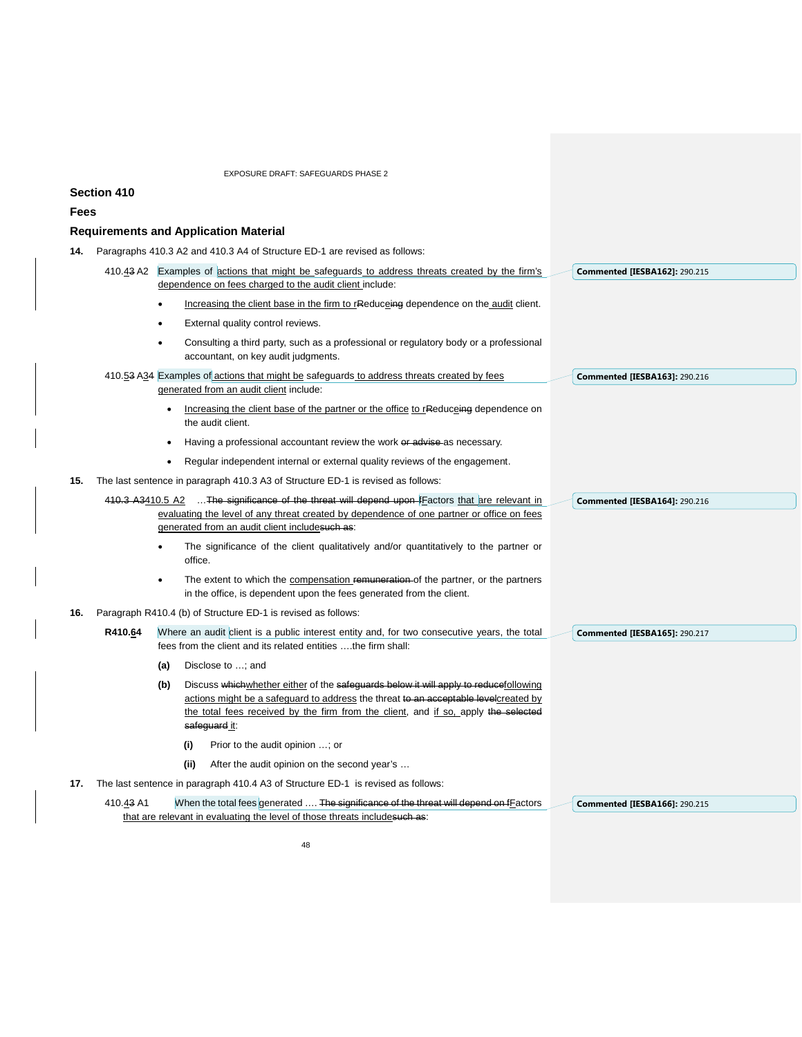## Section 410

## Fees

### Requirements and Application Material

**14.** Paragraphs 410.3 A2 and 410.3 A4 of Structure ED-1 are revised as follows:

410.43 A2 Examples of actions that might be safeguards to address threats created by the firm's dependence on fees charged to the audit client include:

- Increasing the client base in the firm to rReduceing dependence on the audit client.
- External quality control reviews.
- Consulting a third party, such as a professional or regulatory body or a professional accountant, on key audit judgments.

410.53 A34 Examples of actions that might be safeguards to address threats created by fees generated from an audit client include:

- Increasing the client base of the partner or the office to rReduceing dependence on the audit client.
- Having a professional accountant review the work or advise as necessary.
- Regular independent internal or external quality reviews of the engagement.

**15.** The last sentence in paragraph 410.3 A3 of Structure ED-1 is revised as follows:

410.3 A3410.5 A2 …The significance of the threat will depend upon fFactors that are relevant in evaluating the level of any threat created by dependence of one partner or office on fees generated from an audit client includesuch as:

- The significance of the client qualitatively and/or quantitatively to the partner or office.
- The extent to which the compensation remuneration of the partner, or the partners in the office, is dependent upon the fees generated from the client.

**16.** Paragraph R410.4 (b) of Structure ED-1 is revised as follows:

**R410.64** Where an audit client is a public interest entity and, for two consecutive years, the total fees from the client and its related entities ….the firm shall:

**(a)** Disclose to …; and

**(b)** Discuss whichwhether either of the safeguards below it will apply to reducefollowing actions might be a safeguard to address the threat to an acceptable levelcreated by the total fees received by the firm from the client, and if so, apply the selected safeguard it:

**(i)** Prior to the audit opinion …; or

**(ii)** After the audit opinion on the second year's …

**17.** The last sentence in paragraph 410.4 A3 of Structure ED-1 is revised as follows:

410.43 A1 When the total fees generated …. The significance of the threat will depend on fFactors that are relevant in evaluating the level of those threats includesuch as:

Commented [IESBA162]: 290.215

Commented [IESBA163]: 290.216

Commented [IESBA164]: 290.216

Commented [IESBA165]: 290.217

Commented [IESBA166]: 290.215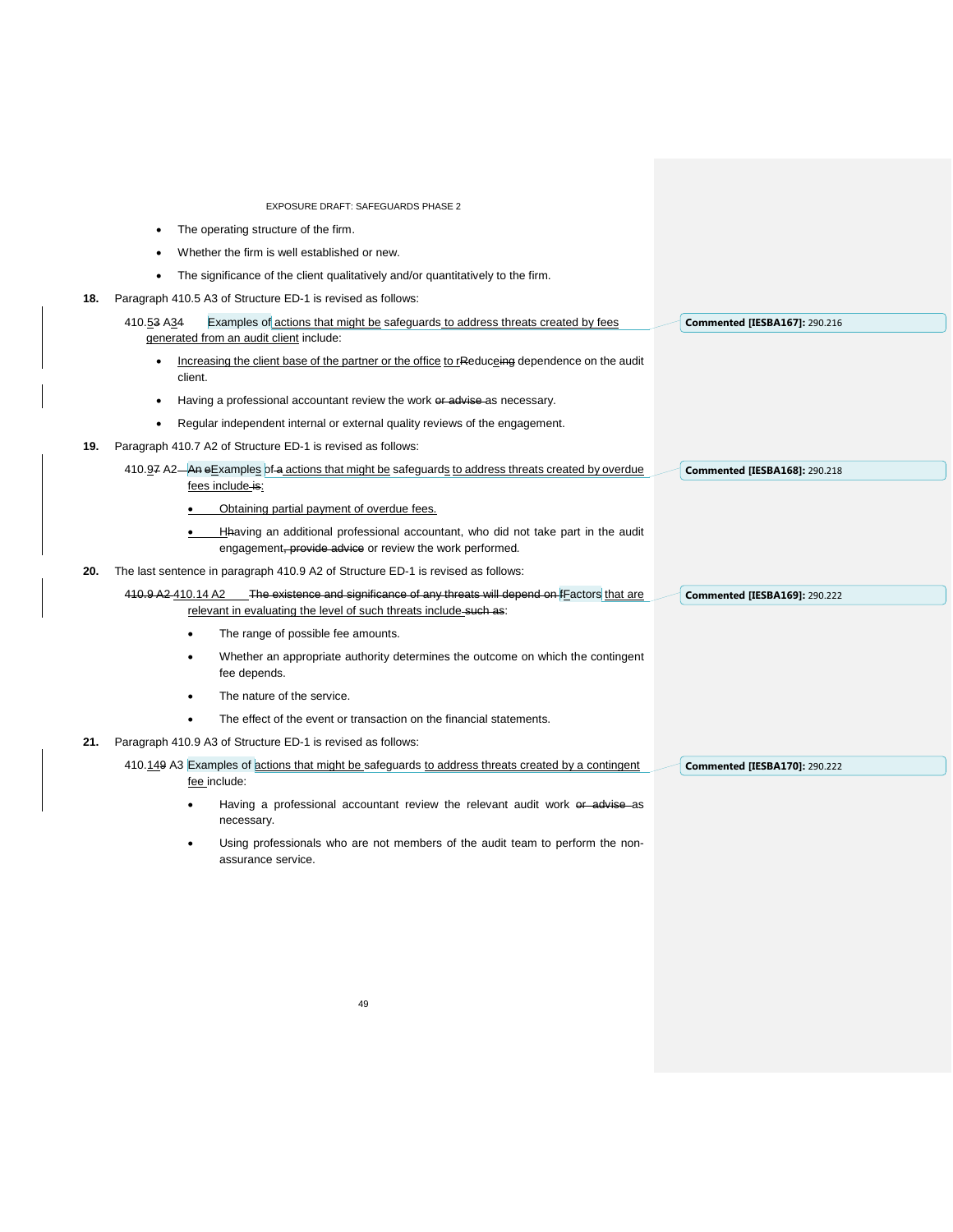- The operating structure of the firm.
- Whether the firm is well established or new.
- The significance of the client qualitatively and/or quantitatively to the firm.

**18.** Paragraph 410.5 A3 of Structure ED-1 is revised as follows:

410.53 A34 Examples of actions that might be safeguards to address threats created by fees generated from an audit client include:

- Increasing the client base of the partner or the office to rReduceing dependence on the audit client.
- Having a professional accountant review the work or advise as necessary.
- Regular independent internal or external quality reviews of the engagement.

**19.** Paragraph 410.7 A2 of Structure ED-1 is revised as follows:

410.97 A2 An eExamples of a actions that might be safeguards to address threats created by overdue fees include is:

- Obtaining partial payment of overdue fees.
- Hhaving an additional professional accountant, who did not take part in the audit engagement, provide advice or review the work performed.

**20.** The last sentence in paragraph 410.9 A2 of Structure ED-1 is revised as follows:

410.9 A2 410.14 A2 The existence and significance of any threats will depend on fFactors that are relevant in evaluating the level of such threats include such as:

- The range of possible fee amounts.
- Whether an appropriate authority determines the outcome on which the contingent fee depends.
- The nature of the service.
- The effect of the event or transaction on the financial statements.

**21.** Paragraph 410.9 A3 of Structure ED-1 is revised as follows:

410.149 A3 Examples of actions that might be safeguards to address threats created by a contingent fee include:

- Having a professional accountant review the relevant audit work or advise as necessary.
- Using professionals who are not members of the audit team to perform the non-assurance service.

**Commented [IESBA167]:** 290.216

**Commented [IESBA168]:** 290.218

**Commented [IESBA169]:** 290.222

**Commented [IESBA170]:** 290.222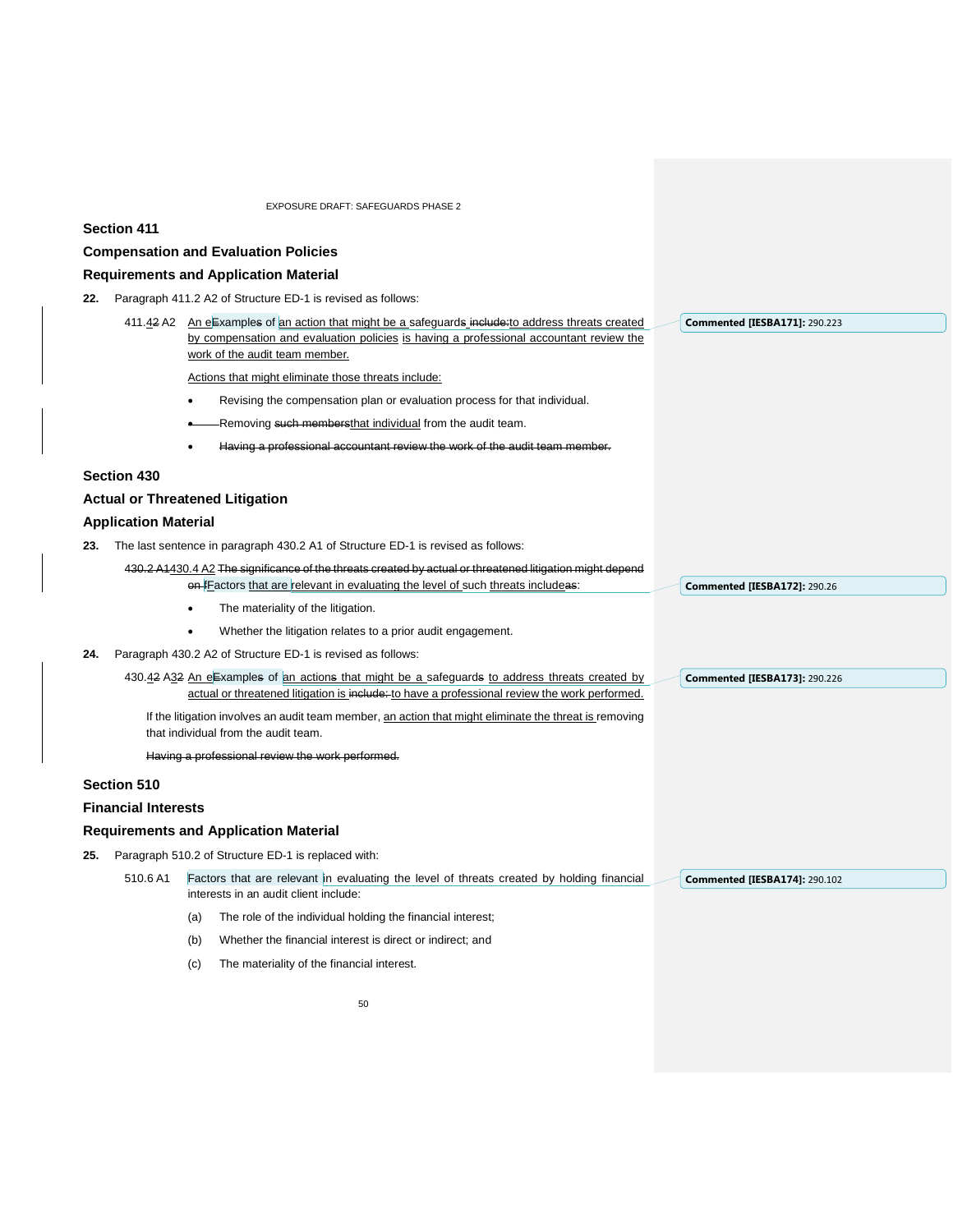## Section 411

### Compensation and Evaluation Policies

### Requirements and Application Material

**22.** Paragraph 411.2 A2 of Structure ED-1 is revised as follows:

411.~~4~~2 A2 An e~~E~~xample~~s~~ of an action that might be a safeguard~~s~~ ~~include:~~to address threats created by compensation and evaluation policies is having a professional accountant review the work of the audit team member.

Actions that might eliminate those threats include:

- Revising the compensation plan or evaluation process for that individual.
- Removing ~~such members~~that individual from the audit team.
- ~~Having a professional accountant review the work of the audit team member.~~

Commented [IESBA171]: 290.223

## Section 430

### Actual or Threatened Litigation

### Application Material

**23.** The last sentence in paragraph 430.2 A1 of Structure ED-1 is revised as follows:

~~430.2 A1~~430.4 A2 ~~The significance of the threats created by actual or threatened litigation might depend on~~ Factors that are relevant in evaluating the level of such threats include~~as~~:

- The materiality of the litigation.
- Whether the litigation relates to a prior audit engagement.

Commented [IESBA172]: 290.26

**24.** Paragraph 430.2 A2 of Structure ED-1 is revised as follows:

430.~~4~~2 A~~3~~2 An e~~E~~xample~~s~~ of an action~~s~~ that might be a safeguard~~s~~ to address threats created by actual or threatened litigation is ~~include:~~ to have a professional review the work performed.

If the litigation involves an audit team member, an action that might eliminate the threat is removing that individual from the audit team.

~~Having a professional review the work performed.~~

Commented [IESBA173]: 290.226

## Section 510

### Financial Interests

### Requirements and Application Material

**25.** Paragraph 510.2 of Structure ED-1 is replaced with:

510.6 A1 Factors that are relevant in evaluating the level of threats created by holding financial interests in an audit client include:

(a) The role of the individual holding the financial interest;

(b) Whether the financial interest is direct or indirect; and

(c) The materiality of the financial interest.

Commented [IESBA174]: 290.102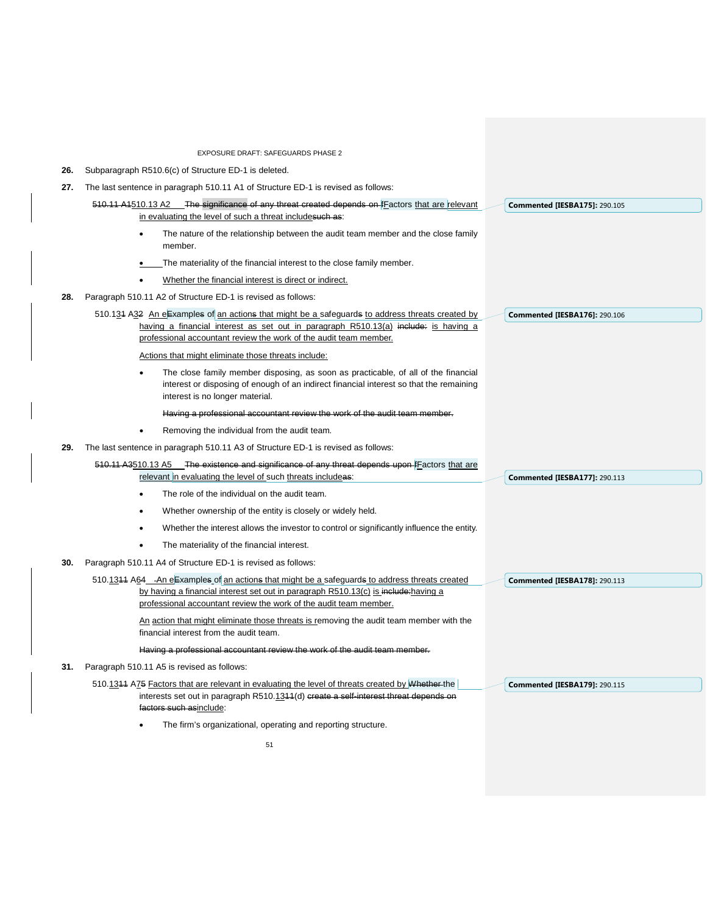26. Subparagraph R510.6(c) of Structure ED-1 is deleted.

27. The last sentence in paragraph 510.11 A1 of Structure ED-1 is revised as follows:

510.11 A1510.13 A2 The significance of any threat created depends on fFactors that are relevant in evaluating the level of such a threat includesuch as:

- The nature of the relationship between the audit team member and the close family member.
- The materiality of the financial interest to the close family member.
- Whether the financial interest is direct or indirect.

28. Paragraph 510.11 A2 of Structure ED-1 is revised as follows:

510.131 A32 An eExamples of an actions that might be a safeguards to address threats created by having a financial interest as set out in paragraph R510.13(a) include: is having a professional accountant review the work of the audit team member.

Actions that might eliminate those threats include:

- The close family member disposing, as soon as practicable, of all of the financial interest or disposing of enough of an indirect financial interest so that the remaining interest is no longer material.

  Having a professional accountant review the work of the audit team member.

- Removing the individual from the audit team.

29. The last sentence in paragraph 510.11 A3 of Structure ED-1 is revised as follows:

510.11 A3510.13 A5 The existence and significance of any threat depends upon fFactors that are relevant in evaluating the level of such threats includeas:

- The role of the individual on the audit team.
- Whether ownership of the entity is closely or widely held.
- Whether the interest allows the investor to control or significantly influence the entity.
- The materiality of the financial interest.

30. Paragraph 510.11 A4 of Structure ED-1 is revised as follows:

510.1311 A64 An eExamples of an actions that might be a safeguards to address threats created by having a financial interest set out in paragraph R510.13(c) is include:having a professional accountant review the work of the audit team member.

An action that might eliminate those threats is removing the audit team member with the financial interest from the audit team.

Having a professional accountant review the work of the audit team member.

31. Paragraph 510.11 A5 is revised as follows:

510.1311 A75 Factors that are relevant in evaluating the level of threats created by Whether the interests set out in paragraph R510.1311(d) create a self-interest threat depends on factors such asinclude:

- The firm's organizational, operating and reporting structure.

**Commented [IESBA175]:** 290.105

**Commented [IESBA176]:** 290.106

**Commented [IESBA177]:** 290.113

**Commented [IESBA178]:** 290.113

**Commented [IESBA179]:** 290.115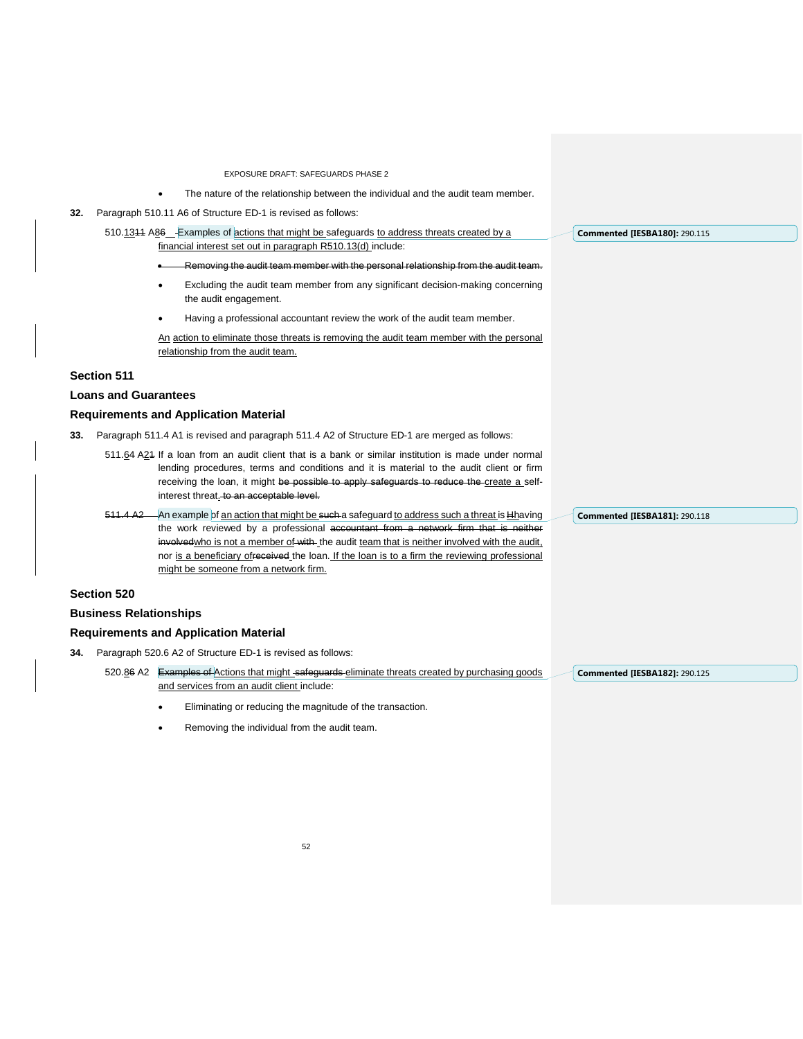- The nature of the relationship between the individual and the audit team member.

**32.** Paragraph 510.11 A6 of Structure ED-1 is revised as follows:

510.1311 A86 Examples of actions that might be safeguards to address threats created by a financial interest set out in paragraph R510.13(d) include:

- Removing the audit team member with the personal relationship from the audit team.
- Excluding the audit team member from any significant decision-making concerning the audit engagement.
- Having a professional accountant review the work of the audit team member.

An action to eliminate those threats is removing the audit team member with the personal relationship from the audit team.

Commented [IESBA180]: 290.115

## Section 511

## Loans and Guarantees

## Requirements and Application Material

**33.** Paragraph 511.4 A1 is revised and paragraph 511.4 A2 of Structure ED-1 are merged as follows:

511.64 A21 If a loan from an audit client that is a bank or similar institution is made under normal lending procedures, terms and conditions and it is material to the audit client or firm receiving the loan, it might be possible to apply safeguards to reduce the create a self-interest threat. to an acceptable level.

511.4 A2 An example of an action that might be such a safeguard to address such a threat is Hhaving the work reviewed by a professional accountant from a network firm that is neither involvedwho is not a member of with the audit team that is neither involved with the audit, nor is a beneficiary ofreceived the loan. If the loan is to a firm the reviewing professional might be someone from a network firm.

Commented [IESBA181]: 290.118

## Section 520

## Business Relationships

## Requirements and Application Material

**34.** Paragraph 520.6 A2 of Structure ED-1 is revised as follows:

520.86 A2 Examples of Actions that might safeguards eliminate threats created by purchasing goods and services from an audit client include:

- Eliminating or reducing the magnitude of the transaction.
- Removing the individual from the audit team.

Commented [IESBA182]: 290.125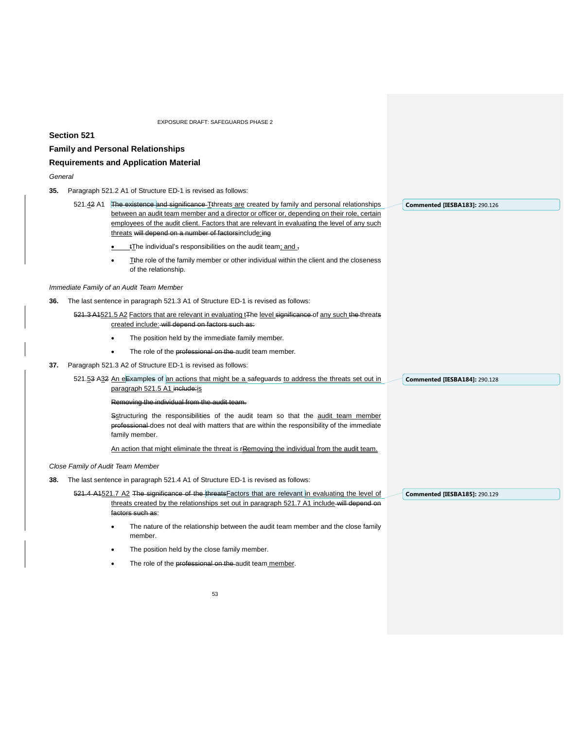## Section 521

## Family and Personal Relationships

## Requirements and Application Material

*General*

**35.** Paragraph 521.2 A1 of Structure ED-1 is revised as follows:

521.42 A1 The existence and significance Tthreats are created by family and personal relationships between an audit team member and a director or officer or, depending on their role, certain employees of the audit client. Factors that are relevant in evaluating the level of any such threats will depend on a number of factorsinclude:ing

- tThe individual's responsibilities on the audit team; and ,
- Tthe role of the family member or other individual within the client and the closeness of the relationship.

*Immediate Family of an Audit Team Member*

**36.** The last sentence in paragraph 521.3 A1 of Structure ED-1 is revised as follows:

521.3 A1521.5 A2 Factors that are relevant in evaluating tThe level significance of any such the threats created include: will depend on factors such as:

- The position held by the immediate family member.
- The role of the professional on the audit team member.

**37.** Paragraph 521.3 A2 of Structure ED-1 is revised as follows:

521.53 A32 An eExamples of an actions that might be a safeguards to address the threats set out in paragraph 521.5 A1 include:is

Removing the individual from the audit team.

Sstructuring the responsibilities of the audit team so that the audit team member professional does not deal with matters that are within the responsibility of the immediate family member.

An action that might eliminate the threat is rRemoving the individual from the audit team.

*Close Family of Audit Team Member*

**38.** The last sentence in paragraph 521.4 A1 of Structure ED-1 is revised as follows:

521.4 A1521.7 A2 The significance of the threatsFactors that are relevant in evaluating the level of threats created by the relationships set out in paragraph 521.7 A1 include will depend on factors such as:

- The nature of the relationship between the audit team member and the close family member.
- The position held by the close family member.
- The role of the professional on the audit team member.

**Commented [IESBA183]:** 290.126

**Commented [IESBA184]:** 290.128

**Commented [IESBA185]:** 290.129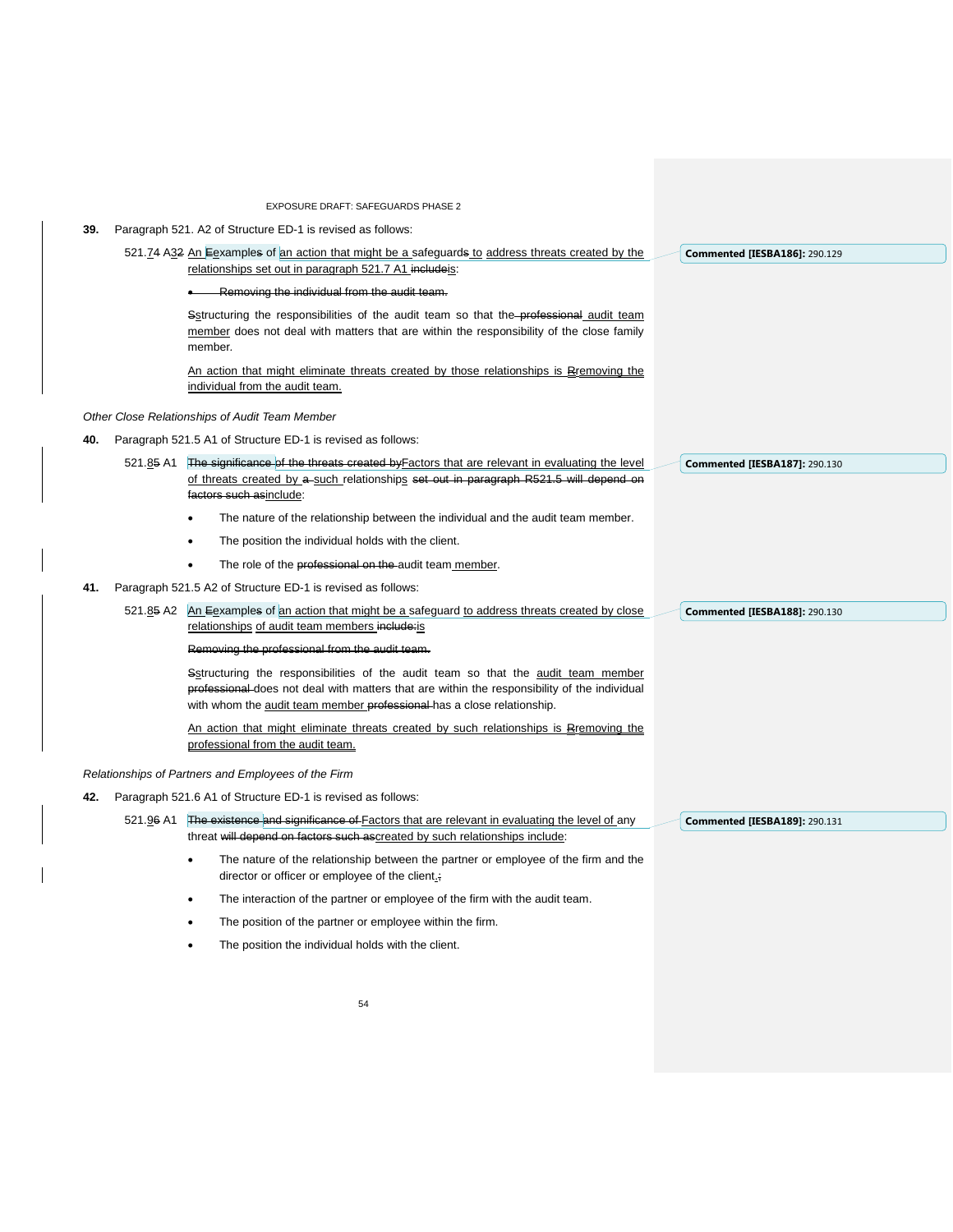**39.** Paragraph 521. A2 of Structure ED-1 is revised as follows:

521.74 A32 An Eexamples of an action that might be a safeguards to address threats created by the relationships set out in paragraph 521.7 A1 includeis:

- Removing the individual from the audit team.

Sstructuring the responsibilities of the audit team so that the professional audit team member does not deal with matters that are within the responsibility of the close family member.

An action that might eliminate threats created by those relationships is Rremoving the individual from the audit team.

Commented [IESBA186]: 290.129

*Other Close Relationships of Audit Team Member*

**40.** Paragraph 521.5 A1 of Structure ED-1 is revised as follows:

521.85 A1 The significance of the threats created byFactors that are relevant in evaluating the level of threats created by a such relationships set out in paragraph R521.5 will depend on factors such asinclude:

- The nature of the relationship between the individual and the audit team member.
- The position the individual holds with the client.
- The role of the professional on the audit team member.

Commented [IESBA187]: 290.130

**41.** Paragraph 521.5 A2 of Structure ED-1 is revised as follows:

521.85 A2 An Eexamples of an action that might be a safeguard to address threats created by close relationships of audit team members include:is

Removing the professional from the audit team.

Sstructuring the responsibilities of the audit team so that the audit team member professional does not deal with matters that are within the responsibility of the individual with whom the audit team member professional has a close relationship.

An action that might eliminate threats created by such relationships is Rremoving the professional from the audit team.

Commented [IESBA188]: 290.130

*Relationships of Partners and Employees of the Firm*

**42.** Paragraph 521.6 A1 of Structure ED-1 is revised as follows:

521.96 A1 The existence and significance of Factors that are relevant in evaluating the level of any threat will depend on factors such ascreated by such relationships include:

- The nature of the relationship between the partner or employee of the firm and the director or officer or employee of the client.;
- The interaction of the partner or employee of the firm with the audit team.
- The position of the partner or employee within the firm.
- The position the individual holds with the client.

Commented [IESBA189]: 290.131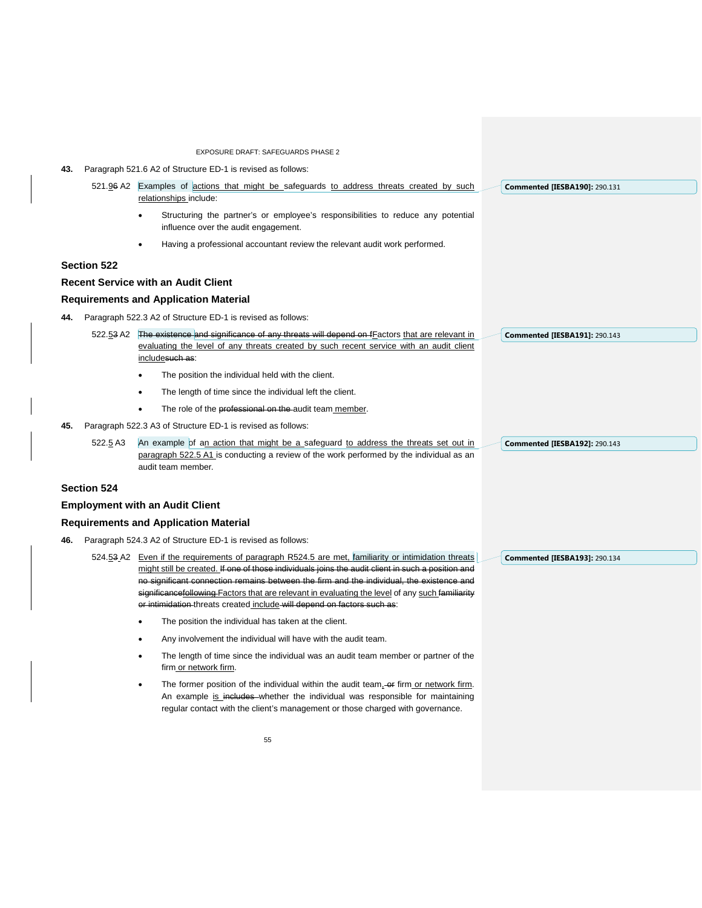**43.** Paragraph 521.6 A2 of Structure ED-1 is revised as follows:

521.96 A2 Examples of actions that might be safeguards to address threats created by such relationships include:

- Structuring the partner's or employee's responsibilities to reduce any potential influence over the audit engagement.
- Having a professional accountant review the relevant audit work performed.

Commented [IESBA190]: 290.131

## Section 522

## Recent Service with an Audit Client

## Requirements and Application Material

**44.** Paragraph 522.3 A2 of Structure ED-1 is revised as follows:

522.53 A2 The existence and significance of any threats will depend on fFactors that are relevant in evaluating the level of any threats created by such recent service with an audit client includesuch as:

- The position the individual held with the client.
- The length of time since the individual left the client.
- The role of the professional on the audit team member.

Commented [IESBA191]: 290.143

**45.** Paragraph 522.3 A3 of Structure ED-1 is revised as follows:

522.5 A3 An example of an action that might be a safeguard to address the threats set out in paragraph 522.5 A1 is conducting a review of the work performed by the individual as an audit team member.

Commented [IESBA192]: 290.143

## Section 524

## Employment with an Audit Client

## Requirements and Application Material

**46.** Paragraph 524.3 A2 of Structure ED-1 is revised as follows:

524.53 A2 Even if the requirements of paragraph R524.5 are met, familiarity or intimidation threats might still be created. If one of those individuals joins the audit client in such a position and no significant connection remains between the firm and the individual, the existence and significancefollowing Factors that are relevant in evaluating the level of any such familiarity or intimidation threats created include will depend on factors such as:

- The position the individual has taken at the client.
- Any involvement the individual will have with the audit team.
- The length of time since the individual was an audit team member or partner of the firm or network firm.
- The former position of the individual within the audit team, or firm or network firm. An example is includes whether the individual was responsible for maintaining regular contact with the client's management or those charged with governance.

Commented [IESBA193]: 290.134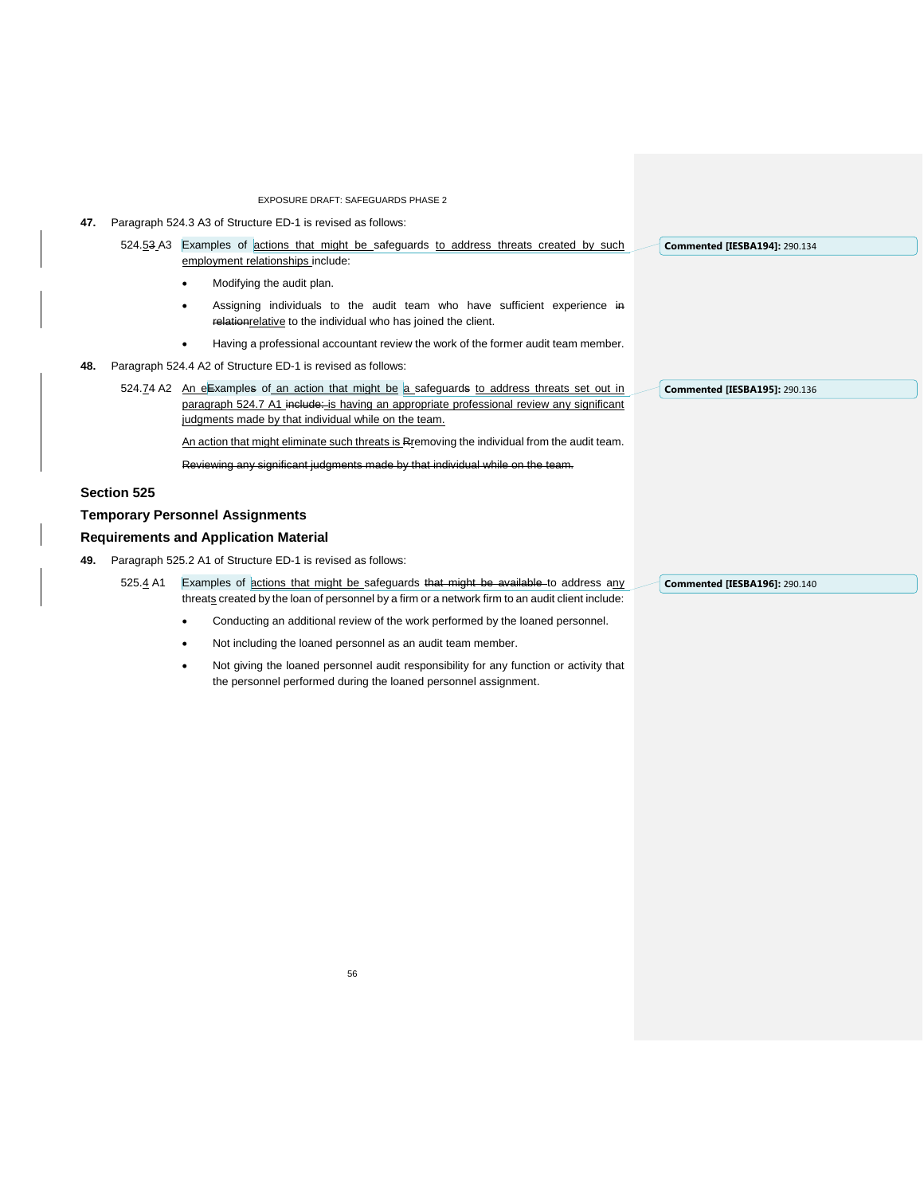**47.** Paragraph 524.3 A3 of Structure ED-1 is revised as follows:

524.53 A3 Examples of actions that might be safeguards to address threats created by such employment relationships include:

- Modifying the audit plan.
- Assigning individuals to the audit team who have sufficient experience in relationrelative to the individual who has joined the client.
- Having a professional accountant review the work of the former audit team member.

**48.** Paragraph 524.4 A2 of Structure ED-1 is revised as follows:

524.74 A2 An eExamples of an action that might be a safeguards to address threats set out in paragraph 524.7 A1 include: is having an appropriate professional review any significant judgments made by that individual while on the team.

An action that might eliminate such threats is Rremoving the individual from the audit team.

~~Reviewing any significant judgments made by that individual while on the team.~~

## Section 525

## Temporary Personnel Assignments

## Requirements and Application Material

**49.** Paragraph 525.2 A1 of Structure ED-1 is revised as follows:

525.4 A1 Examples of actions that might be safeguards ~~that might be available~~ to address any threats created by the loan of personnel by a firm or a network firm to an audit client include:

- Conducting an additional review of the work performed by the loaned personnel.
- Not including the loaned personnel as an audit team member.
- Not giving the loaned personnel audit responsibility for any function or activity that the personnel performed during the loaned personnel assignment.

**Commented [IESBA194]:** 290.134

**Commented [IESBA195]:** 290.136

**Commented [IESBA196]:** 290.140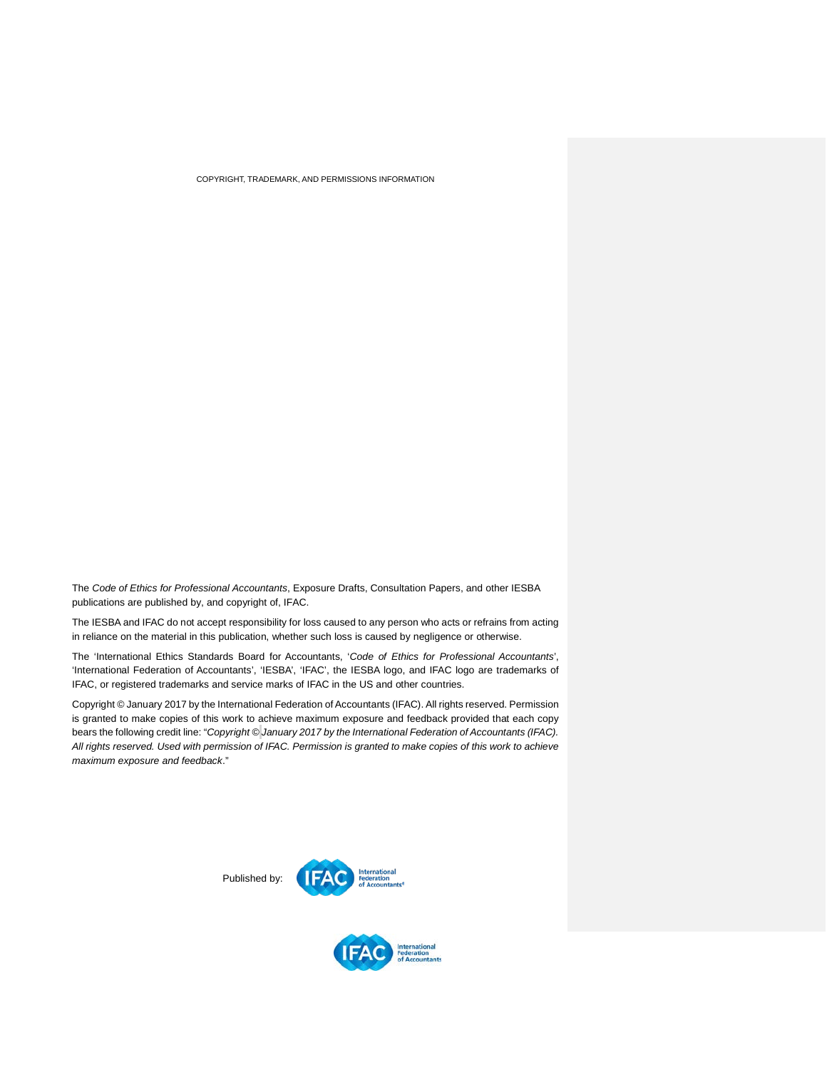COPYRIGHT, TRADEMARK, AND PERMISSIONS INFORMATION

The *Code of Ethics for Professional Accountants*, Exposure Drafts, Consultation Papers, and other IESBA publications are published by, and copyright of, IFAC.

The IESBA and IFAC do not accept responsibility for loss caused to any person who acts or refrains from acting in reliance on the material in this publication, whether such loss is caused by negligence or otherwise.

The 'International Ethics Standards Board for Accountants, '*Code of Ethics for Professional Accountants*', 'International Federation of Accountants', 'IESBA', 'IFAC', the IESBA logo, and IFAC logo are trademarks of IFAC, or registered trademarks and service marks of IFAC in the US and other countries.

Copyright © January 2017 by the International Federation of Accountants (IFAC). All rights reserved. Permission is granted to make copies of this work to achieve maximum exposure and feedback provided that each copy bears the following credit line: "*Copyright © January 2017 by the International Federation of Accountants (IFAC). All rights reserved. Used with permission of IFAC. Permission is granted to make copies of this work to achieve maximum exposure and feedback*."

Published by: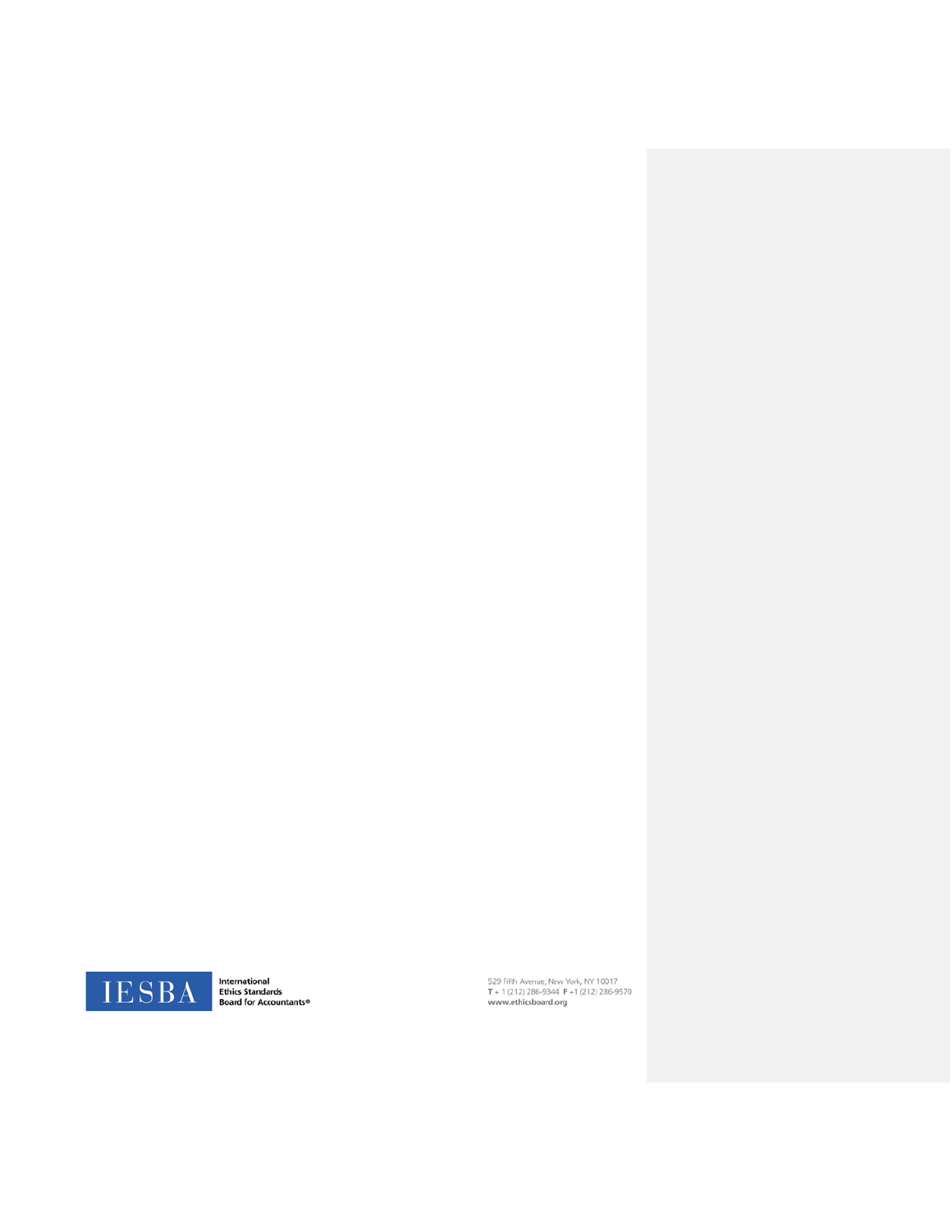IESBA

International
Ethics Standards
Board for Accountants®

529 Fifth Avenue, New York, NY 10017
T + 1 (212) 286-9344 F +1 (212) 286-9570
www.ethicsboard.org